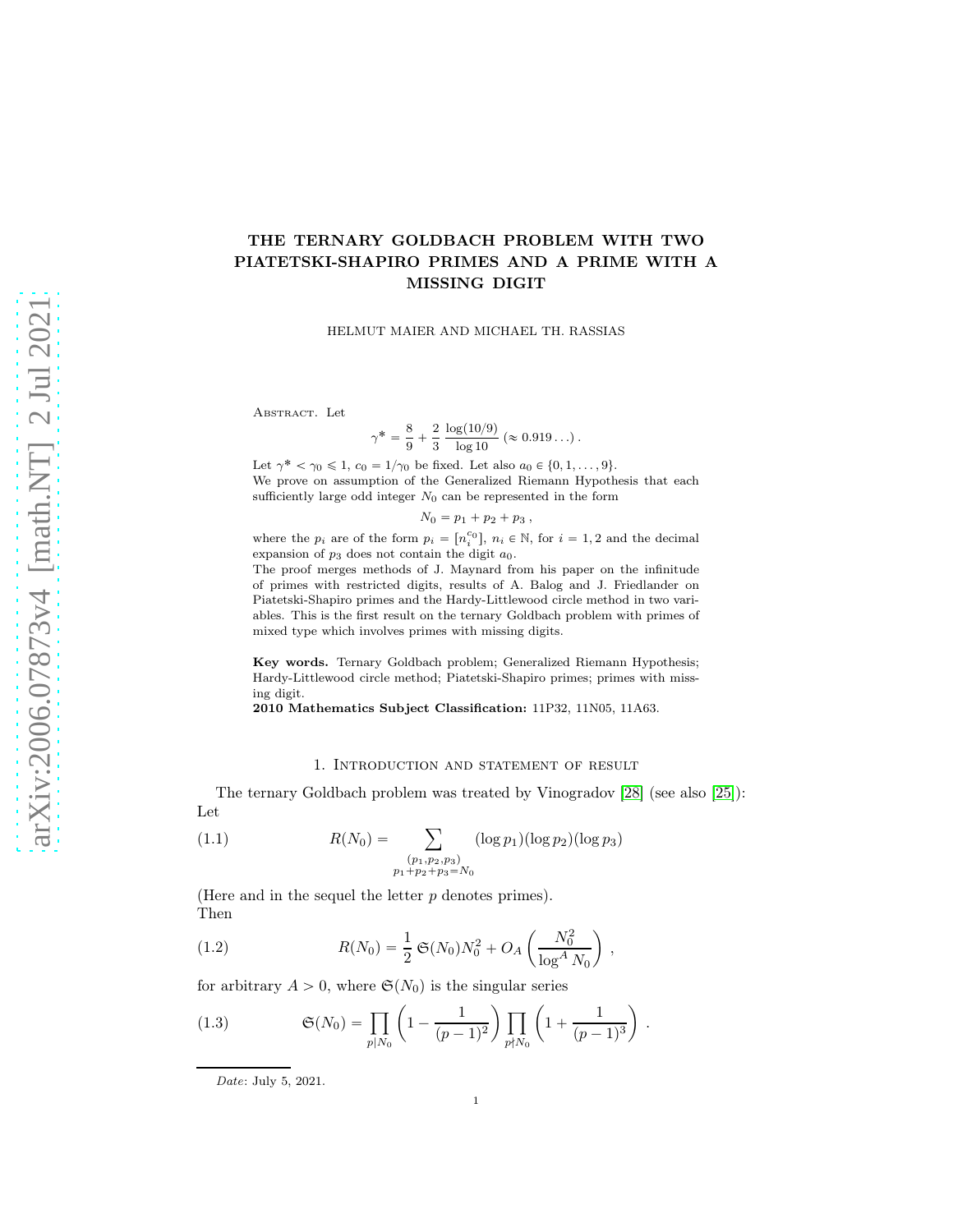# THE TERNARY GOLDBACH PROBLEM WITH TWO PIATETSKI-SHAPIRO PRIMES AND A PRIME WITH A MISSING DIGIT

HELMUT MAIER AND MICHAEL TH. RASSIAS

Abstract. Let

$$\gamma^* = \frac{8}{9} + \frac{2}{3}\,\frac{\log(10/9)}{\log 10}\ (\approx 0.919\ldots)\,.$$

Let $\gamma^* < \gamma_0 \leqslant 1$, $c_0 = 1/\gamma_0$ be fixed. Let also $a_0 \in \{0, 1, \ldots, 9\}$.
We prove on assumption of the Generalized Riemann Hypothesis that each sufficiently large odd integer $N_0$ can be represented in the form

$$N_0 = p_1 + p_2 + p_3\,,$$

where the $p_i$ are of the form $p_i = [n_i^{c_0}]$, $n_i \in \mathbb{N}$, for $i = 1, 2$ and the decimal expansion of $p_3$ does not contain the digit $a_0$.
The proof merges methods of J. Maynard from his paper on the infinitude of primes with restricted digits, results of A. Balog and J. Friedlander on Piatetski-Shapiro primes and the Hardy-Littlewood circle method in two variables. This is the first result on the ternary Goldbach problem with primes of mixed type which involves primes with missing digits.

**Key words.** Ternary Goldbach problem; Generalized Riemann Hypothesis; Hardy-Littlewood circle method; Piatetski-Shapiro primes; primes with missing digit.
**2010 Mathematics Subject Classification:** 11P32, 11N05, 11A63.

## 1. Introduction and statement of result

The ternary Goldbach problem was treated by Vinogradov [28] (see also [25]): Let

$$R(N_0) = \sum_{\substack{(p_1,p_2,p_3)\\ p_1+p_2+p_3=N_0}} (\log p_1)(\log p_2)(\log p_3) \tag{1.1}$$

(Here and in the sequel the letter $p$ denotes primes).
Then

$$R(N_0) = \frac{1}{2}\,\mathfrak{S}(N_0)N_0^2 + O_A\left(\frac{N_0^2}{\log^A N_0}\right)\,, \tag{1.2}$$

for arbitrary $A > 0$, where $\mathfrak{S}(N_0)$ is the singular series

$$\mathfrak{S}(N_0) = \prod_{p \mid N_0}\left(1 - \frac{1}{(p-1)^2}\right)\prod_{p \nmid N_0}\left(1 + \frac{1}{(p-1)^3}\right)\,. \tag{1.3}$$

*Date*: July 5, 2021.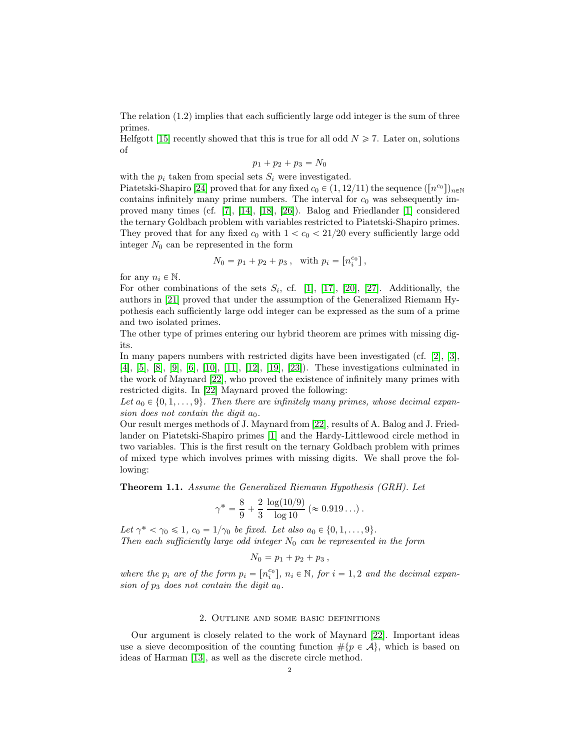The relation (1.2) implies that each sufficiently large odd integer is the sum of three primes.

Helfgott [15] recently showed that this is true for all odd $N \geqslant 7$. Later on, solutions of

$$p_1 + p_2 + p_3 = N_0$$

with the $p_i$ taken from special sets $S_i$ were investigated.

Piatetski-Shapiro [24] proved that for any fixed $c_0 \in (1, 12/11)$ the sequence $([n^{c_0}])_{n \in \mathbb{N}}$ contains infinitely many prime numbers. The interval for $c_0$ was sebsequently improved many times (cf. [7], [14], [18], [26]). Balog and Friedlander [1] considered the ternary Goldbach problem with variables restricted to Piatetski-Shapiro primes. They proved that for any fixed $c_0$ with $1 < c_0 < 21/20$ every sufficiently large odd integer $N_0$ can be represented in the form

$$N_0 = p_1 + p_2 + p_3\,, \quad \text{with } p_i = [n_i^{c_0}]\,,$$

for any $n_i \in \mathbb{N}$.

For other combinations of the sets $S_i$, cf. [1], [17], [20], [27]. Additionally, the authors in [21] proved that under the assumption of the Generalized Riemann Hypothesis each sufficiently large odd integer can be expressed as the sum of a prime and two isolated primes.

The other type of primes entering our hybrid theorem are primes with missing digits.

In many papers numbers with restricted digits have been investigated (cf. [2], [3], [4], [5], [8], [9], [6], [10], [11], [12], [19], [23]). These investigations culminated in the work of Maynard [22], who proved the existence of infinitely many primes with restricted digits. In [22] Maynard proved the following:

*Let $a_0 \in \{0, 1, \ldots, 9\}$. Then there are infinitely many primes, whose decimal expansion does not contain the digit $a_0$.*

Our result merges methods of J. Maynard from [22], results of A. Balog and J. Friedlander on Piatetski-Shapiro primes [1] and the Hardy-Littlewood circle method in two variables. This is the first result on the ternary Goldbach problem with primes of mixed type which involves primes with missing digits. We shall prove the following:

**Theorem 1.1.** *Assume the Generalized Riemann Hypothesis (GRH). Let*

$$\gamma^* = \frac{8}{9} + \frac{2}{3}\,\frac{\log(10/9)}{\log 10}\ (\approx 0.919\ldots)\,.$$

*Let $\gamma^* < \gamma_0 \leqslant 1$, $c_0 = 1/\gamma_0$ be fixed. Let also $a_0 \in \{0, 1, \ldots, 9\}$.*
*Then each sufficiently large odd integer $N_0$ can be represented in the form*

$$N_0 = p_1 + p_2 + p_3\,,$$

*where the $p_i$ are of the form $p_i = [n_i^{c_0}]$, $n_i \in \mathbb{N}$, for $i = 1, 2$ and the decimal expansion of $p_3$ does not contain the digit $a_0$.*

## 2. Outline and some basic definitions

Our argument is closely related to the work of Maynard [22]. Important ideas use a sieve decomposition of the counting function $\#\{p \in \mathcal{A}\}$, which is based on ideas of Harman [13], as well as the discrete circle method.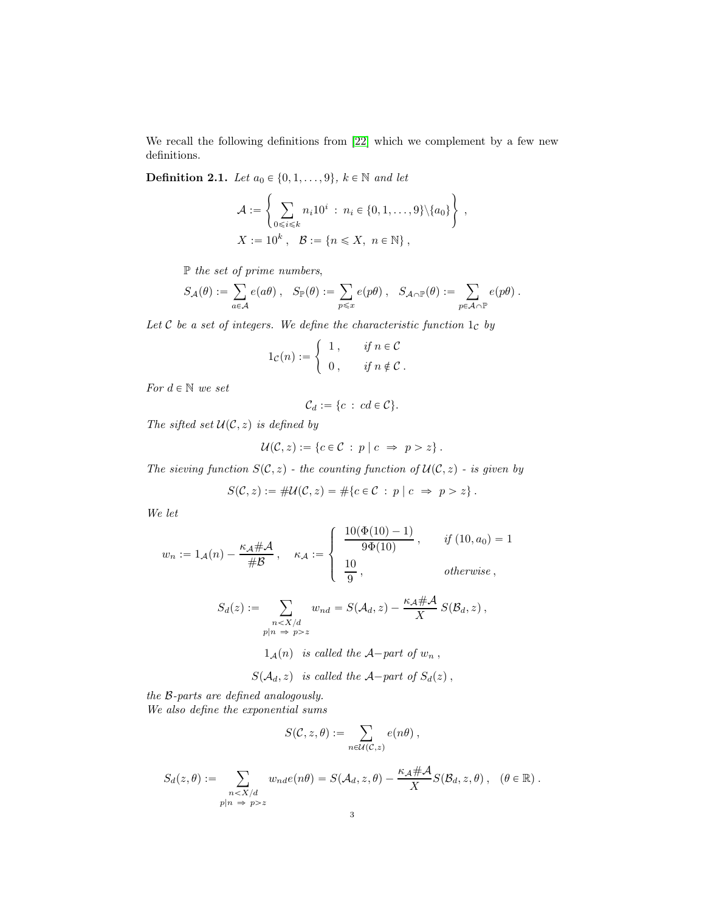We recall the following definitions from [22] which we complement by a few new definitions.

**Definition 2.1.** *Let $a_0 \in \{0, 1, \ldots, 9\}$, $k \in \mathbb{N}$ and let*

$$\mathcal{A} := \left\{ \sum_{0 \leqslant i \leqslant k} n_i 10^i \ : \ n_i \in \{0, 1, \ldots, 9\} \backslash \{a_0\} \right\} ,$$
$$X := 10^k , \quad \mathcal{B} := \{n \leqslant X, \ n \in \mathbb{N}\} ,$$

*$\mathbb{P}$ the set of prime numbers,*

$$S_{\mathcal{A}}(\theta) := \sum_{a \in \mathcal{A}} e(a\theta) , \quad S_{\mathbb{P}}(\theta) := \sum_{p \leqslant x} e(p\theta) , \quad S_{\mathcal{A} \cap \mathbb{P}}(\theta) := \sum_{p \in \mathcal{A} \cap \mathbb{P}} e(p\theta) .$$

*Let $\mathcal{C}$ be a set of integers. We define the characteristic function $1_{\mathcal{C}}$ by*

$$1_{\mathcal{C}}(n) := \begin{cases} 1 , & \text{if } n \in \mathcal{C} \\ 0 , & \text{if } n \notin \mathcal{C} . \end{cases}$$

*For $d \in \mathbb{N}$ we set*

$$\mathcal{C}_d := \{c \ : \ cd \in \mathcal{C}\}.$$

*The sifted set $\mathcal{U}(\mathcal{C}, z)$ is defined by*

$$\mathcal{U}(\mathcal{C}, z) := \{c \in \mathcal{C} \ : \ p \mid c \ \Rightarrow \ p > z\} .$$

*The sieving function $S(\mathcal{C}, z)$ - the counting function of $\mathcal{U}(\mathcal{C}, z)$ - is given by*

$$S(\mathcal{C}, z) := \#\mathcal{U}(\mathcal{C}, z) = \#\{c \in \mathcal{C} \ : \ p \mid c \ \Rightarrow \ p > z\} .$$

*We let*

$$w_n := 1_{\mathcal{A}}(n) - \frac{\kappa_{\mathcal{A}} \#\mathcal{A}}{\#\mathcal{B}} , \quad \kappa_{\mathcal{A}} := \begin{cases} \dfrac{10(\Phi(10) - 1)}{9\Phi(10)} , & \text{if } (10, a_0) = 1 \\[2ex] \dfrac{10}{9} , & \text{otherwise} , \end{cases}$$

$$S_d(z) := \sum_{\substack{n < X/d \\ p \mid n \ \Rightarrow \ p > z}} w_{nd} = S(\mathcal{A}_d, z) - \frac{\kappa_{\mathcal{A}} \#\mathcal{A}}{X} \, S(\mathcal{B}_d, z) ,$$

$$1_{\mathcal{A}}(n) \ \text{ is called the } \mathcal{A}\text{-part of } w_n ,$$

$$S(\mathcal{A}_d, z) \ \text{ is called the } \mathcal{A}\text{-part of } S_d(z) ,$$

*the $\mathcal{B}$-parts are defined analogously.*
*We also define the exponential sums*

$$S(\mathcal{C}, z, \theta) := \sum_{n \in \mathcal{U}(\mathcal{C}, z)} e(n\theta) ,$$

$$S_d(z, \theta) := \sum_{\substack{n < X/d \\ p \mid n \ \Rightarrow \ p > z}} w_{nd} e(n\theta) = S(\mathcal{A}_d, z, \theta) - \frac{\kappa_{\mathcal{A}} \#\mathcal{A}}{X} S(\mathcal{B}_d, z, \theta) , \quad (\theta \in \mathbb{R}) .$$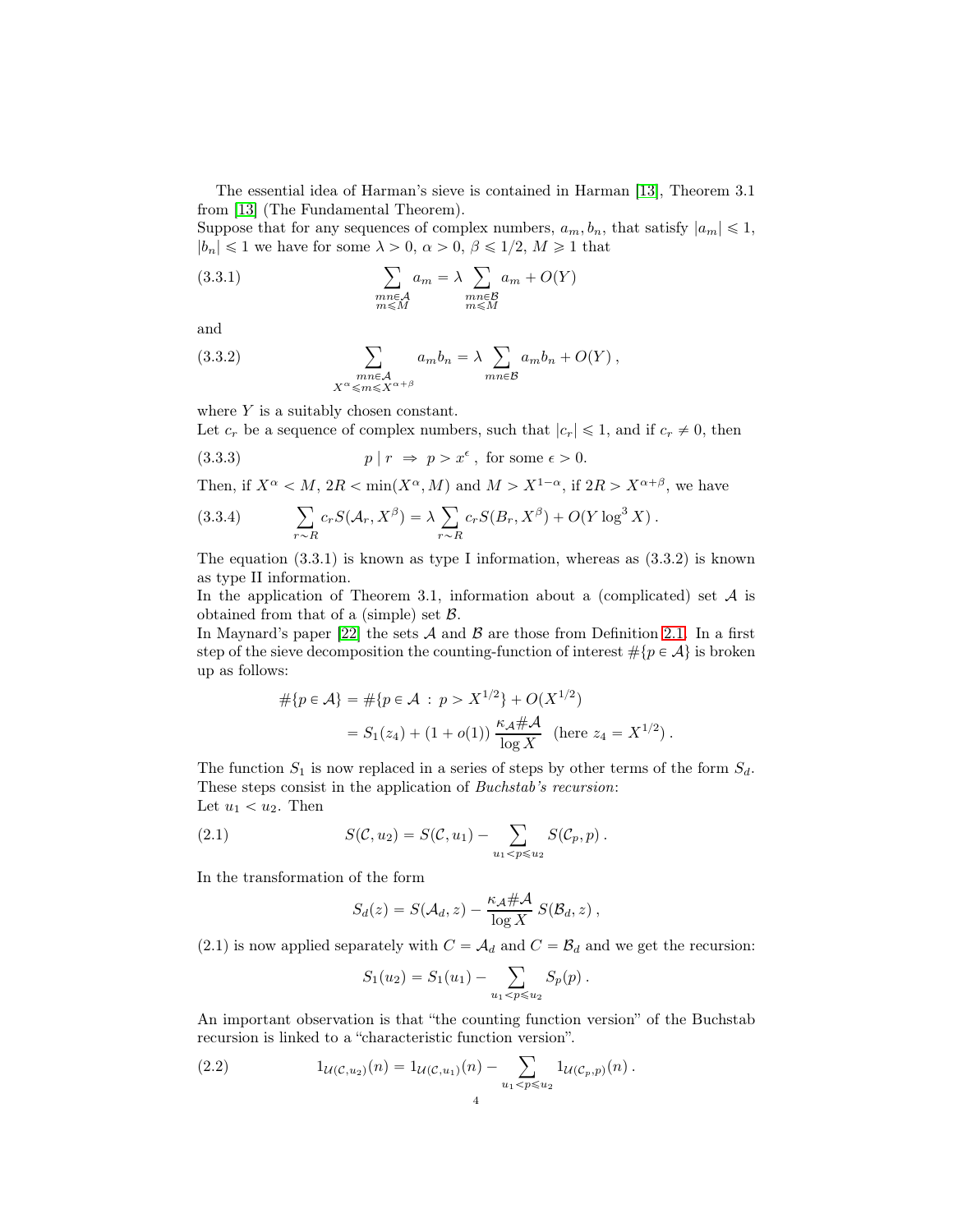The essential idea of Harman's sieve is contained in Harman [13], Theorem 3.1 from [13] (The Fundamental Theorem).
Suppose that for any sequences of complex numbers, $a_m, b_n$, that satisfy $|a_m| \leqslant 1$, $|b_n| \leqslant 1$ we have for some $\lambda > 0$, $\alpha > 0$, $\beta \leqslant 1/2$, $M \geqslant 1$ that

$$\sum_{\substack{mn \in \mathcal{A} \\ m \leqslant M}} a_m = \lambda \sum_{\substack{mn \in \mathcal{B} \\ m \leqslant M}} a_m + O(Y) \tag{3.3.1}$$

and

$$\sum_{\substack{mn \in \mathcal{A} \\ X^{\alpha} \leqslant m \leqslant X^{\alpha+\beta}}} a_m b_n = \lambda \sum_{mn \in \mathcal{B}} a_m b_n + O(Y)\,, \tag{3.3.2}$$

where $Y$ is a suitably chosen constant.
Let $c_r$ be a sequence of complex numbers, such that $|c_r| \leqslant 1$, and if $c_r \neq 0$, then

$$p \mid r \ \Rightarrow\ p > x^{\epsilon}\,, \text{ for some } \epsilon > 0. \tag{3.3.3}$$

Then, if $X^{\alpha} < M$, $2R < \min(X^{\alpha}, M)$ and $M > X^{1-\alpha}$, if $2R > X^{\alpha+\beta}$, we have

$$\sum_{r \sim R} c_r S(\mathcal{A}_r, X^{\beta}) = \lambda \sum_{r \sim R} c_r S(B_r, X^{\beta}) + O(Y \log^3 X)\,. \tag{3.3.4}$$

The equation (3.3.1) is known as type I information, whereas as (3.3.2) is known as type II information.
In the application of Theorem 3.1, information about a (complicated) set $\mathcal{A}$ is obtained from that of a (simple) set $\mathcal{B}$.
In Maynard's paper [22] the sets $\mathcal{A}$ and $\mathcal{B}$ are those from Definition 2.1. In a first step of the sieve decomposition the counting-function of interest $\#\{p \in \mathcal{A}\}$ is broken up as follows:

$$\begin{aligned}
\#\{p \in \mathcal{A}\} &= \#\{p \in \mathcal{A}\,:\, p > X^{1/2}\} + O(X^{1/2}) \\
&= S_1(z_4) + (1+o(1))\,\frac{\kappa_{\mathcal{A}} \#\mathcal{A}}{\log X} \ \ (\text{here } z_4 = X^{1/2})\,.
\end{aligned}$$

The function $S_1$ is now replaced in a series of steps by other terms of the form $S_d$. These steps consist in the application of *Buchstab's recursion*:
Let $u_1 < u_2$. Then

$$S(\mathcal{C}, u_2) = S(\mathcal{C}, u_1) - \sum_{u_1 < p \leqslant u_2} S(\mathcal{C}_p, p)\,. \tag{2.1}$$

In the transformation of the form

$$S_d(z) = S(\mathcal{A}_d, z) - \frac{\kappa_{\mathcal{A}} \#\mathcal{A}}{\log X}\, S(\mathcal{B}_d, z)\,,$$

(2.1) is now applied separately with $C = \mathcal{A}_d$ and $C = \mathcal{B}_d$ and we get the recursion:

$$S_1(u_2) = S_1(u_1) - \sum_{u_1 < p \leqslant u_2} S_p(p)\,.$$

An important observation is that "the counting function version" of the Buchstab recursion is linked to a "characteristic function version".

$$1_{\mathcal{U}(\mathcal{C}, u_2)}(n) = 1_{\mathcal{U}(\mathcal{C}, u_1)}(n) - \sum_{u_1 < p \leqslant u_2} 1_{\mathcal{U}(\mathcal{C}_p, p)}(n)\,. \tag{2.2}$$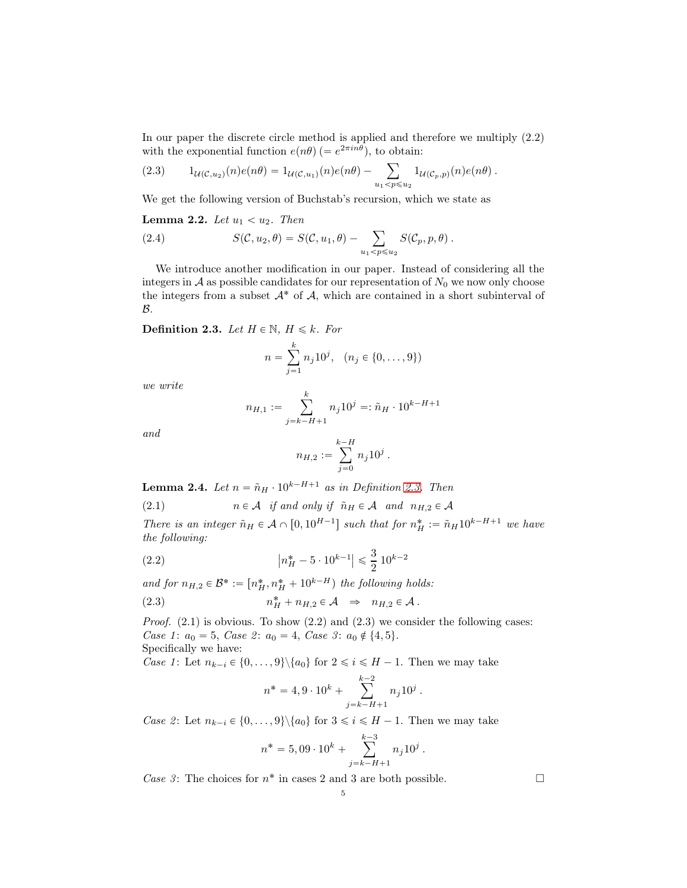In our paper the discrete circle method is applied and therefore we multiply (2.2) with the exponential function $e(n\theta)$ $(= e^{2\pi i n\theta})$, to obtain:

$$1_{\mathcal{U}(\mathcal{C},u_2)}(n)e(n\theta) = 1_{\mathcal{U}(\mathcal{C},u_1)}(n)e(n\theta) - \sum_{u_1<p\leqslant u_2} 1_{\mathcal{U}(\mathcal{C}_p,p)}(n)e(n\theta)\,. \tag{2.3}$$

We get the following version of Buchstab's recursion, which we state as

**Lemma 2.2.** *Let $u_1 < u_2$. Then*

$$S(\mathcal{C}, u_2, \theta) = S(\mathcal{C}, u_1, \theta) - \sum_{u_1<p\leqslant u_2} S(\mathcal{C}_p, p, \theta)\,. \tag{2.4}$$

We introduce another modification in our paper. Instead of considering all the integers in $\mathcal{A}$ as possible candidates for our representation of $N_0$ we now only choose the integers from a subset $\mathcal{A}^*$ of $\mathcal{A}$, which are contained in a short subinterval of $\mathcal{B}$.

**Definition 2.3.** *Let $H \in \mathbb{N}$, $H \leqslant k$. For*

$$n = \sum_{j=1}^{k} n_j 10^j, \quad (n_j \in \{0, \ldots, 9\})$$

*we write*

$$n_{H,1} := \sum_{j=k-H+1}^{k} n_j 10^j =: \tilde{n}_H \cdot 10^{k-H+1}$$

*and*

$$n_{H,2} := \sum_{j=0}^{k-H} n_j 10^j\,.$$

**Lemma 2.4.** *Let $n = \tilde{n}_H \cdot 10^{k-H+1}$ as in Definition 2.3. Then*

$$n \in \mathcal{A} \ \text{ if and only if } \ \tilde{n}_H \in \mathcal{A} \ \text{ and } \ n_{H,2} \in \mathcal{A} \tag{2.1}$$

*There is an integer $\tilde{n}_H \in \mathcal{A} \cap [0, 10^{H-1}]$ such that for $n_H^* := \tilde{n}_H 10^{k-H+1}$ we have the following:*

$$\left|n_H^* - 5 \cdot 10^{k-1}\right| \leqslant \frac{3}{2}\, 10^{k-2} \tag{2.2}$$

*and for $n_{H,2} \in \mathcal{B}^* := [n_H^*, n_H^* + 10^{k-H})$ the following holds:*

$$n_H^* + n_{H,2} \in \mathcal{A} \ \ \Rightarrow \ \ n_{H,2} \in \mathcal{A}\,. \tag{2.3}$$

*Proof.* (2.1) is obvious. To show (2.2) and (2.3) we consider the following cases: *Case 1*: $a_0 = 5$, *Case 2*: $a_0 = 4$, *Case 3*: $a_0 \notin \{4, 5\}$.
Specifically we have:
*Case 1*: Let $n_{k-i} \in \{0, \ldots, 9\} \backslash \{a_0\}$ for $2 \leqslant i \leqslant H - 1$. Then we may take

$$n^* = 4,9 \cdot 10^k + \sum_{j=k-H+1}^{k-2} n_j 10^j\,.$$

*Case 2*: Let $n_{k-i} \in \{0, \ldots, 9\} \backslash \{a_0\}$ for $3 \leqslant i \leqslant H - 1$. Then we may take

$$n^* = 5,09 \cdot 10^k + \sum_{j=k-H+1}^{k-3} n_j 10^j\,.$$

*Case 3*: The choices for $n^*$ in cases 2 and 3 are both possible. □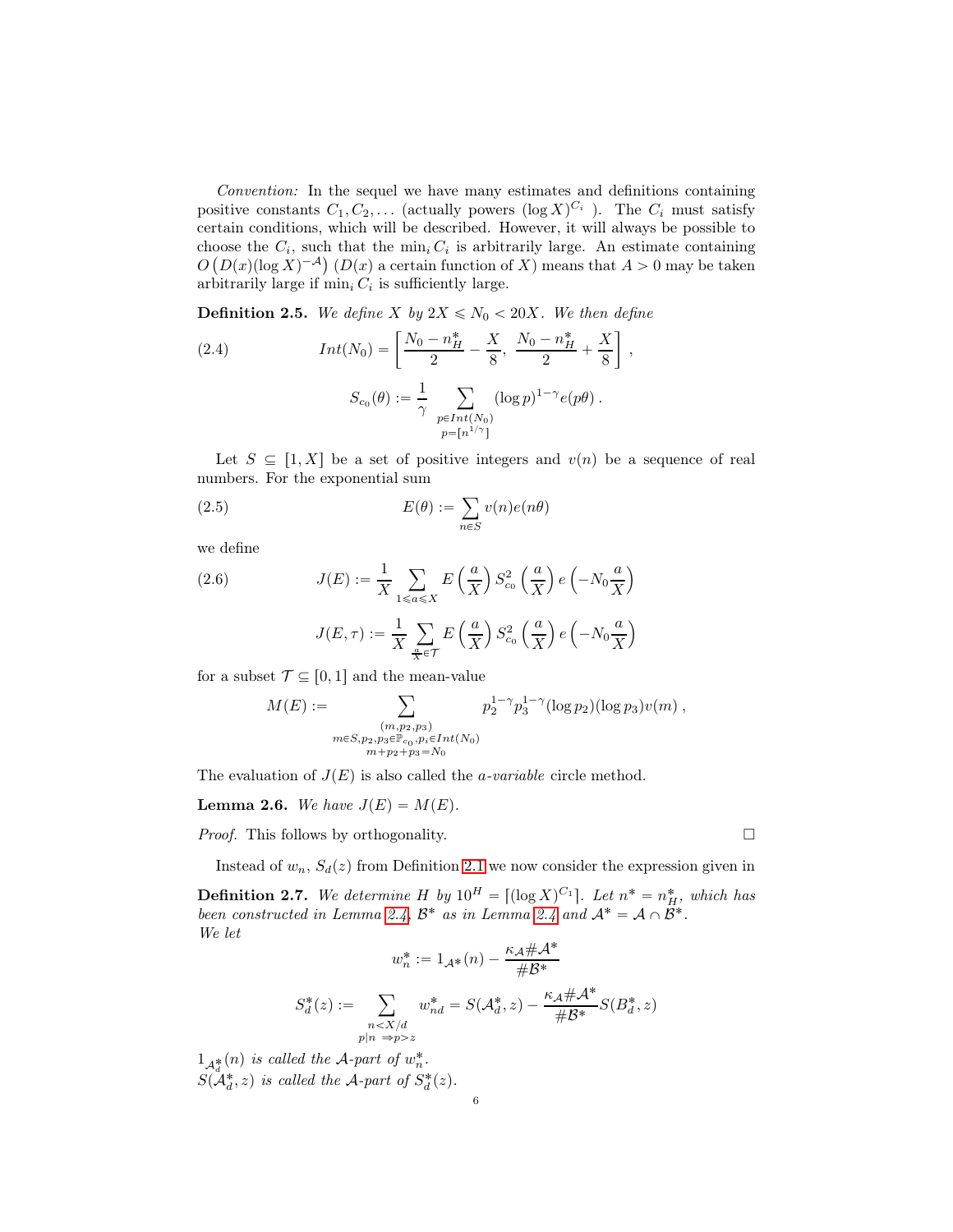*Convention:* In the sequel we have many estimates and definitions containing positive constants $C_1, C_2, \ldots$ (actually powers $(\log X)^{C_i}$ ). The $C_i$ must satisfy certain conditions, which will be described. However, it will always be possible to choose the $C_i$, such that the $\min_i C_i$ is arbitrarily large. An estimate containing $O\left(D(x)(\log X)^{-\mathcal{A}}\right)$ ($D(x)$ a certain function of $X$) means that $A > 0$ may be taken arbitrarily large if $\min_i C_i$ is sufficiently large.

**Definition 2.5.** *We define $X$ by $2X \leqslant N_0 < 20X$. We then define*

$$
Int(N_0) = \left[ \frac{N_0 - n_H^*}{2} - \frac{X}{8},\ \frac{N_0 - n_H^*}{2} + \frac{X}{8} \right], \tag{2.4}
$$

$$
S_{c_0}(\theta) := \frac{1}{\gamma} \sum_{\substack{p \in Int(N_0) \\ p = [n^{1/\gamma}]}} (\log p)^{1-\gamma} e(p\theta).
$$

Let $S \subseteq [1, X]$ be a set of positive integers and $v(n)$ be a sequence of real numbers. For the exponential sum

$$
E(\theta) := \sum_{n \in S} v(n) e(n\theta) \tag{2.5}
$$

we define

$$
J(E) := \frac{1}{X} \sum_{1 \leqslant a \leqslant X} E\left(\frac{a}{X}\right) S_{c_0}^2\left(\frac{a}{X}\right) e\left(-N_0 \frac{a}{X}\right) \tag{2.6}
$$

$$
J(E, \tau) := \frac{1}{X} \sum_{\frac{a}{X} \in \mathcal{T}} E\left(\frac{a}{X}\right) S_{c_0}^2\left(\frac{a}{X}\right) e\left(-N_0 \frac{a}{X}\right)
$$

for a subset $\mathcal{T} \subseteq [0, 1]$ and the mean-value

$$
M(E) := \sum_{\substack{(m, p_2, p_3) \\ m \in S, p_2, p_3 \in \mathbb{P}_{c_0}, p_i \in Int(N_0) \\ m + p_2 + p_3 = N_0}} p_2^{1-\gamma} p_3^{1-\gamma} (\log p_2)(\log p_3) v(m),
$$

The evaluation of $J(E)$ is also called the *a-variable* circle method.

**Lemma 2.6.** *We have $J(E) = M(E)$.*

*Proof.* This follows by orthogonality. □

Instead of $w_n$, $S_d(z)$ from Definition 2.1 we now consider the expression given in

**Definition 2.7.** *We determine $H$ by $10^H = [(\log X)^{C_1}]$. Let $n^* = n_H^*$, which has been constructed in Lemma 2.4, $\mathcal{B}^*$ as in Lemma 2.4 and $\mathcal{A}^* = \mathcal{A} \cap \mathcal{B}^*$.*
*We let*

$$
w_n^* := 1_{\mathcal{A}^*}(n) - \frac{\kappa_{\mathcal{A}} \# \mathcal{A}^*}{\# \mathcal{B}^*}
$$

$$
S_d^*(z) := \sum_{\substack{n < X/d \\ p \mid n \ \Rightarrow p > z}} w_{nd}^* = S(\mathcal{A}_d^*, z) - \frac{\kappa_{\mathcal{A}} \# \mathcal{A}^*}{\# \mathcal{B}^*} S(B_d^*, z)
$$

*$1_{\mathcal{A}_d^*}(n)$ is called the $\mathcal{A}$-part of $w_n^*$.*
*$S(\mathcal{A}_d^*, z)$ is called the $\mathcal{A}$-part of $S_d^*(z)$.*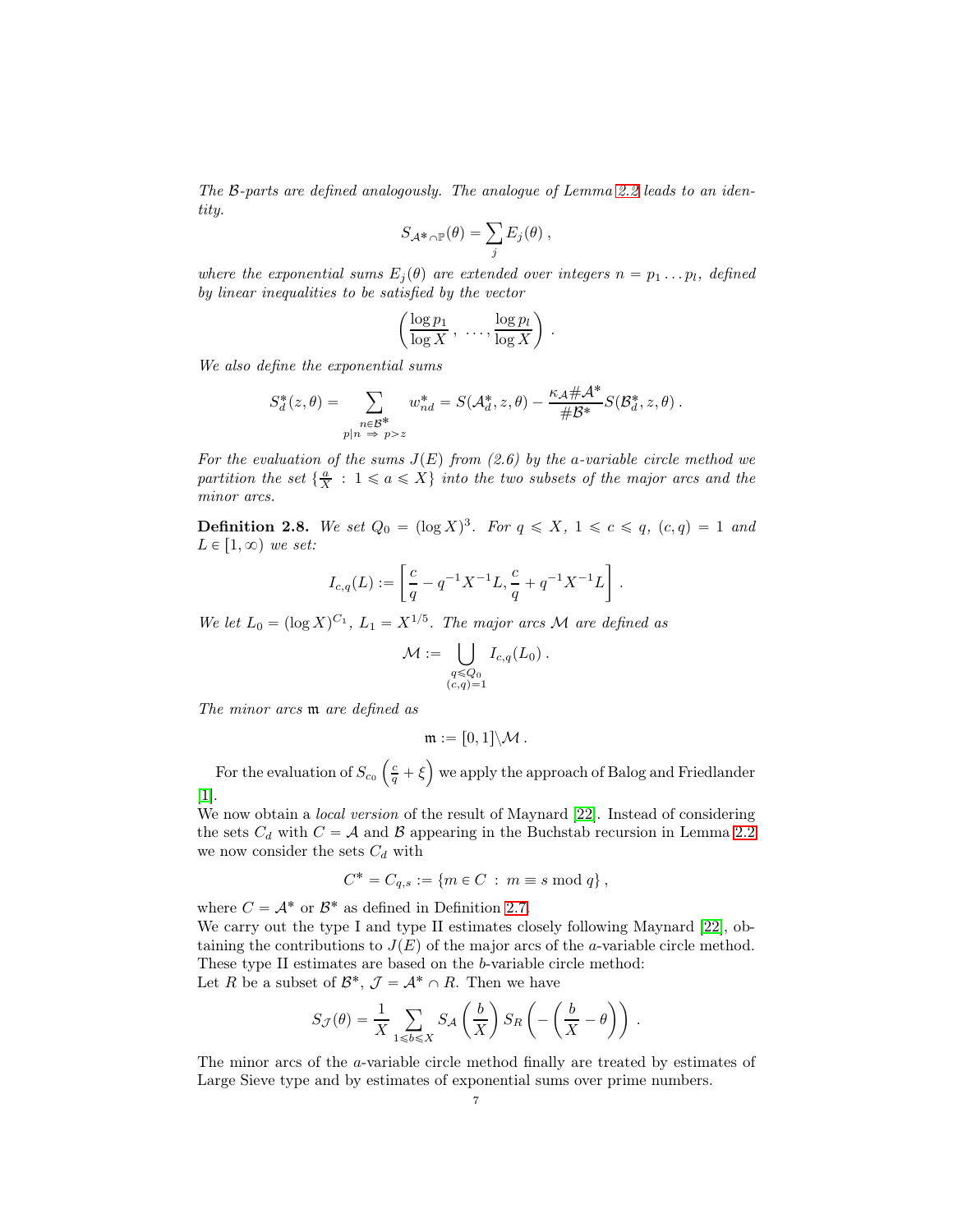*The $\mathcal{B}$-parts are defined analogously. The analogue of Lemma 2.2 leads to an identity.*

$$S_{\mathcal{A}^* \cap \mathbb{P}}(\theta) = \sum_j E_j(\theta)\,,$$

*where the exponential sums $E_j(\theta)$ are extended over integers $n = p_1 \ldots p_l$, defined by linear inequalities to be satisfied by the vector*

$$\left( \frac{\log p_1}{\log X}\,,\ \ldots, \frac{\log p_l}{\log X} \right)\,.$$

*We also define the exponential sums*

$$S_d^*(z,\theta) = \sum_{\substack{n \in \mathcal{B}^* \\ p \mid n \ \Rightarrow\ p > z}} w_{nd}^* = S(\mathcal{A}_d^*, z, \theta) - \frac{\kappa_{\mathcal{A}} \# \mathcal{A}^*}{\# \mathcal{B}^*} S(\mathcal{B}_d^*, z, \theta)\,.$$

*For the evaluation of the sums $J(E)$ from (2.6) by the $a$-variable circle method we partition the set $\{\frac{a}{X} \,:\, 1 \leqslant a \leqslant X\}$ into the two subsets of the major arcs and the minor arcs.*

**Definition 2.8.** *We set $Q_0 = (\log X)^3$. For $q \leqslant X$, $1 \leqslant c \leqslant q$, $(c,q) = 1$ and $L \in [1, \infty)$ we set:*

$$I_{c,q}(L) := \left[ \frac{c}{q} - q^{-1}X^{-1}L, \frac{c}{q} + q^{-1}X^{-1}L \right]\,.$$

*We let $L_0 = (\log X)^{C_1}$, $L_1 = X^{1/5}$. The major arcs $\mathcal{M}$ are defined as*

$$\mathcal{M} := \bigcup_{\substack{q \leqslant Q_0 \\ (c,q)=1}} I_{c,q}(L_0)\,.$$

*The minor arcs $\mathfrak{m}$ are defined as*

$$\mathfrak{m} := [0,1] \backslash \mathcal{M}\,.$$

For the evaluation of $S_{c_0}\left(\frac{c}{q} + \xi\right)$ we apply the approach of Balog and Friedlander [1].

We now obtain a *local version* of the result of Maynard [22]. Instead of considering the sets $C_d$ with $C = \mathcal{A}$ and $\mathcal{B}$ appearing in the Buchstab recursion in Lemma 2.2 we now consider the sets $C_d$ with

$$C^* = C_{q,s} := \{m \in C \,:\, m \equiv s \bmod q\}\,,$$

where $C = \mathcal{A}^*$ or $\mathcal{B}^*$ as defined in Definition 2.7.

We carry out the type I and type II estimates closely following Maynard [22], obtaining the contributions to $J(E)$ of the major arcs of the $a$-variable circle method. These type II estimates are based on the $b$-variable circle method:

Let $R$ be a subset of $\mathcal{B}^*$, $\mathcal{J} = \mathcal{A}^* \cap R$. Then we have

$$S_{\mathcal{J}}(\theta) = \frac{1}{X} \sum_{1 \leqslant b \leqslant X} S_{\mathcal{A}}\left(\frac{b}{X}\right) S_R\left(-\left(\frac{b}{X} - \theta\right)\right)\,.$$

The minor arcs of the $a$-variable circle method finally are treated by estimates of Large Sieve type and by estimates of exponential sums over prime numbers.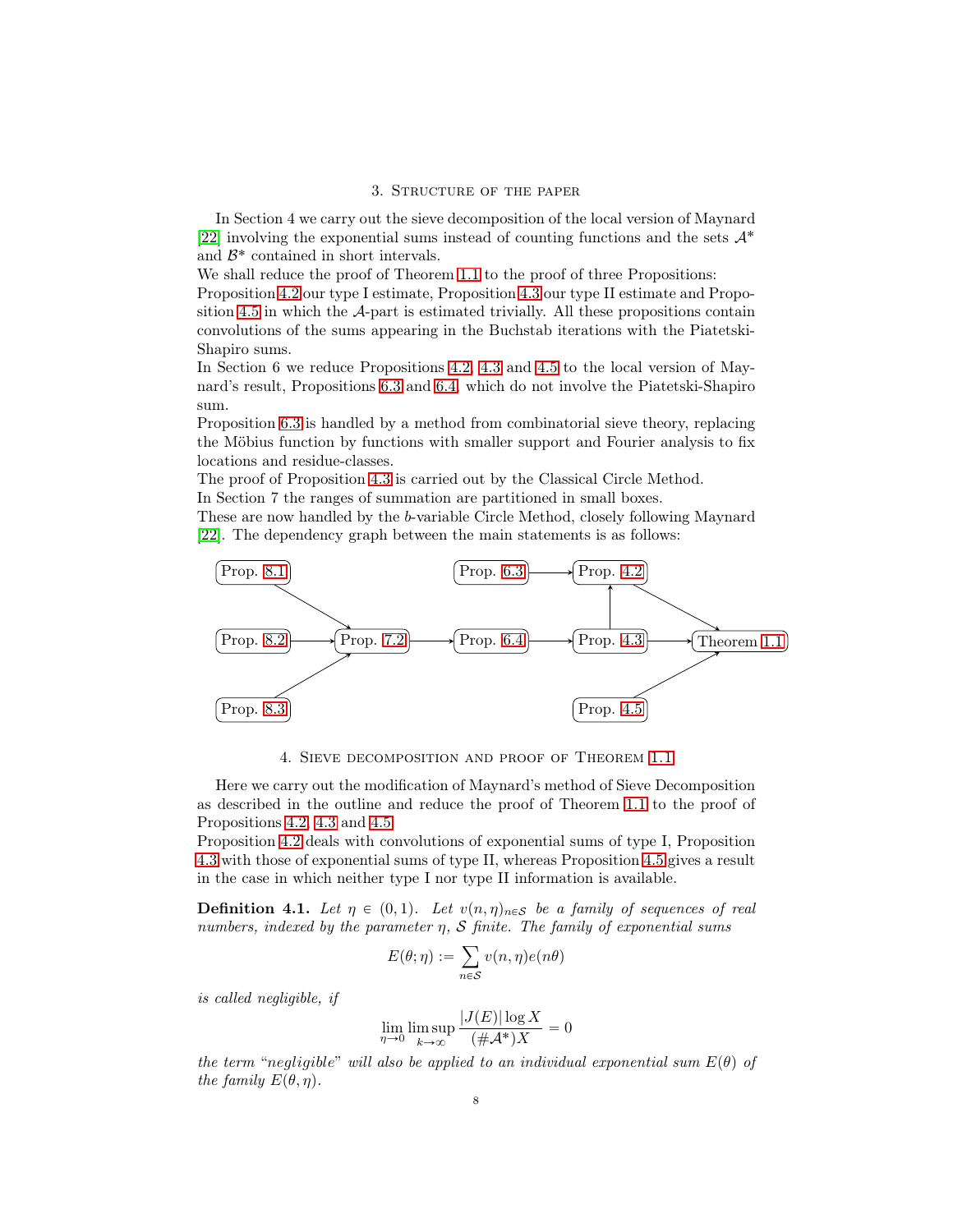## 3. Structure of the paper

In Section 4 we carry out the sieve decomposition of the local version of Maynard [22] involving the exponential sums instead of counting functions and the sets $\mathcal{A}^*$ and $\mathcal{B}^*$ contained in short intervals.

We shall reduce the proof of Theorem 1.1 to the proof of three Propositions: Proposition 4.2 our type I estimate, Proposition 4.3 our type II estimate and Proposition 4.5 in which the $\mathcal{A}$-part is estimated trivially. All these propositions contain convolutions of the sums appearing in the Buchstab iterations with the Piatetski-Shapiro sums.

In Section 6 we reduce Propositions 4.2, 4.3 and 4.5 to the local version of Maynard's result, Propositions 6.3 and 6.4, which do not involve the Piatetski-Shapiro sum.

Proposition 6.3 is handled by a method from combinatorial sieve theory, replacing the Möbius function by functions with smaller support and Fourier analysis to fix locations and residue-classes.

The proof of Proposition 4.3 is carried out by the Classical Circle Method.

In Section 7 the ranges of summation are partitioned in small boxes.

These are now handled by the $b$-variable Circle Method, closely following Maynard [22]. The dependency graph between the main statements is as follows:

```
Prop. 8.1 ──┐
            ↘
Prop. 8.2 ──→ Prop. 7.2 ──→ Prop. 6.4 ──→ Prop. 4.3 ──→ Theorem 1.1
            ↗                               │              ↗  ↖
Prop. 8.3 ──┘                               ↓ (to 4.2)    │    │
                                                          │    │
Prop. 6.3 ──────────────────────────────→ Prop. 4.2 ──────┘    │
                                                               │
                                          Prop. 4.5 ───────────┘
```

(Arrows: Prop. 8.1, 8.2, 8.3 → Prop. 7.2 → Prop. 6.4 → Prop. 4.3; Prop. 4.3 → Prop. 4.2; Prop. 6.3 → Prop. 4.2; Prop. 4.2, Prop. 4.3, Prop. 4.5 → Theorem 1.1.)

## 4. Sieve decomposition and proof of Theorem 1.1

Here we carry out the modification of Maynard's method of Sieve Decomposition as described in the outline and reduce the proof of Theorem 1.1 to the proof of Propositions 4.2, 4.3 and 4.5.

Proposition 4.2 deals with convolutions of exponential sums of type I, Proposition 4.3 with those of exponential sums of type II, whereas Proposition 4.5 gives a result in the case in which neither type I nor type II information is available.

**Definition 4.1.** *Let $\eta \in (0,1)$. Let $v(n,\eta)_{n\in\mathcal{S}}$ be a family of sequences of real numbers, indexed by the parameter $\eta$, $\mathcal{S}$ finite. The family of exponential sums*

$$E(\theta;\eta) := \sum_{n\in\mathcal{S}} v(n,\eta)e(n\theta)$$

*is called negligible, if*

$$\lim_{\eta\to 0} \limsup_{k\to\infty} \frac{|J(E)|\log X}{(\#\mathcal{A}^*)X} = 0$$

*the term "negligible" will also be applied to an individual exponential sum $E(\theta)$ of the family $E(\theta,\eta)$.*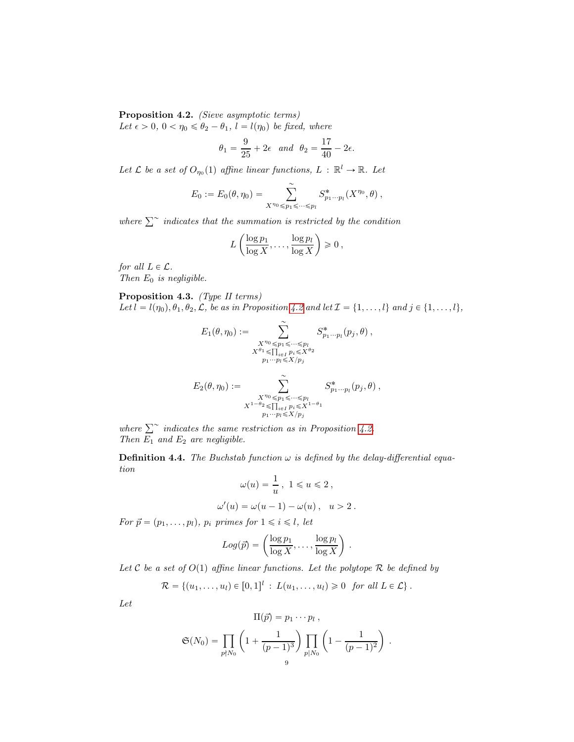**Proposition 4.2.** *(Sieve asymptotic terms)*
*Let $\epsilon > 0$, $0 < \eta_0 \leqslant \theta_2 - \theta_1$, $l = l(\eta_0)$ be fixed, where*

$$\theta_1 = \frac{9}{25} + 2\epsilon \quad \text{and} \quad \theta_2 = \frac{17}{40} - 2\epsilon.$$

*Let $\mathcal{L}$ be a set of $O_{\eta_0}(1)$ affine linear functions, $L : \mathbb{R}^l \to \mathbb{R}$. Let*

$$E_0 := E_0(\theta, \eta_0) = \sideset{}{^\sim}\sum_{X^{\eta_0} \leqslant p_1 \leqslant \cdots \leqslant p_l} S^*_{p_1 \cdots p_l}(X^{\eta_0}, \theta)\,,$$

*where $\sum^\sim$ indicates that the summation is restricted by the condition*

$$L\left(\frac{\log p_1}{\log X}, \ldots, \frac{\log p_l}{\log X}\right) \geqslant 0\,,$$

*for all $L \in \mathcal{L}$.*
*Then $E_0$ is negligible.*

**Proposition 4.3.** *(Type II terms)*
*Let $l = l(\eta_0), \theta_1, \theta_2, \mathcal{L}$, be as in Proposition 4.2 and let $\mathcal{I} = \{1, \ldots, l\}$ and $j \in \{1, \ldots, l\}$,*

$$E_1(\theta, \eta_0) := \sideset{}{^\sim}\sum_{\substack{X^{\eta_0} \leqslant p_1 \leqslant \cdots \leqslant p_l \\ X^{\theta_1} \leqslant \prod_{i \in I} p_i \leqslant X^{\theta_2} \\ p_1 \cdots p_l \leqslant X/p_j}} S^*_{p_1 \cdots p_l}(p_j, \theta)\,,$$

$$E_2(\theta, \eta_0) := \sideset{}{^\sim}\sum_{\substack{X^{\eta_0} \leqslant p_1 \leqslant \cdots \leqslant p_l \\ X^{1-\theta_2} \leqslant \prod_{i \in I} p_i \leqslant X^{1-\theta_1} \\ p_1 \cdots p_l \leqslant X/p_j}} S^*_{p_1 \cdots p_l}(p_j, \theta)\,,$$

*where $\sum^\sim$ indicates the same restriction as in Proposition 4.2.*
*Then $E_1$ and $E_2$ are negligible.*

**Definition 4.4.** *The Buchstab function $\omega$ is defined by the delay-differential equation*

$$\omega(u) = \frac{1}{u}\,,\ 1 \leqslant u \leqslant 2\,,$$

$$\omega'(u) = \omega(u-1) - \omega(u)\,, \quad u > 2\,.$$

*For $\vec{p} = (p_1, \ldots, p_l)$, $p_i$ primes for $1 \leqslant i \leqslant l$, let*

$$Log(\vec{p}) = \left(\frac{\log p_1}{\log X}, \ldots, \frac{\log p_l}{\log X}\right)\,.$$

*Let $\mathcal{C}$ be a set of $O(1)$ affine linear functions. Let the polytope $\mathcal{R}$ be defined by*

$$\mathcal{R} = \{(u_1, \ldots, u_l) \in [0,1]^l : L(u_1, \ldots, u_l) \geqslant 0 \ \text{ for all } L \in \mathcal{L}\}\,.$$

*Let*

$$\Pi(\vec{p}) = p_1 \cdots p_l\,,$$

$$\mathfrak{S}(N_0) = \prod_{p \nmid N_0}\left(1 + \frac{1}{(p-1)^3}\right)\prod_{p \mid N_0}\left(1 - \frac{1}{(p-1)^2}\right)\,.$$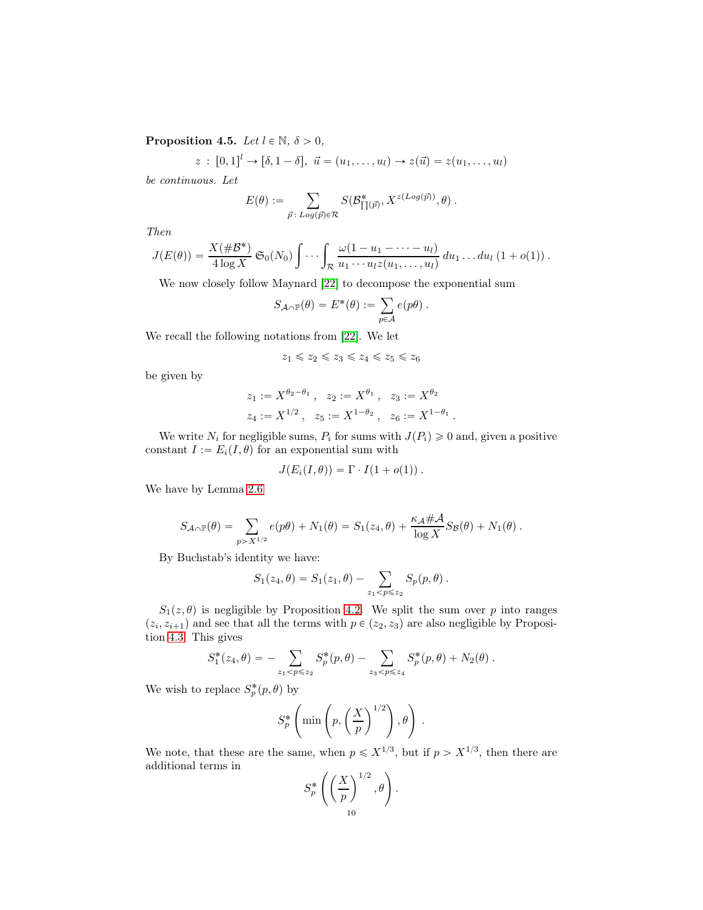**Proposition 4.5.** *Let $l \in \mathbb{N}$, $\delta > 0$,*

$$z \; : \; [0,1]^l \to [\delta, 1-\delta], \; \vec{u} = (u_1, \ldots, u_l) \to z(\vec{u}) = z(u_1, \ldots, u_l)$$

*be continuous. Let*

$$E(\theta) := \sum_{\vec{p}\,:\, Log(\vec{p}) \in \mathcal{R}} S(\mathcal{B}^*_{\prod(\vec{p})}, X^{z(Log(\vec{p}))}, \theta)\,.$$

*Then*

$$J(E(\theta)) = \frac{X(\#\mathcal{B}^*)}{4 \log X}\, \mathfrak{S}_0(N_0) \int \cdots \int_{\mathcal{R}} \frac{\omega(1-u_1-\cdots-u_l)}{u_1 \cdots u_l z(u_1, \ldots, u_l)}\, du_1 \ldots du_l \,(1+o(1))\,.$$

We now closely follow Maynard [22] to decompose the exponential sum

$$S_{\mathcal{A}\cap\mathbb{P}}(\theta) = E^*(\theta) := \sum_{p \in \mathcal{A}} e(p\theta)\,.$$

We recall the following notations from [22]. We let

$$z_1 \leqslant z_2 \leqslant z_3 \leqslant z_4 \leqslant z_5 \leqslant z_6$$

be given by

$$z_1 := X^{\theta_2-\theta_1}\,, \quad z_2 := X^{\theta_1}\,, \quad z_3 := X^{\theta_2}$$
$$z_4 := X^{1/2}\,, \quad z_5 := X^{1-\theta_2}\,, \quad z_6 := X^{1-\theta_1}\,.$$

We write $N_i$ for negligible sums, $P_i$ for sums with $J(P_i) \geqslant 0$ and, given a positive constant $I := E_i(I, \theta)$ for an exponential sum with

$$J(E_i(I,\theta)) = \Gamma \cdot I(1+o(1))\,.$$

We have by Lemma 2.6

$$S_{\mathcal{A}\cap\mathbb{P}}(\theta) = \sum_{p > X^{1/2}} e(p\theta) + N_1(\theta) = S_1(z_4, \theta) + \frac{\kappa_{\mathcal{A}}\#\mathcal{A}}{\log X} S_{\mathcal{B}}(\theta) + N_1(\theta)\,.$$

By Buchstab's identity we have:

$$S_1(z_4, \theta) = S_1(z_1, \theta) - \sum_{z_1 < p \leqslant z_2} S_p(p, \theta)\,.$$

$S_1(z,\theta)$ is negligible by Proposition 4.2. We split the sum over $p$ into ranges $(z_i, z_{i+1})$ and see that all the terms with $p \in (z_2, z_3)$ are also negligible by Proposition 4.3. This gives

$$S_1^*(z_4, \theta) = -\sum_{z_1 < p \leqslant z_2} S_p^*(p, \theta) - \sum_{z_3 < p \leqslant z_4} S_p^*(p, \theta) + N_2(\theta)\,.$$

We wish to replace $S_p^*(p, \theta)$ by

$$S_p^*\left(\min\left(p, \left(\frac{X}{p}\right)^{1/2}\right), \theta\right)\,.$$

We note, that these are the same, when $p \leqslant X^{1/3}$, but if $p > X^{1/3}$, then there are additional terms in

$$S_p^*\left(\left(\frac{X}{p}\right)^{1/2}, \theta\right).$$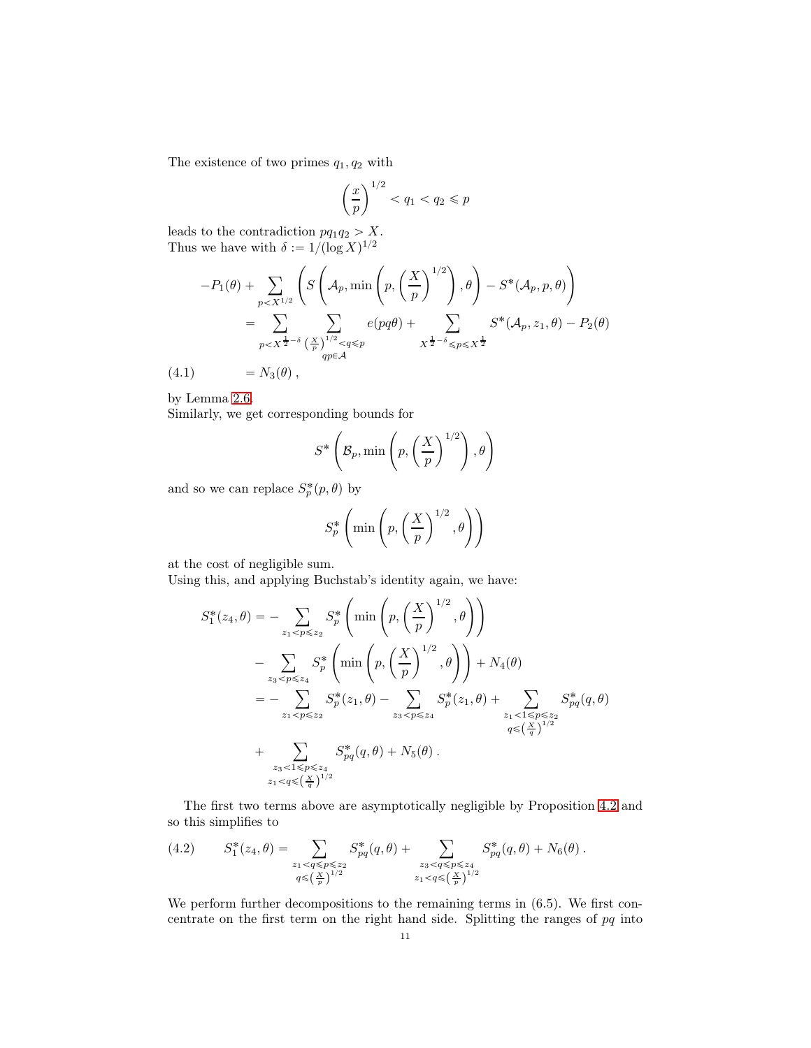The existence of two primes $q_1, q_2$ with

$$\left(\frac{x}{p}\right)^{1/2} < q_1 < q_2 \leqslant p$$

leads to the contradiction $pq_1q_2 > X$.
Thus we have with $\delta := 1/(\log X)^{1/2}$

$$\begin{aligned} -P_1(\theta) + \sum_{p<X^{1/2}} \left( S\left(\mathcal{A}_p, \min\left(p, \left(\frac{X}{p}\right)^{1/2}\right), \theta\right) - S^*(\mathcal{A}_p, p, \theta)\right) \\ = \sum_{p<X^{\frac{1}{2}-\delta}} \sum_{\substack{\left(\frac{X}{p}\right)^{1/2}<q\leqslant p \\ qp\in\mathcal{A}}} e(pq\theta) + \sum_{X^{\frac{1}{2}-\delta}\leqslant p\leqslant X^{\frac{1}{2}}} S^*(\mathcal{A}_p, z_1, \theta) - P_2(\theta) \\ = N_3(\theta)\,, \end{aligned} \tag{4.1}$$

by Lemma 2.6.
Similarly, we get corresponding bounds for

$$S^*\left(\mathcal{B}_p, \min\left(p, \left(\frac{X}{p}\right)^{1/2}\right), \theta\right)$$

and so we can replace $S^*_p(p,\theta)$ by

$$S^*_p\left(\min\left(p, \left(\frac{X}{p}\right)^{1/2}, \theta\right)\right)$$

at the cost of negligible sum.
Using this, and applying Buchstab's identity again, we have:

$$\begin{aligned} S^*_1(z_4,\theta) &= -\sum_{z_1<p\leqslant z_2} S^*_p\left(\min\left(p, \left(\frac{X}{p}\right)^{1/2}, \theta\right)\right) \\ &\quad - \sum_{z_3<p\leqslant z_4} S^*_p\left(\min\left(p, \left(\frac{X}{p}\right)^{1/2}, \theta\right)\right) + N_4(\theta) \\ &= -\sum_{z_1<p\leqslant z_2} S^*_p(z_1,\theta) - \sum_{z_3<p\leqslant z_4} S^*_p(z_1,\theta) + \sum_{\substack{z_1<1\leqslant p\leqslant z_2 \\ q\leqslant\left(\frac{X}{q}\right)^{1/2}}} S^*_{pq}(q,\theta) \\ &\quad + \sum_{\substack{z_3<1\leqslant p\leqslant z_4 \\ z_1<q\leqslant\left(\frac{X}{q}\right)^{1/2}}} S^*_{pq}(q,\theta) + N_5(\theta)\,. \end{aligned}$$

The first two terms above are asymptotically negligible by Proposition 4.2 and so this simplifies to

$$S^*_1(z_4,\theta) = \sum_{\substack{z_1<q\leqslant p\leqslant z_2 \\ q\leqslant\left(\frac{X}{p}\right)^{1/2}}} S^*_{pq}(q,\theta) + \sum_{\substack{z_3<q\leqslant p\leqslant z_4 \\ z_1<q\leqslant\left(\frac{X}{p}\right)^{1/2}}} S^*_{pq}(q,\theta) + N_6(\theta)\,. \tag{4.2}$$

We perform further decompositions to the remaining terms in (6.5). We first concentrate on the first term on the right hand side. Splitting the ranges of $pq$ into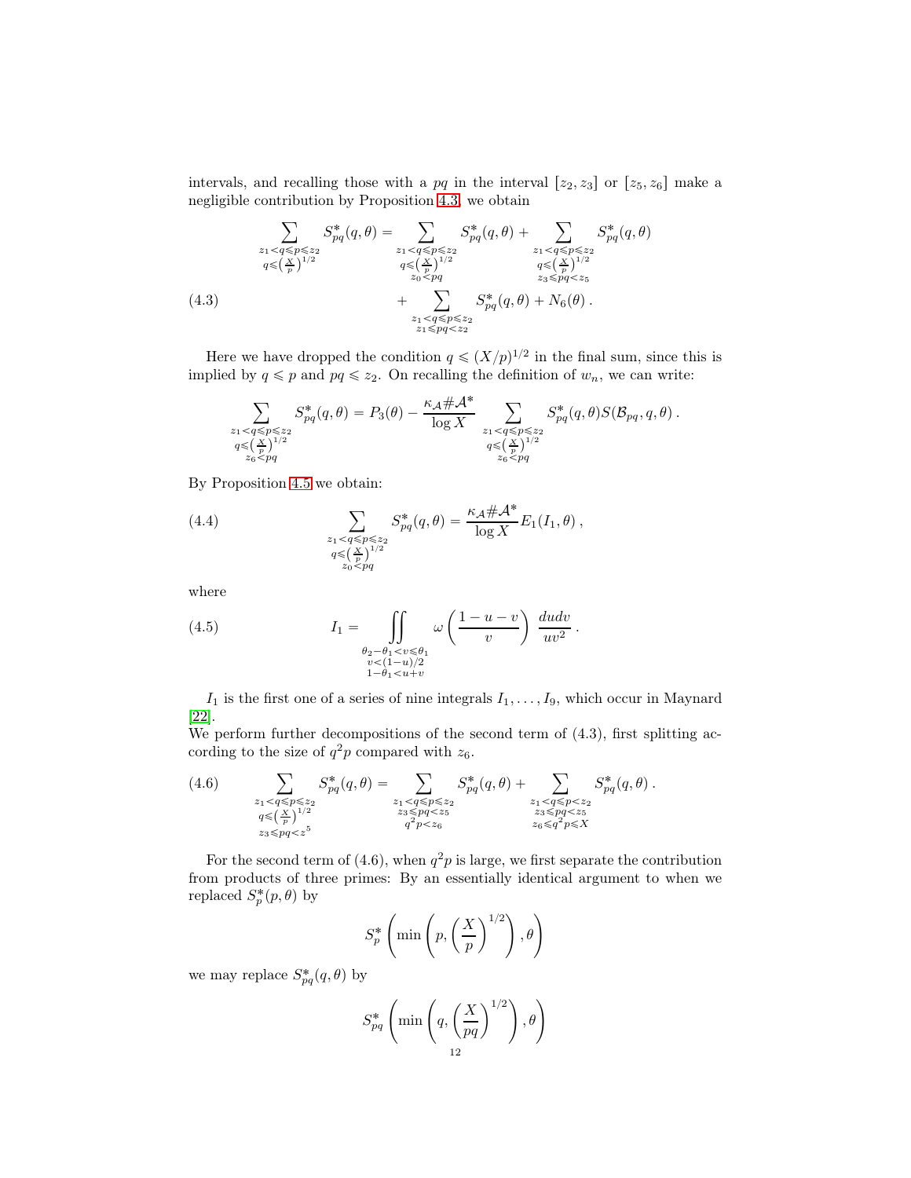intervals, and recalling those with a $pq$ in the interval $[z_2, z_3]$ or $[z_5, z_6]$ make a negligible contribution by Proposition 4.3, we obtain

$$
\begin{aligned}
\sum_{\substack{z_1<q\leqslant p\leqslant z_2\\ q\leqslant\left(\frac{X}{p}\right)^{1/2}}} S^*_{pq}(q,\theta) = &\sum_{\substack{z_1<q\leqslant p\leqslant z_2\\ q\leqslant\left(\frac{X}{p}\right)^{1/2}\\ z_0<pq}} S^*_{pq}(q,\theta) + \sum_{\substack{z_1<q\leqslant p\leqslant z_2\\ q\leqslant\left(\frac{X}{p}\right)^{1/2}\\ z_3\leqslant pq<z_5}} S^*_{pq}(q,\theta)\\
&+ \sum_{\substack{z_1<q\leqslant p\leqslant z_2\\ z_1\leqslant pq<z_2}} S^*_{pq}(q,\theta) + N_6(\theta)\,.
\end{aligned}
\tag{4.3}
$$

Here we have dropped the condition $q \leqslant (X/p)^{1/2}$ in the final sum, since this is implied by $q \leqslant p$ and $pq \leqslant z_2$. On recalling the definition of $w_n$, we can write:

$$
\sum_{\substack{z_1<q\leqslant p\leqslant z_2\\ q\leqslant\left(\frac{X}{p}\right)^{1/2}\\ z_6<pq}} S^*_{pq}(q,\theta) = P_3(\theta) - \frac{\kappa_{\mathcal{A}}\#\mathcal{A}^*}{\log X}\sum_{\substack{z_1<q\leqslant p\leqslant z_2\\ q\leqslant\left(\frac{X}{p}\right)^{1/2}\\ z_6<pq}} S^*_{pq}(q,\theta)S(\mathcal{B}_{pq},q,\theta)\,.
$$

By Proposition 4.5 we obtain:

$$
\sum_{\substack{z_1<q\leqslant p\leqslant z_2\\ q\leqslant\left(\frac{X}{p}\right)^{1/2}\\ z_0<pq}} S^*_{pq}(q,\theta) = \frac{\kappa_{\mathcal{A}}\#\mathcal{A}^*}{\log X}E_1(I_1,\theta)\,,
\tag{4.4}
$$

where

$$
I_1 = \iint_{\substack{\theta_2-\theta_1<v\leqslant\theta_1\\ v<(1-u)/2\\ 1-\theta_1<u+v}} \omega\left(\frac{1-u-v}{v}\right)\,\frac{du dv}{uv^2}\,.
\tag{4.5}
$$

$I_1$ is the first one of a series of nine integrals $I_1,\ldots,I_9$, which occur in Maynard [22].
We perform further decompositions of the second term of (4.3), first splitting according to the size of $q^2p$ compared with $z_6$.

$$
\sum_{\substack{z_1<q\leqslant p\leqslant z_2\\ q\leqslant\left(\frac{X}{p}\right)^{1/2}\\ z_3\leqslant pq<z^5}} S^*_{pq}(q,\theta) = \sum_{\substack{z_1<q\leqslant p\leqslant z_2\\ z_3\leqslant pq<z_5\\ q^2p<z_6}} S^*_{pq}(q,\theta) + \sum_{\substack{z_1<q\leqslant p<z_2\\ z_3\leqslant pq<z_5\\ z_6\leqslant q^2p\leqslant X}} S^*_{pq}(q,\theta)\,.
\tag{4.6}
$$

For the second term of (4.6), when $q^2p$ is large, we first separate the contribution from products of three primes: By an essentially identical argument to when we replaced $S^*_p(p,\theta)$ by

$$
S^*_p\left(\min\left(p,\left(\frac{X}{p}\right)^{1/2}\right),\theta\right)
$$

we may replace $S^*_{pq}(q,\theta)$ by

$$
S^*_{pq}\left(\min\left(q,\left(\frac{X}{pq}\right)^{1/2}\right),\theta\right)
$$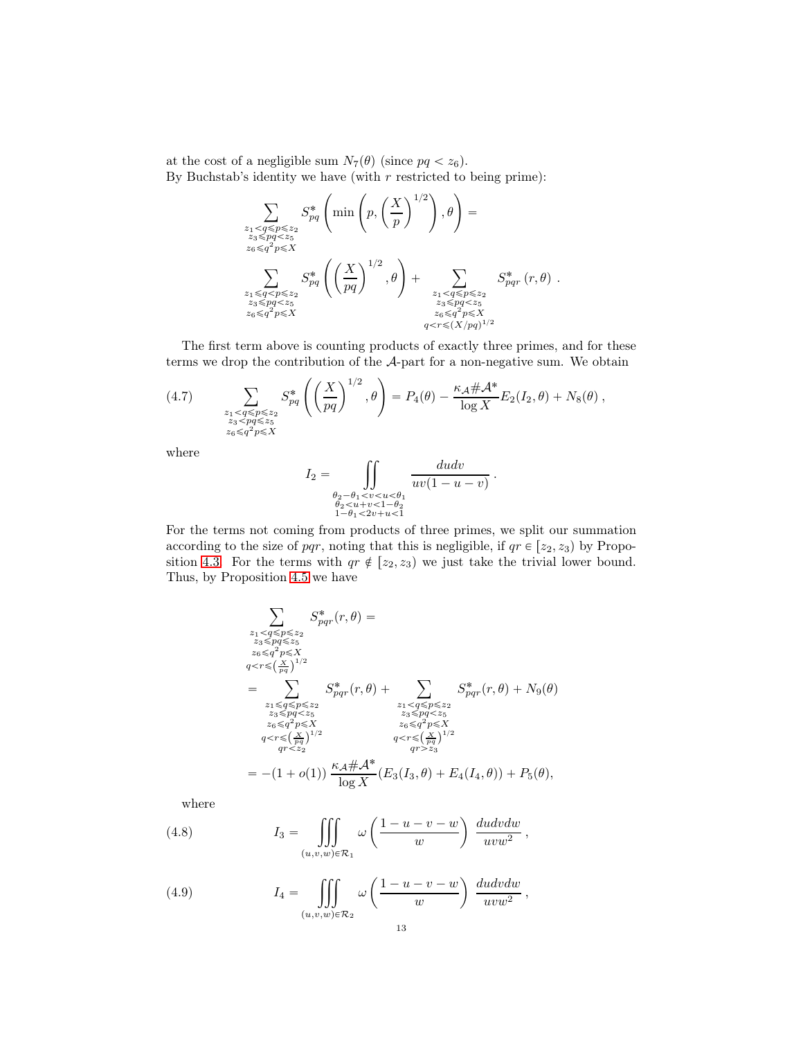at the cost of a negligible sum $N_7(\theta)$ (since $pq < z_6$).
By Buchstab's identity we have (with $r$ restricted to being prime):

$$\sum_{\substack{z_1<q\leqslant p\leqslant z_2\\ z_3\leqslant pq<z_5\\ z_6\leqslant q^2p\leqslant X}} S^*_{pq}\left(\min\left(p,\left(\frac{X}{p}\right)^{1/2}\right),\theta\right) =$$

$$\sum_{\substack{z_1\leqslant q<p\leqslant z_2\\ z_3\leqslant pq<z_5\\ z_6\leqslant q^2p\leqslant X}} S^*_{pq}\left(\left(\frac{X}{pq}\right)^{1/2},\theta\right) + \sum_{\substack{z_1<q\leqslant p\leqslant z_2\\ z_3\leqslant pq<z_5\\ z_6\leqslant q^2p\leqslant X\\ q<r\leqslant (X/pq)^{1/2}}} S^*_{pqr}\left(r,\theta\right)\ .$$

The first term above is counting products of exactly three primes, and for these terms we drop the contribution of the $\mathcal{A}$-part for a non-negative sum. We obtain

$$\sum_{\substack{z_1<q\leqslant p\leqslant z_2\\ z_3<pq\leqslant z_5\\ z_6\leqslant q^2p\leqslant X}} S^*_{pq}\left(\left(\frac{X}{pq}\right)^{1/2},\theta\right) = P_4(\theta) - \frac{\kappa_{\mathcal{A}}\#\mathcal{A}^*}{\log X}E_2(I_2,\theta) + N_8(\theta)\,, \tag{4.7}$$

where

$$I_2 = \iint\limits_{\substack{\theta_2-\theta_1<v<u<\theta_1\\ \theta_2<u+v<1-\theta_2\\ 1-\theta_1<2v+u<1}} \frac{du dv}{uv(1-u-v)}\,.$$

For the terms not coming from products of three primes, we split our summation according to the size of $pqr$, noting that this is negligible, if $qr \in [z_2, z_3)$ by Proposition 4.3. For the terms with $qr \notin [z_2, z_3)$ we just take the trivial lower bound. Thus, by Proposition 4.5 we have

$$\begin{aligned}
&\sum_{\substack{z_1<q\leqslant p\leqslant z_2\\ z_3\leqslant pq\leqslant z_5\\ z_6\leqslant q^2p\leqslant X\\ q<r\leqslant \left(\frac{X}{pq}\right)^{1/2}}} S^*_{pqr}(r,\theta) = \\
&= \sum_{\substack{z_1\leqslant q\leqslant p\leqslant z_2\\ z_3\leqslant pq<z_5\\ z_6\leqslant q^2p\leqslant X\\ q<r\leqslant \left(\frac{X}{pq}\right)^{1/2}\\ qr<z_2}} S^*_{pqr}(r,\theta) + \sum_{\substack{z_1<q\leqslant p\leqslant z_2\\ z_3\leqslant pq<z_5\\ z_6\leqslant q^2p\leqslant X\\ q<r\leqslant \left(\frac{X}{pq}\right)^{1/2}\\ qr>z_3}} S^*_{pqr}(r,\theta) + N_9(\theta) \\
&= -(1+o(1))\,\frac{\kappa_{\mathcal{A}}\#\mathcal{A}^*}{\log X}(E_3(I_3,\theta) + E_4(I_4,\theta)) + P_5(\theta),
\end{aligned}$$

where

$$I_3 = \iiint\limits_{(u,v,w)\in\mathcal{R}_1} \omega\left(\frac{1-u-v-w}{w}\right)\,\frac{dudvdw}{uvw^2}\,, \tag{4.8}$$

$$I_4 = \iiint\limits_{(u,v,w)\in\mathcal{R}_2} \omega\left(\frac{1-u-v-w}{w}\right)\,\frac{dudvdw}{uvw^2}\,, \tag{4.9}$$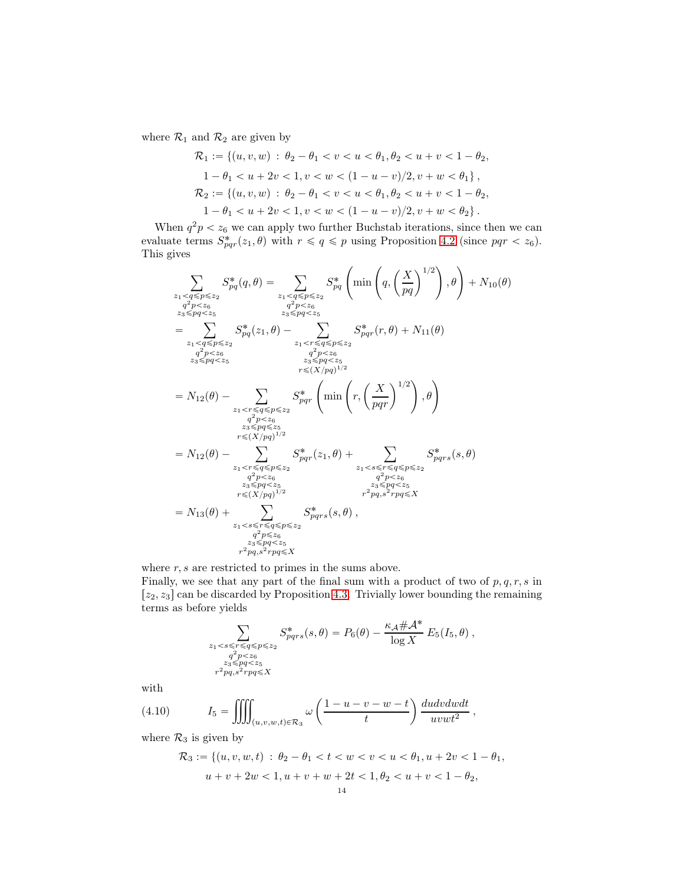where $\mathcal{R}_1$ and $\mathcal{R}_2$ are given by

$$\mathcal{R}_1 := \{(u, v, w) \,:\, \theta_2 - \theta_1 < v < u < \theta_1, \theta_2 < u + v < 1 - \theta_2,$$
$$1 - \theta_1 < u + 2v < 1, v < w < (1 - u - v)/2, v + w < \theta_1\},$$
$$\mathcal{R}_2 := \{(u, v, w) \,:\, \theta_2 - \theta_1 < v < u < \theta_1, \theta_2 < u + v < 1 - \theta_2,$$
$$1 - \theta_1 < u + 2v < 1, v < w < (1 - u - v)/2, v + w < \theta_2\}.$$

When $q^2 p < z_6$ we can apply two further Buchstab iterations, since then we can evaluate terms $S^*_{pqr}(z_1, \theta)$ with $r \leqslant q \leqslant p$ using Proposition 4.2 (since $pqr < z_6$). This gives

$$
\begin{aligned}
\sum_{\substack{z_1 < q \leqslant p \leqslant z_2 \\ q^2 p < z_6 \\ z_3 \leqslant pq < z_5}} S^*_{pq}(q, \theta) &= \sum_{\substack{z_1 < q \leqslant p \leqslant z_2 \\ q^2 p < z_6 \\ z_3 \leqslant pq < z_5}} S^*_{pq}\left(\min\left(q, \left(\frac{X}{pq}\right)^{1/2}\right), \theta\right) + N_{10}(\theta) \\
&= \sum_{\substack{z_1 < q \leqslant p \leqslant z_2 \\ q^2 p < z_6 \\ z_3 \leqslant pq < z_5}} S^*_{pq}(z_1, \theta) - \sum_{\substack{z_1 < r \leqslant q \leqslant p \leqslant z_2 \\ q^2 p < z_6 \\ z_3 \leqslant pq < z_5 \\ r \leqslant (X/pq)^{1/2}}} S^*_{pqr}(r, \theta) + N_{11}(\theta) \\
&= N_{12}(\theta) - \sum_{\substack{z_1 < r \leqslant q \leqslant p \leqslant z_2 \\ q^2 p < z_6 \\ z_3 \leqslant pq \leqslant z_5 \\ r \leqslant (X/pq)^{1/2}}} S^*_{pqr}\left(\min\left(r, \left(\frac{X}{pqr}\right)^{1/2}\right), \theta\right) \\
&= N_{12}(\theta) - \sum_{\substack{z_1 < r \leqslant q \leqslant p \leqslant z_2 \\ q^2 p < z_6 \\ z_3 \leqslant pq < z_5 \\ r \leqslant (X/pq)^{1/2}}} S^*_{pqr}(z_1, \theta) + \sum_{\substack{z_1 < s \leqslant r \leqslant q \leqslant p \leqslant z_2 \\ q^2 p < z_6 \\ z_3 \leqslant pq < z_5 \\ r^2 pq, s^2 rpq \leqslant X}} S^*_{pqrs}(s, \theta) \\
&= N_{13}(\theta) + \sum_{\substack{z_1 < s \leqslant r \leqslant q \leqslant p \leqslant z_2 \\ q^2 p \leqslant z_6 \\ z_3 \leqslant pq < z_5 \\ r^2 pq, s^2 rpq \leqslant X}} S^*_{pqrs}(s, \theta),
\end{aligned}
$$

where $r, s$ are restricted to primes in the sums above.
Finally, we see that any part of the final sum with a product of two of $p, q, r, s$ in $[z_2, z_3]$ can be discarded by Proposition 4.3. Trivially lower bounding the remaining terms as before yields

$$\sum_{\substack{z_1 < s \leqslant r \leqslant q \leqslant p \leqslant z_2 \\ q^2 p < z_6 \\ z_3 \leqslant pq < z_5 \\ r^2 pq, s^2 rpq \leqslant X}} S^*_{pqrs}(s, \theta) = P_6(\theta) - \frac{\kappa_{\mathcal{A}} \# \mathcal{A}^*}{\log X} E_5(I_5, \theta),$$

with

$$I_5 = \iiiint_{(u,v,w,t) \in \mathcal{R}_3} \omega\left(\frac{1 - u - v - w - t}{t}\right) \frac{du\,dv\,dw\,dt}{uvwt^2}, \tag{4.10}$$

where $\mathcal{R}_3$ is given by

$$\mathcal{R}_3 := \{(u, v, w, t) \,:\, \theta_2 - \theta_1 < t < w < v < u < \theta_1, u + 2v < 1 - \theta_1,$$
$$u + v + 2w < 1, u + v + w + 2t < 1, \theta_2 < u + v < 1 - \theta_2,$$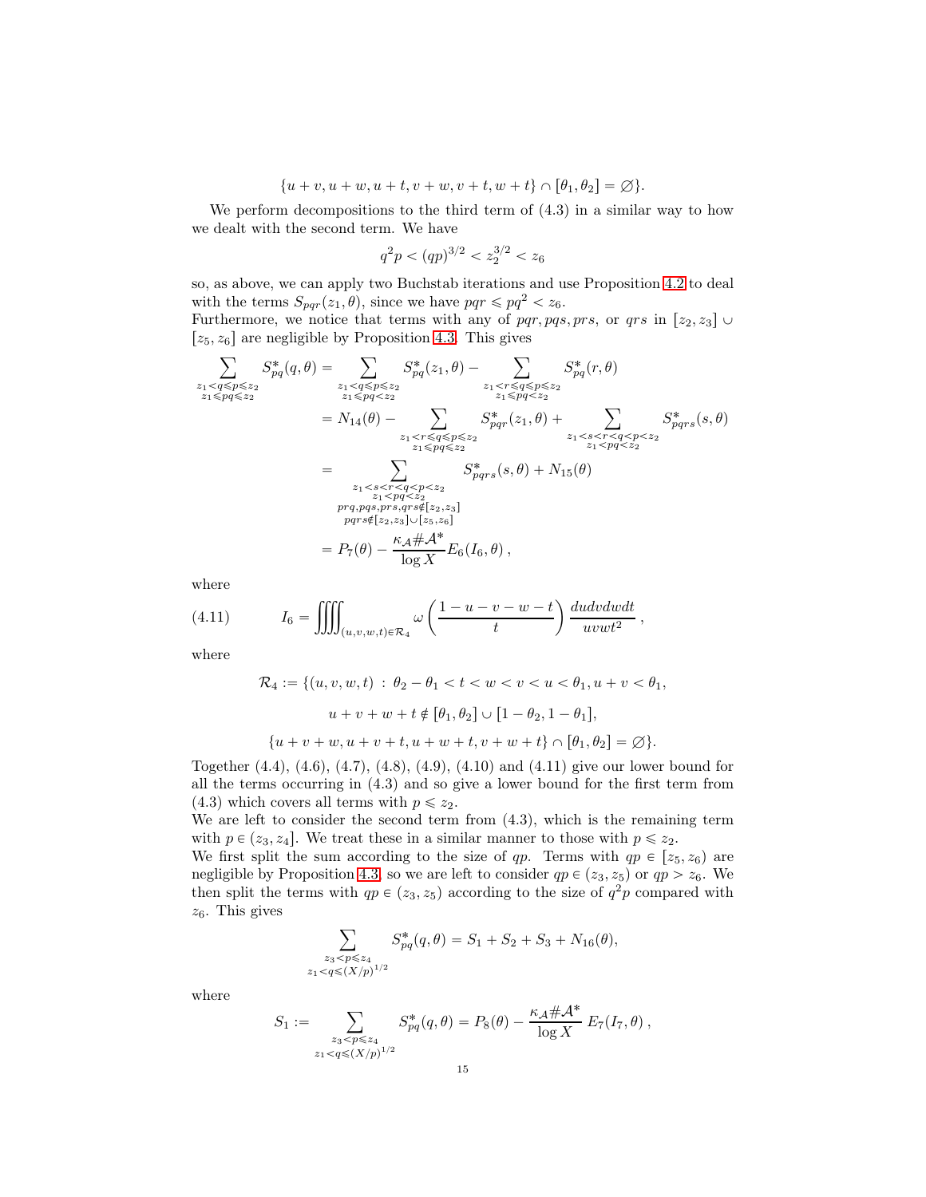$$\{u+v, u+w, u+t, v+w, v+t, w+t\} \cap [\theta_1, \theta_2] = \varnothing\}.$$

We perform decompositions to the third term of (4.3) in a similar way to how we dealt with the second term. We have

$$q^2 p < (qp)^{3/2} < z_2^{3/2} < z_6$$

so, as above, we can apply two Buchstab iterations and use Proposition 4.2 to deal with the terms $S_{pqr}(z_1, \theta)$, since we have $pqr \leqslant pq^2 < z_6$.
Furthermore, we notice that terms with any of $pqr, pqs, prs$, or $qrs$ in $[z_2, z_3] \cup [z_5, z_6]$ are negligible by Proposition 4.3. This gives

$$\begin{aligned}
\sum_{\substack{z_1 < q \leqslant p \leqslant z_2 \\ z_1 \leqslant pq \leqslant z_2}} S^*_{pq}(q, \theta) &= \sum_{\substack{z_1 < q \leqslant p \leqslant z_2 \\ z_1 \leqslant pq < z_2}} S^*_{pq}(z_1, \theta) - \sum_{\substack{z_1 < r \leqslant q \leqslant p \leqslant z_2 \\ z_1 \leqslant pq < z_2}} S^*_{pq}(r, \theta) \\
&= N_{14}(\theta) - \sum_{\substack{z_1 < r \leqslant q \leqslant p \leqslant z_2 \\ z_1 \leqslant pq \leqslant z_2}} S^*_{pqr}(z_1, \theta) + \sum_{\substack{z_1 < s < r < q < p < z_2 \\ z_1 < pq < z_2}} S^*_{pqrs}(s, \theta) \\
&= \sum_{\substack{z_1 < s < r < q < p < z_2 \\ z_1 < pq < z_2 \\ prq, pqs, prs, qrs \notin [z_2, z_3] \\ pqrs \notin [z_2, z_3] \cup [z_5, z_6]}} S^*_{pqrs}(s, \theta) + N_{15}(\theta) \\
&= P_7(\theta) - \frac{\kappa_{\mathcal{A}} \# \mathcal{A}^*}{\log X} E_6(I_6, \theta)\,,
\end{aligned}$$

where

$$I_6 = \iiiint_{(u,v,w,t) \in \mathcal{R}_4} \omega\left(\frac{1-u-v-w-t}{t}\right) \frac{du dv dw dt}{uvwt^2}\,, \tag{4.11}$$

where

$$\mathcal{R}_4 := \{(u,v,w,t) \,:\, \theta_2 - \theta_1 < t < w < v < u < \theta_1, u+v < \theta_1,$$
$$u+v+w+t \notin [\theta_1, \theta_2] \cup [1-\theta_2, 1-\theta_1],$$
$$\{u+v+w, u+v+t, u+w+t, v+w+t\} \cap [\theta_1, \theta_2] = \varnothing\}.$$

Together (4.4), (4.6), (4.7), (4.8), (4.9), (4.10) and (4.11) give our lower bound for all the terms occurring in (4.3) and so give a lower bound for the first term from (4.3) which covers all terms with $p \leqslant z_2$.
We are left to consider the second term from (4.3), which is the remaining term with $p \in (z_3, z_4]$. We treat these in a similar manner to those with $p \leqslant z_2$.
We first split the sum according to the size of $qp$. Terms with $qp \in [z_5, z_6)$ are negligible by Proposition 4.3, so we are left to consider $qp \in (z_3, z_5)$ or $qp > z_6$. We then split the terms with $qp \in (z_3, z_5)$ according to the size of $q^2 p$ compared with $z_6$. This gives

$$\sum_{\substack{z_3 < p \leqslant z_4 \\ z_1 < q \leqslant (X/p)^{1/2}}} S^*_{pq}(q, \theta) = S_1 + S_2 + S_3 + N_{16}(\theta),$$

where

$$S_1 := \sum_{\substack{z_3 < p \leqslant z_4 \\ z_1 < q \leqslant (X/p)^{1/2}}} S^*_{pq}(q, \theta) = P_8(\theta) - \frac{\kappa_{\mathcal{A}} \# \mathcal{A}^*}{\log X}\, E_7(I_7, \theta)\,,$$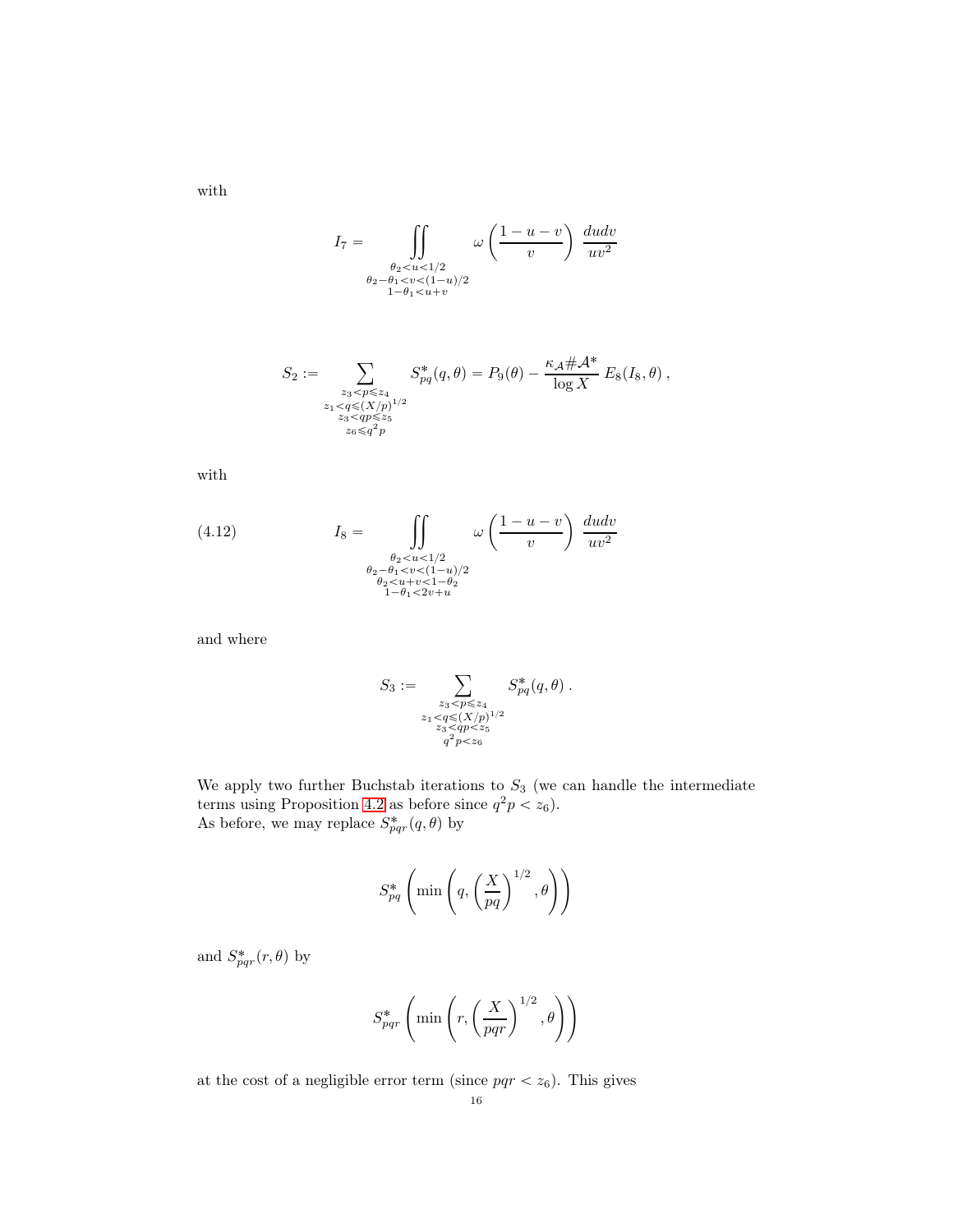with

$$I_7 = \iint\limits_{\substack{\theta_2 < u < 1/2 \\ \theta_2 - \theta_1 < v < (1-u)/2 \\ 1-\theta_1 < u+v}} \omega\left(\frac{1-u-v}{v}\right) \frac{dudv}{uv^2}$$

$$S_2 := \sum_{\substack{z_3 < p \leqslant z_4 \\ z_1 < q \leqslant (X/p)^{1/2} \\ z_3 < qp \leqslant z_5 \\ z_6 \leqslant q^2 p}} S^*_{pq}(q, \theta) = P_9(\theta) - \frac{\kappa_{\mathcal{A}} \# \mathcal{A}^*}{\log X} \, E_8(I_8, \theta) \, ,$$

with

$$I_8 = \iint\limits_{\substack{\theta_2 < u < 1/2 \\ \theta_2 - \theta_1 < v < (1-u)/2 \\ \theta_2 < u+v < 1-\theta_2 \\ 1-\theta_1 < 2v+u}} \omega\left(\frac{1-u-v}{v}\right) \frac{dudv}{uv^2} \tag{4.12}$$

and where

$$S_3 := \sum_{\substack{z_3 < p \leqslant z_4 \\ z_1 < q \leqslant (X/p)^{1/2} \\ z_3 < qp < z_5 \\ q^2 p < z_6}} S^*_{pq}(q, \theta) \, .$$

We apply two further Buchstab iterations to $S_3$ (we can handle the intermediate terms using Proposition 4.2 as before since $q^2 p < z_6$).
As before, we may replace $S^*_{pqr}(q, \theta)$ by

$$S^*_{pq}\left(\min\left(q, \left(\frac{X}{pq}\right)^{1/2}, \theta\right)\right)$$

and $S^*_{pqr}(r, \theta)$ by

$$S^*_{pqr}\left(\min\left(r, \left(\frac{X}{pqr}\right)^{1/2}, \theta\right)\right)$$

at the cost of a negligible error term (since $pqr < z_6$). This gives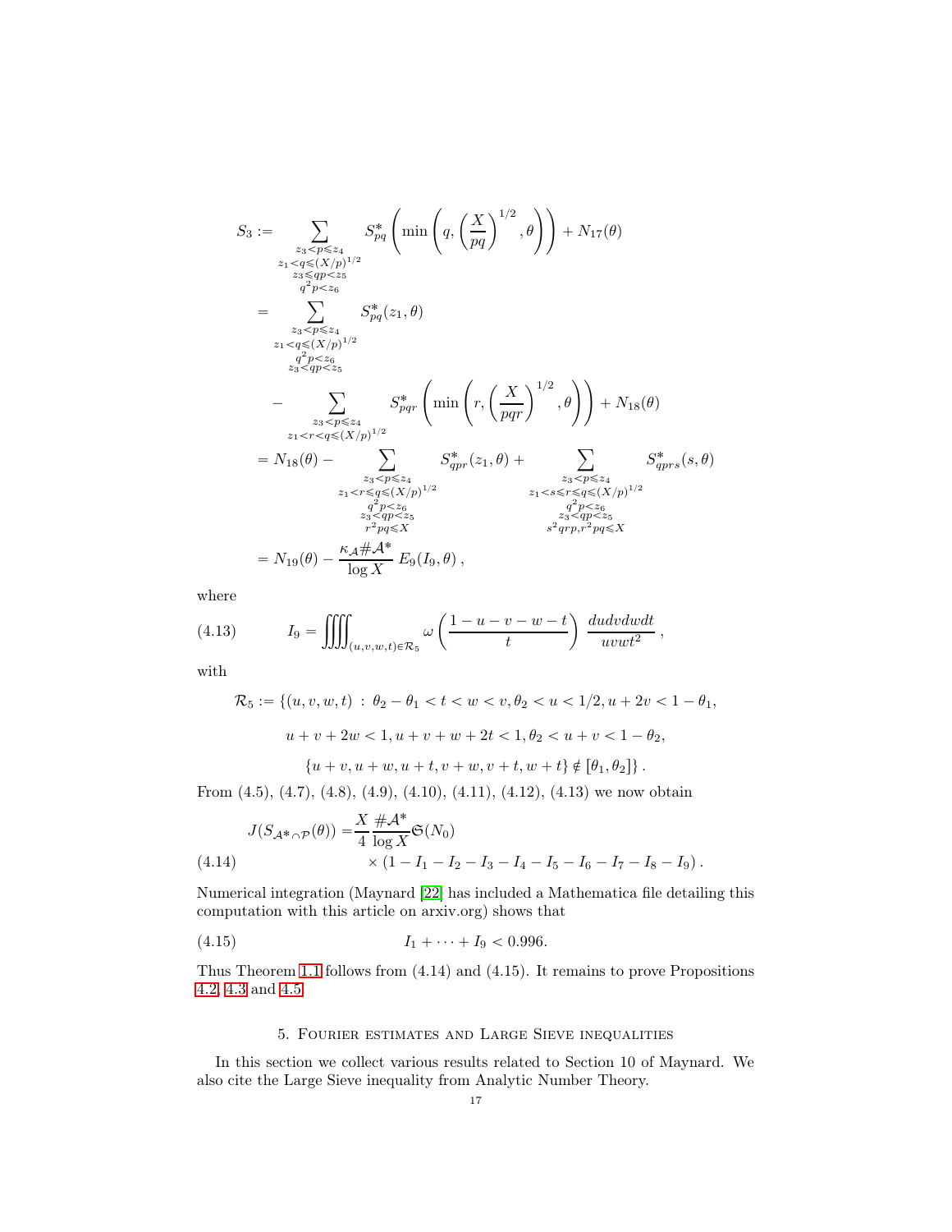$$
\begin{aligned}
S_3 :=& \sum_{\substack{z_3 < p \leqslant z_4 \\ z_1 < q \leqslant (X/p)^{1/2} \\ z_3 \leqslant qp < z_5 \\ q^2 p < z_6}} S^*_{pq}\left(\min\left(q, \left(\frac{X}{pq}\right)^{1/2}, \theta\right)\right) + N_{17}(\theta) \\
=& \sum_{\substack{z_3 < p \leqslant z_4 \\ z_1 < q \leqslant (X/p)^{1/2} \\ q^2 p < z_6 \\ z_3 < qp < z_5}} S^*_{pq}(z_1, \theta) \\
&- \sum_{\substack{z_3 < p \leqslant z_4 \\ z_1 < r < q \leqslant (X/p)^{1/2}}} S^*_{pqr}\left(\min\left(r, \left(\frac{X}{pqr}\right)^{1/2}, \theta\right)\right) + N_{18}(\theta) \\
=& N_{18}(\theta) - \sum_{\substack{z_3 < p \leqslant z_4 \\ z_1 < r \leqslant q \leqslant (X/p)^{1/2} \\ q^2 p < z_6 \\ z_3 < qp < z_5 \\ r^2 pq \leqslant X}} S^*_{qpr}(z_1, \theta) + \sum_{\substack{z_3 < p \leqslant z_4 \\ z_1 < s \leqslant r \leqslant q \leqslant (X/p)^{1/2} \\ q^2 p < z_6 \\ z_3 < qp < z_5 \\ s^2 qrp, r^2 pq \leqslant X}} S^*_{qprs}(s, \theta) \\
=& N_{19}(\theta) - \frac{\kappa_{\mathcal{A}} \# \mathcal{A}^*}{\log X} E_9(I_9, \theta),
\end{aligned}
$$

where

$$
I_9 = \iiiint_{(u,v,w,t) \in \mathcal{R}_5} \omega\left(\frac{1-u-v-w-t}{t}\right) \frac{du dv dw dt}{uvwt^2}, \tag{4.13}
$$

with

$$
\begin{aligned}
\mathcal{R}_5 := \{(u,v,w,t) \,:\, & \theta_2 - \theta_1 < t < w < v, \theta_2 < u < 1/2, u + 2v < 1 - \theta_1, \\
& u + v + 2w < 1, u + v + w + 2t < 1, \theta_2 < u + v < 1 - \theta_2, \\
& \{u+v, u+w, u+t, v+w, v+t, w+t\} \notin [\theta_1, \theta_2]\}.
\end{aligned}
$$

From (4.5), (4.7), (4.8), (4.9), (4.10), (4.11), (4.12), (4.13) we now obtain

$$
\begin{aligned}
J(S_{\mathcal{A}^* \cap \mathcal{P}}(\theta)) =& \frac{X}{4} \frac{\# \mathcal{A}^*}{\log X} \mathfrak{S}(N_0) \\
& \times (1 - I_1 - I_2 - I_3 - I_4 - I_5 - I_6 - I_7 - I_8 - I_9).
\end{aligned} \tag{4.14}
$$

Numerical integration (Maynard [22] has included a Mathematica file detailing this computation with this article on arxiv.org) shows that

$$
I_1 + \cdots + I_9 < 0.996. \tag{4.15}
$$

Thus Theorem 1.1 follows from (4.14) and (4.15). It remains to prove Propositions 4.2, 4.3 and 4.5.

## 5. Fourier estimates and Large Sieve inequalities

In this section we collect various results related to Section 10 of Maynard. We also cite the Large Sieve inequality from Analytic Number Theory.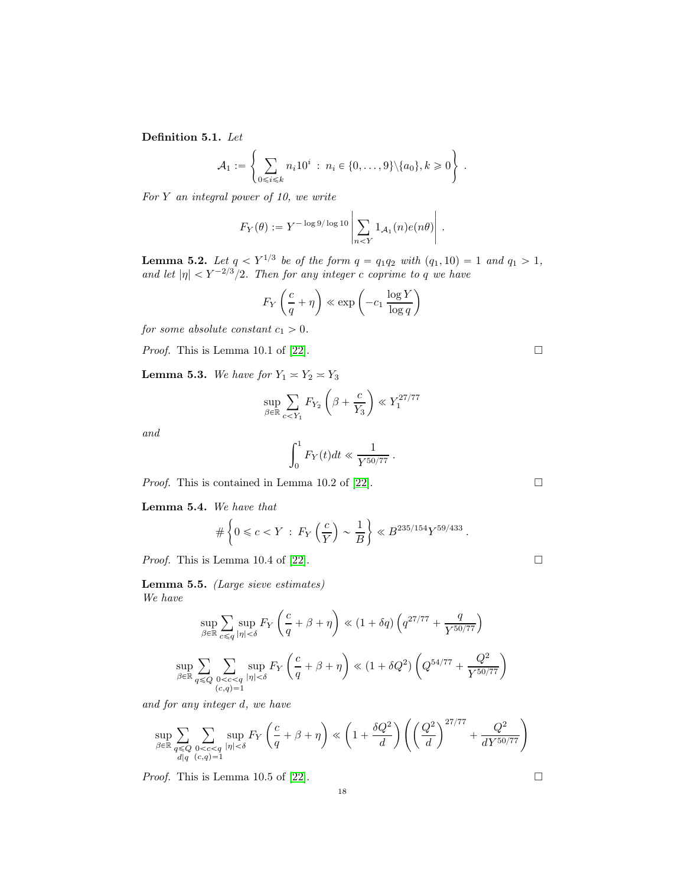**Definition 5.1.** *Let*

$$\mathcal{A}_1 := \left\{ \sum_{0 \leqslant i \leqslant k} n_i 10^i \; : \; n_i \in \{0, \ldots, 9\} \backslash \{a_0\}, k \geqslant 0 \right\} .$$

*For $Y$ an integral power of 10, we write*

$$F_Y(\theta) := Y^{-\log 9/\log 10} \left| \sum_{n < Y} 1_{\mathcal{A}_1}(n) e(n\theta) \right| .$$

**Lemma 5.2.** *Let $q < Y^{1/3}$ be of the form $q = q_1 q_2$ with $(q_1, 10) = 1$ and $q_1 > 1$, and let $|\eta| < Y^{-2/3}/2$. Then for any integer $c$ coprime to $q$ we have*

$$F_Y\left(\frac{c}{q} + \eta\right) \ll \exp\left(-c_1 \frac{\log Y}{\log q}\right)$$

*for some absolute constant $c_1 > 0$.*

*Proof.* This is Lemma 10.1 of [22]. □

**Lemma 5.3.** *We have for $Y_1 \asymp Y_2 \asymp Y_3$*

$$\sup_{\beta \in \mathbb{R}} \sum_{c < Y_1} F_{Y_2}\left(\beta + \frac{c}{Y_3}\right) \ll Y_1^{27/77}$$

*and*

$$\int_0^1 F_Y(t) dt \ll \frac{1}{Y^{50/77}} .$$

*Proof.* This is contained in Lemma 10.2 of [22]. □

**Lemma 5.4.** *We have that*

$$\# \left\{ 0 \leqslant c < Y \; : \; F_Y\left(\frac{c}{Y}\right) \sim \frac{1}{B} \right\} \ll B^{235/154} Y^{59/433} .$$

*Proof.* This is Lemma 10.4 of [22]. □

**Lemma 5.5.** *(Large sieve estimates)*
*We have*

$$\sup_{\beta \in \mathbb{R}} \sum_{c \leqslant q} \sup_{|\eta| < \delta} F_Y\left(\frac{c}{q} + \beta + \eta\right) \ll (1 + \delta q)\left(q^{27/77} + \frac{q}{Y^{50/77}}\right)$$

$$\sup_{\beta \in \mathbb{R}} \sum_{q \leqslant Q} \sum_{\substack{0 < c < q \\ (c,q)=1}} \sup_{|\eta| < \delta} F_Y\left(\frac{c}{q} + \beta + \eta\right) \ll (1 + \delta Q^2)\left(Q^{54/77} + \frac{Q^2}{Y^{50/77}}\right)$$

*and for any integer $d$, we have*

$$\sup_{\beta \in \mathbb{R}} \sum_{\substack{q \leqslant Q \\ d | q}} \sum_{\substack{0 < c < q \\ (c,q)=1}} \sup_{|\eta| < \delta} F_Y\left(\frac{c}{q} + \beta + \eta\right) \ll \left(1 + \frac{\delta Q^2}{d}\right)\left(\left(\frac{Q^2}{d}\right)^{27/77} + \frac{Q^2}{d Y^{50/77}}\right)$$

*Proof.* This is Lemma 10.5 of [22]. □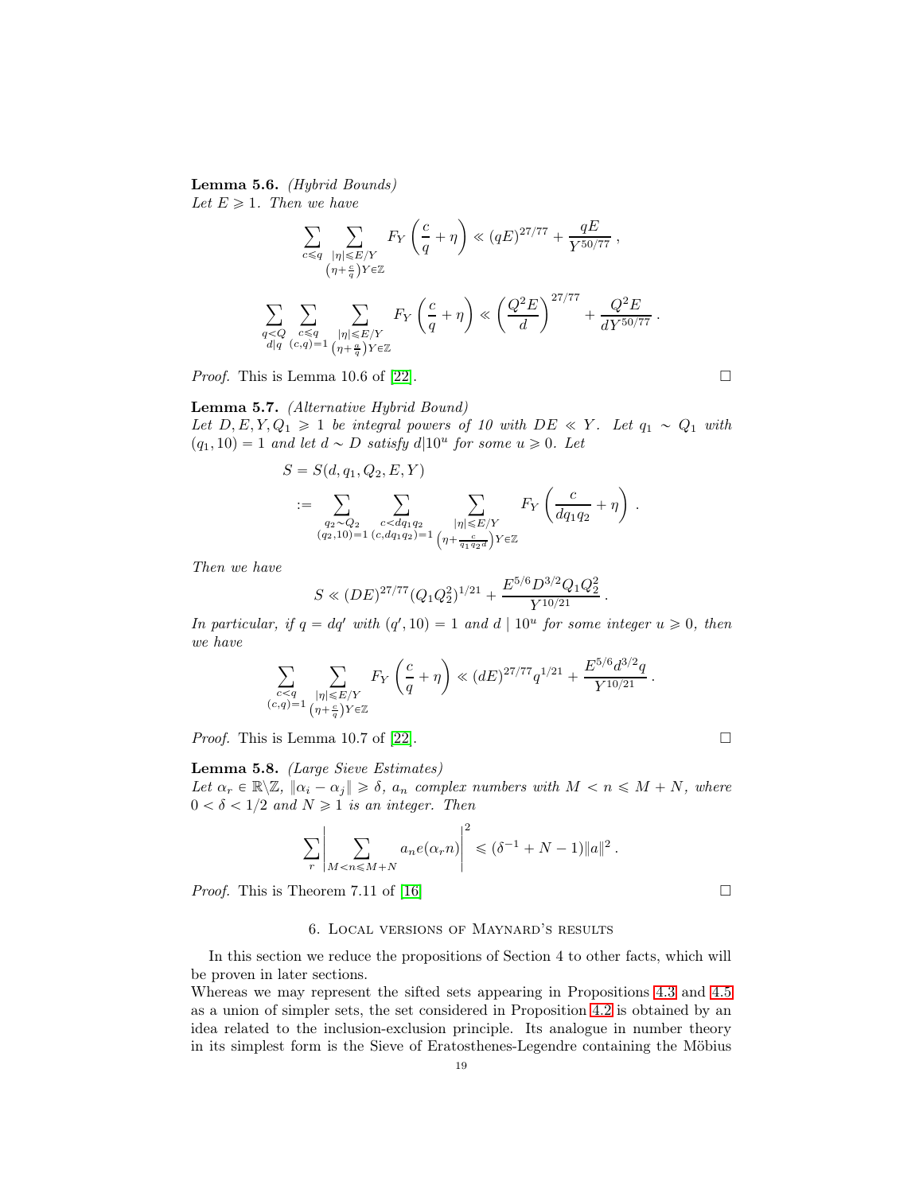**Lemma 5.6.** *(Hybrid Bounds)*
*Let $E \geqslant 1$. Then we have*

$$\sum_{c \leqslant q} \sum_{\substack{|\eta| \leqslant E/Y \\ \left(\eta + \frac{c}{q}\right) Y \in \mathbb{Z}}} F_Y\left(\frac{c}{q} + \eta\right) \ll (qE)^{27/77} + \frac{qE}{Y^{50/77}}\,,$$

$$\sum_{\substack{q<Q \\ d|q}} \sum_{\substack{c \leqslant q \\ (c,q)=1}} \sum_{\substack{|\eta| \leqslant E/Y \\ \left(\eta + \frac{a}{q}\right) Y \in \mathbb{Z}}} F_Y\left(\frac{c}{q} + \eta\right) \ll \left(\frac{Q^2 E}{d}\right)^{27/77} + \frac{Q^2 E}{d Y^{50/77}}\,.$$

*Proof.* This is Lemma 10.6 of [22]. □

**Lemma 5.7.** *(Alternative Hybrid Bound)*
*Let $D, E, Y, Q_1 \geqslant 1$ be integral powers of 10 with $DE \ll Y$. Let $q_1 \sim Q_1$ with $(q_1, 10) = 1$ and let $d \sim D$ satisfy $d | 10^u$ for some $u \geqslant 0$. Let*

$$\begin{aligned} S &= S(d, q_1, Q_2, E, Y) \\ &:= \sum_{\substack{q_2 \sim Q_2 \\ (q_2,10)=1}} \sum_{\substack{c < d q_1 q_2 \\ (c, d q_1 q_2)=1}} \sum_{\substack{|\eta| \leqslant E/Y \\ \left(\eta + \frac{c}{q_1 q_2 d}\right) Y \in \mathbb{Z}}} F_Y\left(\frac{c}{d q_1 q_2} + \eta\right)\,. \end{aligned}$$

*Then we have*

$$S \ll (DE)^{27/77} (Q_1 Q_2^2)^{1/21} + \frac{E^{5/6} D^{3/2} Q_1 Q_2^2}{Y^{10/21}}\,.$$

*In particular, if $q = dq'$ with $(q', 10) = 1$ and $d \mid 10^u$ for some integer $u \geqslant 0$, then we have*

$$\sum_{\substack{c<q \\ (c,q)=1}} \sum_{\substack{|\eta| \leqslant E/Y \\ \left(\eta + \frac{c}{q}\right) Y \in \mathbb{Z}}} F_Y\left(\frac{c}{q} + \eta\right) \ll (dE)^{27/77} q^{1/21} + \frac{E^{5/6} d^{3/2} q}{Y^{10/21}}\,.$$

*Proof.* This is Lemma 10.7 of [22]. □

**Lemma 5.8.** *(Large Sieve Estimates)*
*Let $\alpha_r \in \mathbb{R} \backslash \mathbb{Z}$, $\|\alpha_i - \alpha_j\| \geqslant \delta$, $a_n$ complex numbers with $M < n \leqslant M + N$, where $0 < \delta < 1/2$ and $N \geqslant 1$ is an integer. Then*

$$\sum_r \left| \sum_{M < n \leqslant M+N} a_n e(\alpha_r n) \right|^2 \leqslant (\delta^{-1} + N - 1) \|a\|^2\,.$$

*Proof.* This is Theorem 7.11 of [16] □

## 6. Local versions of Maynard's results

In this section we reduce the propositions of Section 4 to other facts, which will be proven in later sections.
Whereas we may represent the sifted sets appearing in Propositions 4.3 and 4.5 as a union of simpler sets, the set considered in Proposition 4.2 is obtained by an idea related to the inclusion-exclusion principle. Its analogue in number theory in its simplest form is the Sieve of Eratosthenes-Legendre containing the Möbius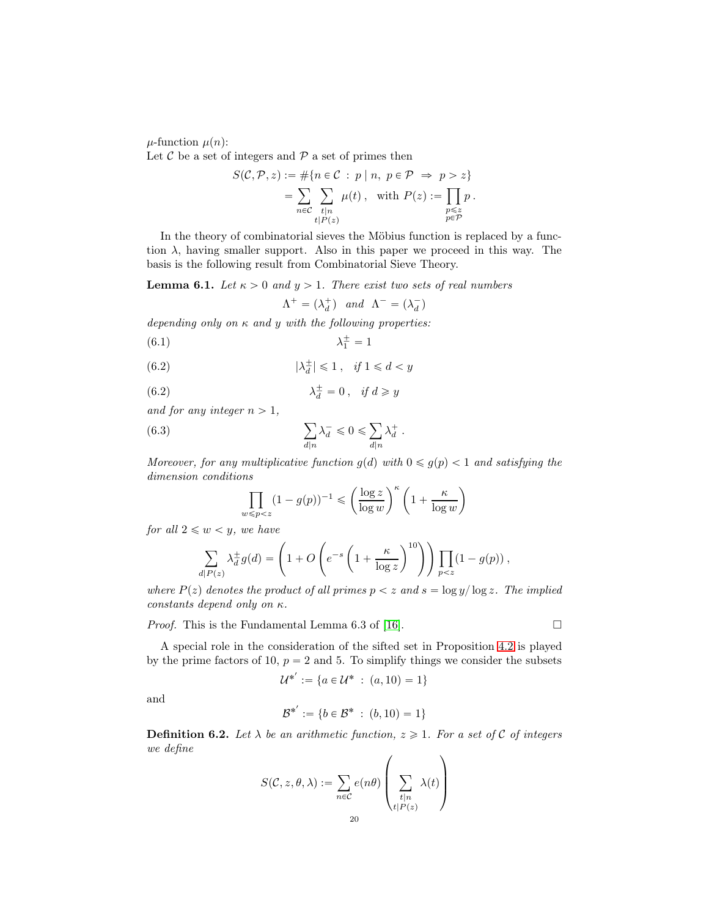$\mu$-function $\mu(n)$:
Let $\mathcal{C}$ be a set of integers and $\mathcal{P}$ a set of primes then

$$\begin{aligned} S(\mathcal{C},\mathcal{P},z) &:= \#\{n \in \mathcal{C} \,:\, p \mid n,\ p \in \mathcal{P} \ \Rightarrow\ p > z\} \\ &= \sum_{n\in\mathcal{C}} \sum_{\substack{t\mid n \\ t\mid P(z)}} \mu(t)\,, \quad \text{with } P(z) := \prod_{\substack{p\leqslant z \\ p\in\mathcal{P}}} p\,. \end{aligned}$$

In the theory of combinatorial sieves the Möbius function is replaced by a function $\lambda$, having smaller support. Also in this paper we proceed in this way. The basis is the following result from Combinatorial Sieve Theory.

**Lemma 6.1.** *Let $\kappa > 0$ and $y > 1$. There exist two sets of real numbers*

$$\Lambda^+ = (\lambda_d^+) \quad \textit{and} \quad \Lambda^- = (\lambda_d^-)$$

*depending only on $\kappa$ and $y$ with the following properties:*

$$\lambda_1^{\pm} = 1 \tag{6.1}$$

$$|\lambda_d^{\pm}| \leqslant 1\,, \quad \textit{if } 1 \leqslant d < y \tag{6.2}$$

$$\lambda_d^{\pm} = 0\,, \quad \textit{if } d \geqslant y \tag{6.2}$$

*and for any integer $n > 1$,*

$$\sum_{d\mid n} \lambda_d^- \leqslant 0 \leqslant \sum_{d\mid n} \lambda_d^+\,. \tag{6.3}$$

*Moreover, for any multiplicative function $g(d)$ with $0 \leqslant g(p) < 1$ and satisfying the dimension conditions*

$$\prod_{w\leqslant p<z} (1-g(p))^{-1} \leqslant \left(\frac{\log z}{\log w}\right)^{\kappa} \left(1 + \frac{\kappa}{\log w}\right)$$

*for all $2 \leqslant w < y$, we have*

$$\sum_{d\mid P(z)} \lambda_d^{\pm} g(d) = \left(1 + O\left(e^{-s}\left(1+\frac{\kappa}{\log z}\right)^{10}\right)\right) \prod_{p<z}(1-g(p))\,,$$

*where $P(z)$ denotes the product of all primes $p < z$ and $s = \log y/\log z$. The implied constants depend only on $\kappa$.*

*Proof.* This is the Fundamental Lemma 6.3 of [16]. $\square$

A special role in the consideration of the sifted set in Proposition 4.2 is played by the prime factors of 10, $p = 2$ and 5. To simplify things we consider the subsets

$$\mathcal{U}^{*'} := \{a \in \mathcal{U}^* \,:\, (a,10) = 1\}$$

and

$$\mathcal{B}^{*'} := \{b \in \mathcal{B}^* \,:\, (b,10) = 1\}$$

**Definition 6.2.** *Let $\lambda$ be an arithmetic function, $z \geqslant 1$. For a set of $\mathcal{C}$ of integers we define*

$$S(\mathcal{C}, z, \theta, \lambda) := \sum_{n\in\mathcal{C}} e(n\theta) \left( \sum_{\substack{t\mid n \\ t\mid P(z)}} \lambda(t) \right)$$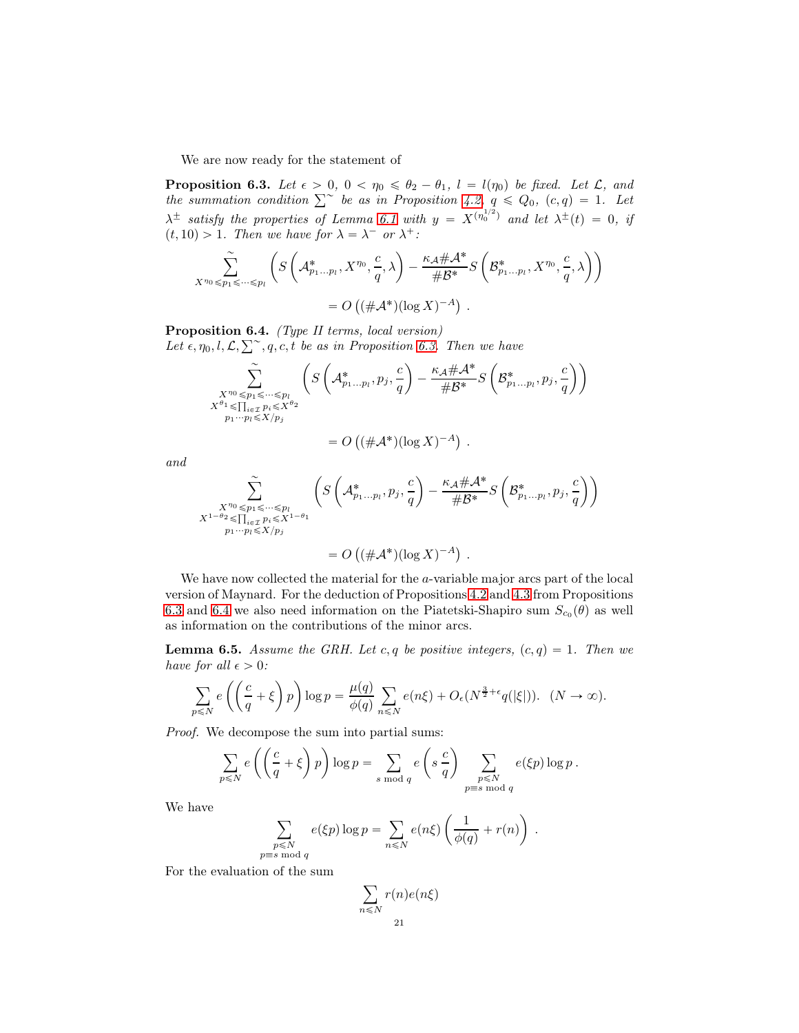We are now ready for the statement of

**Proposition 6.3.** *Let $\epsilon > 0$, $0 < \eta_0 \leqslant \theta_2 - \theta_1$, $l = l(\eta_0)$ be fixed. Let $\mathcal{L}$, and the summation condition $\sum^\sim$ be as in Proposition 4.2, $q \leqslant Q_0$, $(c,q) = 1$. Let $\lambda^\pm$ satisfy the properties of Lemma 6.1 with $y = X^{(\eta_0^{1/2})}$ and let $\lambda^\pm(t) = 0$, if $(t, 10) > 1$. Then we have for $\lambda = \lambda^-$ or $\lambda^+$:*

$$\sideset{}{^\sim}\sum_{X^{\eta_0} \leqslant p_1 \leqslant \cdots \leqslant p_l} \left( S\left(\mathcal{A}^*_{p_1 \ldots p_l}, X^{\eta_0}, \frac{c}{q}, \lambda\right) - \frac{\kappa_{\mathcal{A}} \# \mathcal{A}^*}{\# \mathcal{B}^*} S\left(\mathcal{B}^*_{p_1 \ldots p_l}, X^{\eta_0}, \frac{c}{q}, \lambda\right)\right)$$
$$= O\left((\#\mathcal{A}^*)(\log X)^{-A}\right) .$$

**Proposition 6.4.** *(Type II terms, local version)*
*Let $\epsilon, \eta_0, l, \mathcal{L}, \sum^\sim, q, c, t$ be as in Proposition 6.3. Then we have*

$$\sideset{}{^\sim}\sum_{\substack{X^{\eta_0} \leqslant p_1 \leqslant \cdots \leqslant p_l \\ X^{\theta_1} \leqslant \prod_{i \in \mathcal{I}} p_i \leqslant X^{\theta_2} \\ p_1 \cdots p_l \leqslant X/p_j}} \left( S\left(\mathcal{A}^*_{p_1 \ldots p_l}, p_j, \frac{c}{q}\right) - \frac{\kappa_{\mathcal{A}} \# \mathcal{A}^*}{\# \mathcal{B}^*} S\left(\mathcal{B}^*_{p_1 \ldots p_l}, p_j, \frac{c}{q}\right)\right)$$
$$= O\left((\#\mathcal{A}^*)(\log X)^{-A}\right) .$$

*and*

$$\sideset{}{^\sim}\sum_{\substack{X^{\eta_0} \leqslant p_1 \leqslant \cdots \leqslant p_l \\ X^{1-\theta_2} \leqslant \prod_{i \in \mathcal{I}} p_i \leqslant X^{1-\theta_1} \\ p_1 \cdots p_l \leqslant X/p_j}} \left( S\left(\mathcal{A}^*_{p_1 \ldots p_l}, p_j, \frac{c}{q}\right) - \frac{\kappa_{\mathcal{A}} \# \mathcal{A}^*}{\# \mathcal{B}^*} S\left(\mathcal{B}^*_{p_1 \ldots p_l}, p_j, \frac{c}{q}\right)\right)$$
$$= O\left((\#\mathcal{A}^*)(\log X)^{-A}\right) .$$

We have now collected the material for the $a$-variable major arcs part of the local version of Maynard. For the deduction of Propositions 4.2 and 4.3 from Propositions 6.3 and 6.4 we also need information on the Piatetski-Shapiro sum $S_{c_0}(\theta)$ as well as information on the contributions of the minor arcs.

**Lemma 6.5.** *Assume the GRH. Let $c, q$ be positive integers, $(c,q) = 1$. Then we have for all $\epsilon > 0$:*

$$\sum_{p \leqslant N} e\left(\left(\frac{c}{q} + \xi\right) p\right) \log p = \frac{\mu(q)}{\phi(q)} \sum_{n \leqslant N} e(n\xi) + O_\epsilon(N^{\frac{3}{2}+\epsilon} q(|\xi|)). \quad (N \to \infty).$$

*Proof.* We decompose the sum into partial sums:

$$\sum_{p \leqslant N} e\left(\left(\frac{c}{q} + \xi\right) p\right) \log p = \sum_{s \bmod q} e\left(s\, \frac{c}{q}\right) \sum_{\substack{p \leqslant N \\ p \equiv s \bmod q}} e(\xi p) \log p\, .$$

We have

$$\sum_{\substack{p \leqslant N \\ p \equiv s \bmod q}} e(\xi p) \log p = \sum_{n \leqslant N} e(n\xi) \left(\frac{1}{\phi(q)} + r(n)\right) .$$

For the evaluation of the sum

$$\sum_{n \leqslant N} r(n) e(n\xi)$$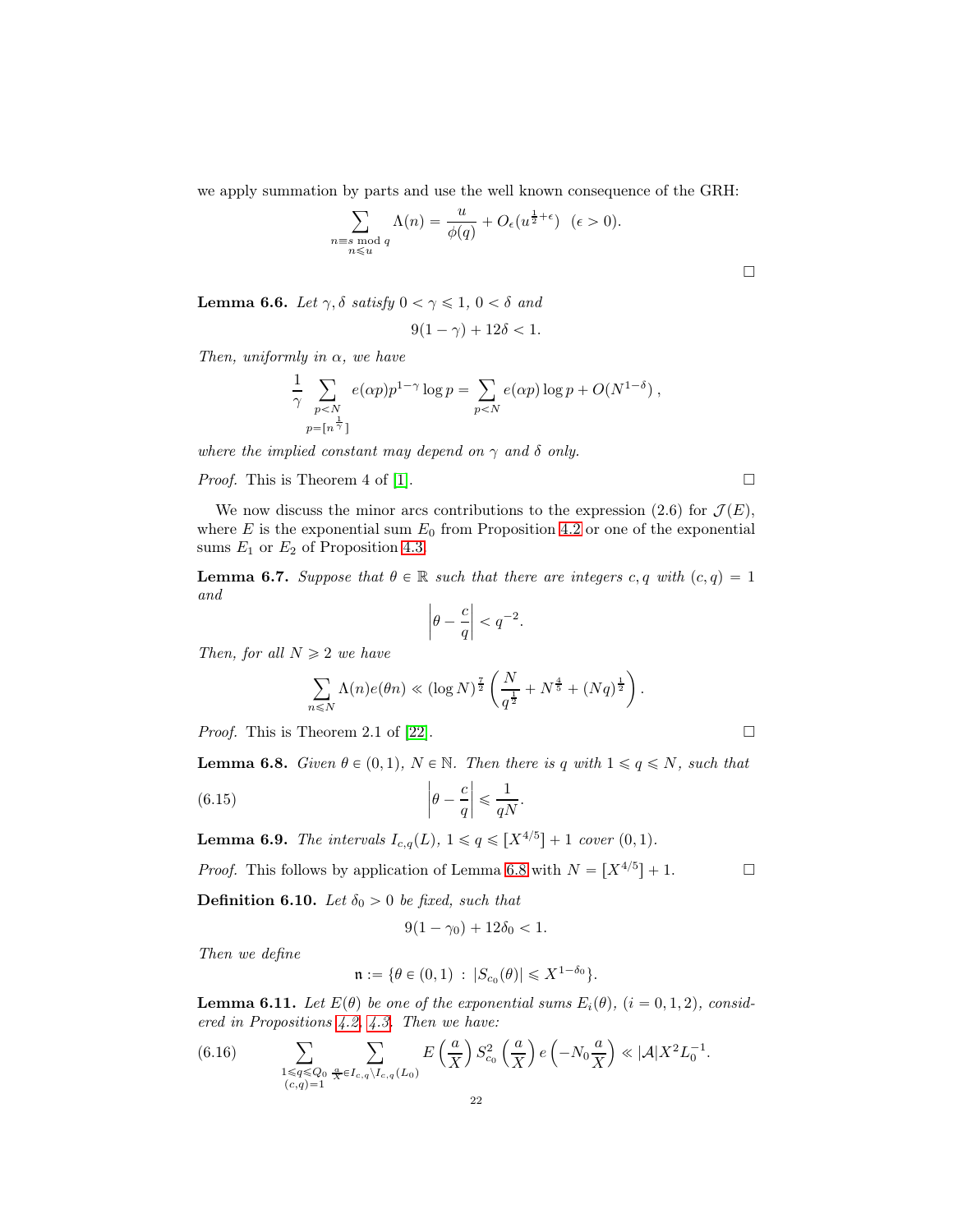we apply summation by parts and use the well known consequence of the GRH:

$$\sum_{\substack{n\equiv s \bmod q\\ n\leqslant u}} \Lambda(n) = \frac{u}{\phi(q)} + O_\epsilon(u^{\frac{1}{2}+\epsilon}) \ \ (\epsilon > 0).$$

$\square$

**Lemma 6.6.** *Let $\gamma, \delta$ satisfy $0 < \gamma \leqslant 1$, $0 < \delta$ and*

$$9(1-\gamma) + 12\delta < 1.$$

*Then, uniformly in $\alpha$, we have*

$$\frac{1}{\gamma} \sum_{\substack{p<N\\ p=[n^{\frac{1}{\gamma}}]}} e(\alpha p) p^{1-\gamma} \log p = \sum_{p<N} e(\alpha p) \log p + O(N^{1-\delta}),$$

*where the implied constant may depend on $\gamma$ and $\delta$ only.*

*Proof.* This is Theorem 4 of [1]. $\square$

We now discuss the minor arcs contributions to the expression (2.6) for $\mathcal{J}(E)$, where $E$ is the exponential sum $E_0$ from Proposition 4.2 or one of the exponential sums $E_1$ or $E_2$ of Proposition 4.3.

**Lemma 6.7.** *Suppose that $\theta \in \mathbb{R}$ such that there are integers $c, q$ with $(c, q) = 1$ and*

$$\left|\theta - \frac{c}{q}\right| < q^{-2}.$$

*Then, for all $N \geqslant 2$ we have*

$$\sum_{n\leqslant N} \Lambda(n) e(\theta n) \ll (\log N)^{\frac{7}{2}} \left( \frac{N}{q^{\frac{1}{2}}} + N^{\frac{4}{5}} + (Nq)^{\frac{1}{2}} \right).$$

*Proof.* This is Theorem 2.1 of [22]. $\square$

**Lemma 6.8.** *Given $\theta \in (0, 1)$, $N \in \mathbb{N}$. Then there is $q$ with $1 \leqslant q \leqslant N$, such that*

$$\left|\theta - \frac{c}{q}\right| \leqslant \frac{1}{qN}. \tag{6.15}$$

**Lemma 6.9.** *The intervals $I_{c,q}(L)$, $1 \leqslant q \leqslant [X^{4/5}] + 1$ cover $(0, 1)$.*

*Proof.* This follows by application of Lemma 6.8 with $N = [X^{4/5}] + 1$. $\square$

**Definition 6.10.** *Let $\delta_0 > 0$ be fixed, such that*

$$9(1-\gamma_0) + 12\delta_0 < 1.$$

*Then we define*

$$\mathfrak{n} := \{\theta \in (0, 1) \,:\, |S_{c_0}(\theta)| \leqslant X^{1-\delta_0}\}.$$

**Lemma 6.11.** *Let $E(\theta)$ be one of the exponential sums $E_i(\theta)$, $(i = 0, 1, 2)$, considered in Propositions 4.2, 4.3. Then we have:*

$$\sum_{\substack{1\leqslant q\leqslant Q_0\\ (c,q)=1}} \sum_{\frac{a}{X} \in I_{c,q} \setminus I_{c,q}(L_0)} E\left(\frac{a}{X}\right) S_{c_0}^2\left(\frac{a}{X}\right) e\left(-N_0 \frac{a}{X}\right) \ll |\mathcal{A}| X^2 L_0^{-1}. \tag{6.16}$$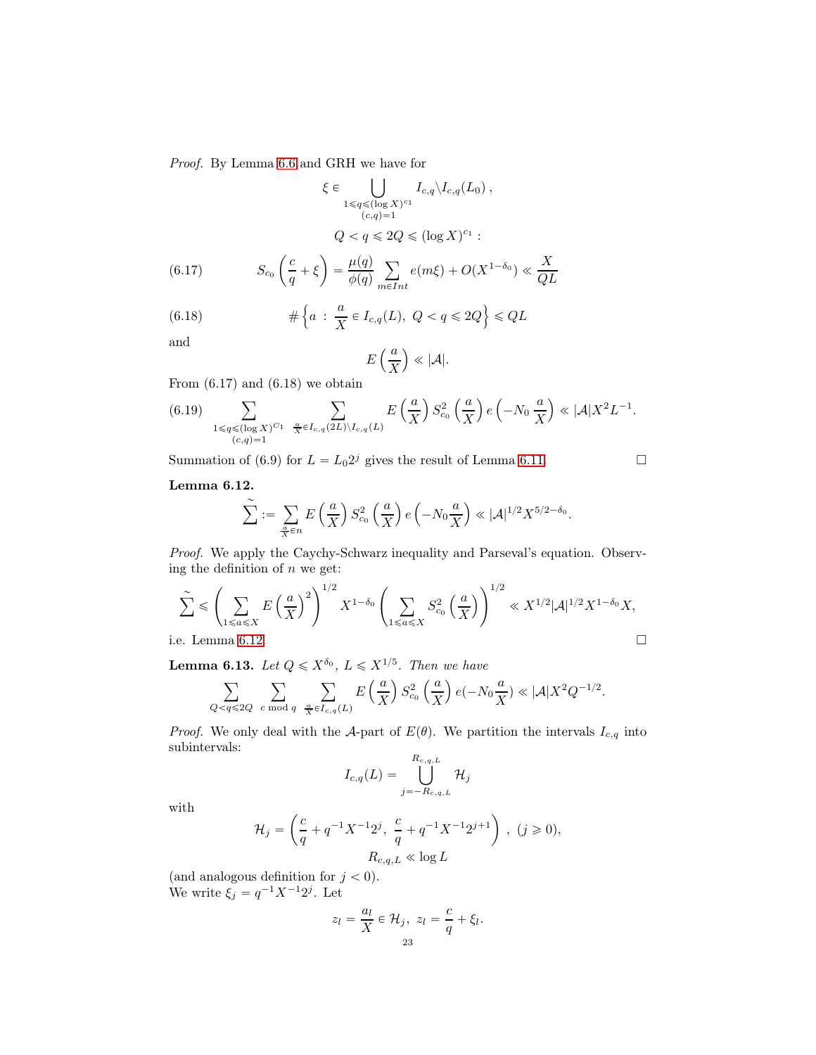*Proof.* By Lemma 6.6 and GRH we have for

$$\xi \in \bigcup_{\substack{1\leqslant q\leqslant (\log X)^{c_1}\\ (c,q)=1}} I_{c,q}\backslash I_{c,q}(L_0)\,,$$

$$Q<q\leqslant 2Q\leqslant (\log X)^{c_1}:$$

$$S_{c_0}\left(\frac{c}{q}+\xi\right)=\frac{\mu(q)}{\phi(q)}\sum_{m\in Int} e(m\xi)+O(X^{1-\delta_0})\ll \frac{X}{QL} \tag{6.17}$$

$$\#\left\{a\,:\,\frac{a}{X}\in I_{c,q}(L),\ Q<q\leqslant 2Q\right\}\leqslant QL \tag{6.18}$$

and

$$E\left(\frac{a}{X}\right)\ll |\mathcal{A}|.$$

From (6.17) and (6.18) we obtain

$$\sum_{\substack{1\leqslant q\leqslant (\log X)^{C_1}\\ (c,q)=1}}\ \sum_{\frac{a}{X}\in I_{c,q}(2L)\backslash I_{c,q}(L)} E\left(\frac{a}{X}\right)S_{c_0}^2\left(\frac{a}{X}\right)e\left(-N_0\,\frac{a}{X}\right)\ll |\mathcal{A}|X^2L^{-1}. \tag{6.19}$$

Summation of (6.9) for $L=L_0 2^j$ gives the result of Lemma 6.11. $\square$

**Lemma 6.12.**

$$\tilde{\sum}:=\sum_{\frac{a}{X}\in n} E\left(\frac{a}{X}\right)S_{c_0}^2\left(\frac{a}{X}\right)e\left(-N_0\frac{a}{X}\right)\ll |\mathcal{A}|^{1/2}X^{5/2-\delta_0}.$$

*Proof.* We apply the Caychy-Schwarz inequality and Parseval's equation. Observing the definition of $n$ we get:

$$\tilde{\sum}\leqslant\left(\sum_{1\leqslant a\leqslant X} E\left(\frac{a}{X}\right)^2\right)^{1/2} X^{1-\delta_0}\left(\sum_{1\leqslant a\leqslant X} S_{c_0}^2\left(\frac{a}{X}\right)\right)^{1/2}\ll X^{1/2}|\mathcal{A}|^{1/2}X^{1-\delta_0}X,$$

i.e. Lemma 6.12. $\square$

**Lemma 6.13.** *Let $Q\leqslant X^{\delta_0}$, $L\leqslant X^{1/5}$. Then we have*

$$\sum_{Q<q\leqslant 2Q}\ \sum_{c \bmod q}\ \sum_{\frac{a}{X}\in I_{c,q}(L)} E\left(\frac{a}{X}\right)S_{c_0}^2\left(\frac{a}{X}\right)e(-N_0\frac{a}{X})\ll |\mathcal{A}|X^2Q^{-1/2}.$$

*Proof.* We only deal with the $\mathcal{A}$-part of $E(\theta)$. We partition the intervals $I_{c,q}$ into subintervals:

$$I_{c,q}(L)=\bigcup_{j=-R_{c,q,L}}^{R_{c,q,L}}\mathcal{H}_j$$

with

$$\mathcal{H}_j=\left(\frac{c}{q}+q^{-1}X^{-1}2^j,\ \frac{c}{q}+q^{-1}X^{-1}2^{j+1}\right)\ ,\ (j\geqslant 0),$$

$$R_{c,q,L}\ll \log L$$

(and analogous definition for $j<0$).
We write $\xi_j=q^{-1}X^{-1}2^j$. Let

$$z_l=\frac{a_l}{X}\in\mathcal{H}_j,\ z_l=\frac{c}{q}+\xi_l.$$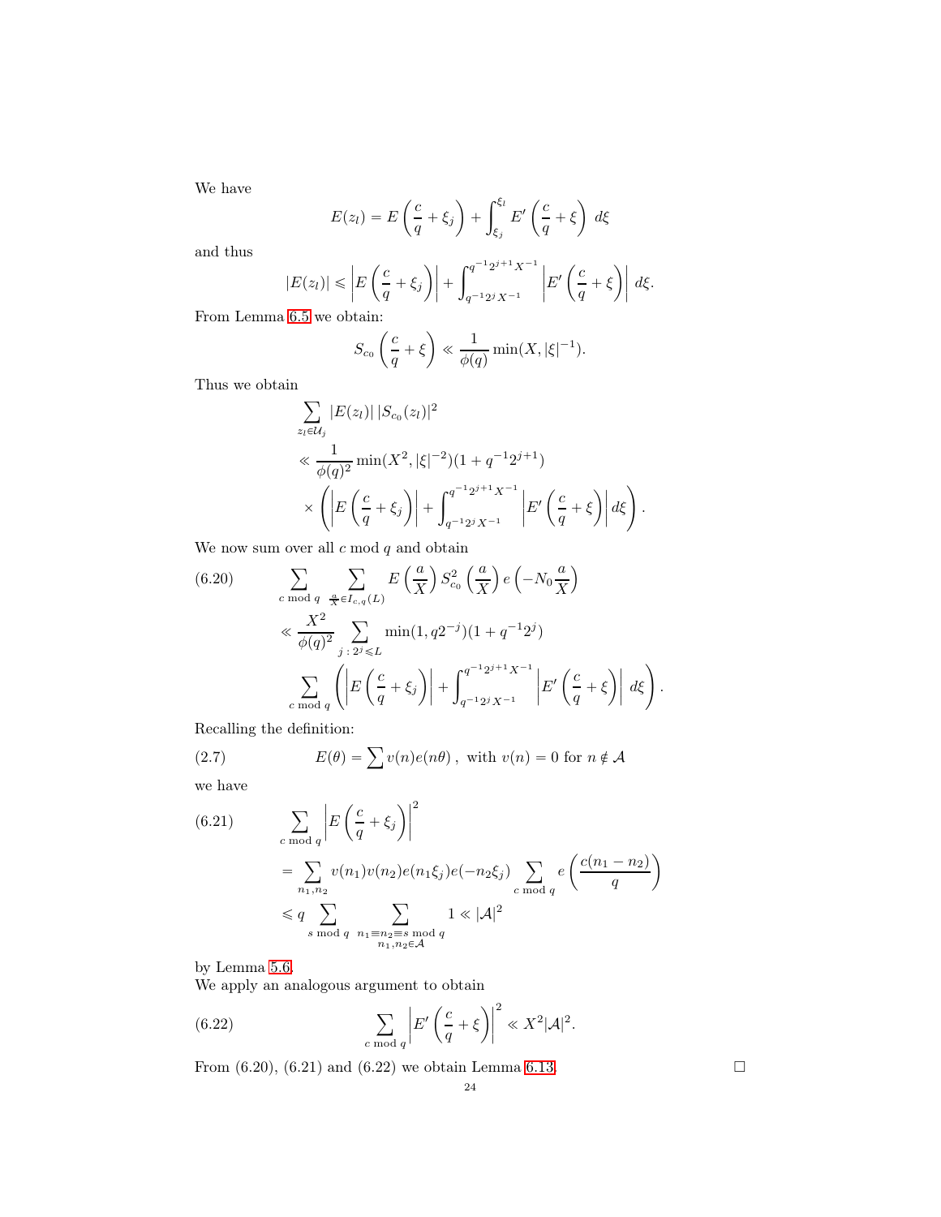We have

$$E(z_l) = E\left(\frac{c}{q}+\xi_j\right) + \int_{\xi_j}^{\xi_l} E'\left(\frac{c}{q}+\xi\right)\, d\xi$$

and thus

$$|E(z_l)| \leqslant \left|E\left(\frac{c}{q}+\xi_j\right)\right| + \int_{q^{-1}2^jX^{-1}}^{q^{-1}2^{j+1}X^{-1}} \left|E'\left(\frac{c}{q}+\xi\right)\right|\, d\xi.$$

From Lemma 6.5 we obtain:

$$S_{c_0}\left(\frac{c}{q}+\xi\right) \ll \frac{1}{\phi(q)}\min(X, |\xi|^{-1}).$$

Thus we obtain

$$\begin{aligned}
&\sum_{z_l\in\mathcal{U}_j} |E(z_l)|\, |S_{c_0}(z_l)|^2 \\
&\ll \frac{1}{\phi(q)^2}\min(X^2, |\xi|^{-2})(1+q^{-1}2^{j+1}) \\
&\times \left(\left|E\left(\frac{c}{q}+\xi_j\right)\right| + \int_{q^{-1}2^jX^{-1}}^{q^{-1}2^{j+1}X^{-1}} \left|E'\left(\frac{c}{q}+\xi\right)\right| d\xi\right).
\end{aligned}$$

We now sum over all $c$ mod $q$ and obtain

$$\begin{aligned}
(6.20)\qquad &\sum_{c \bmod q}\ \sum_{\frac{a}{X}\in I_{c,q}(L)} E\left(\frac{a}{X}\right) S_{c_0}^2\left(\frac{a}{X}\right) e\left(-N_0\frac{a}{X}\right) \\
&\ll \frac{X^2}{\phi(q)^2}\sum_{j\,:\,2^j\leqslant L}\min(1, q2^{-j})(1+q^{-1}2^j) \\
&\sum_{c \bmod q}\left(\left|E\left(\frac{c}{q}+\xi_j\right)\right| + \int_{q^{-1}2^jX^{-1}}^{q^{-1}2^{j+1}X^{-1}} \left|E'\left(\frac{c}{q}+\xi\right)\right|\, d\xi\right).
\end{aligned}$$

Recalling the definition:

$$(2.7)\qquad E(\theta) = \sum v(n)e(n\theta)\,,\ \text{with } v(n)=0 \text{ for } n\notin\mathcal{A}$$

we have

$$\begin{aligned}
(6.21)\qquad &\sum_{c \bmod q}\left|E\left(\frac{c}{q}+\xi_j\right)\right|^2 \\
&= \sum_{n_1,n_2} v(n_1)v(n_2)e(n_1\xi_j)e(-n_2\xi_j)\sum_{c \bmod q} e\left(\frac{c(n_1-n_2)}{q}\right) \\
&\leqslant q\sum_{s \bmod q}\ \sum_{\substack{n_1\equiv n_2\equiv s \bmod q\\ n_1,n_2\in\mathcal{A}}} 1 \ll |\mathcal{A}|^2
\end{aligned}$$

by Lemma 5.6.

We apply an analogous argument to obtain

$$(6.22)\qquad \sum_{c \bmod q}\left|E'\left(\frac{c}{q}+\xi\right)\right|^2 \ll X^2|\mathcal{A}|^2.$$

From (6.20), (6.21) and (6.22) we obtain Lemma 6.13. $\square$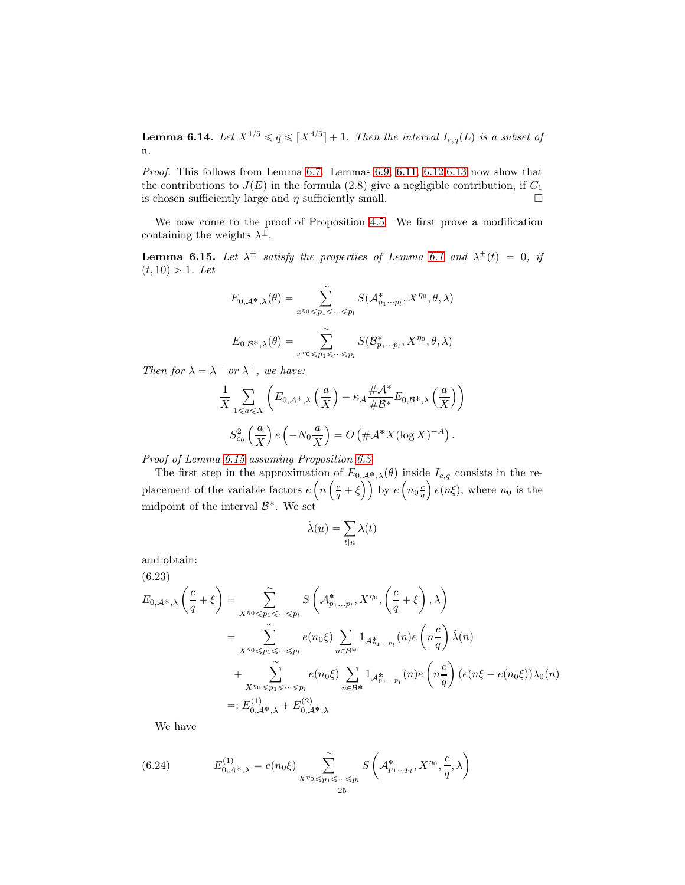**Lemma 6.14.** *Let $X^{1/5} \leqslant q \leqslant [X^{4/5}]+1$. Then the interval $I_{c,q}(L)$ is a subset of $\mathfrak{n}$.*

*Proof.* This follows from Lemma 6.7. Lemmas 6.9, 6.11, 6.12,6.13 now show that the contributions to $J(E)$ in the formula (2.8) give a negligible contribution, if $C_1$ is chosen sufficiently large and $\eta$ sufficiently small. $\square$

We now come to the proof of Proposition 4.5. We first prove a modification containing the weights $\lambda^{\pm}$.

**Lemma 6.15.** *Let $\lambda^{\pm}$ satisfy the properties of Lemma 6.1 and $\lambda^{\pm}(t) = 0$, if $(t, 10) > 1$. Let*

$$E_{0,\mathcal{A}*,\lambda}(\theta) = \sum_{x^{\eta_0} \leqslant p_1 \leqslant \cdots \leqslant p_l}^{\sim} S(\mathcal{A}^*_{p_1\cdots p_l}, X^{\eta_0}, \theta, \lambda)$$

$$E_{0,\mathcal{B}*,\lambda}(\theta) = \sum_{x^{\eta_0} \leqslant p_1 \leqslant \cdots \leqslant p_l}^{\sim} S(\mathcal{B}^*_{p_1\cdots p_l}, X^{\eta_0}, \theta, \lambda)$$

*Then for $\lambda = \lambda^-$ or $\lambda^+$, we have:*

$$\frac{1}{X} \sum_{1 \leqslant a \leqslant X} \left( E_{0,\mathcal{A}*,\lambda}\left(\frac{a}{X}\right) - \kappa_{\mathcal{A}} \frac{\#\mathcal{A}^*}{\#\mathcal{B}^*} E_{0,\mathcal{B}*,\lambda}\left(\frac{a}{X}\right) \right)$$

$$S_{c_0}^2\left(\frac{a}{X}\right) e\left(-N_0 \frac{a}{X}\right) = O\left(\#\mathcal{A}^* X (\log X)^{-A}\right).$$

*Proof of Lemma 6.15 assuming Proposition 6.3.*

The first step in the approximation of $E_{0,\mathcal{A}*,\lambda}(\theta)$ inside $I_{c,q}$ consists in the replacement of the variable factors $e\left(n\left(\frac{c}{q}+\xi\right)\right)$ by $e\left(n_0 \frac{c}{q}\right) e(n\xi)$, where $n_0$ is the midpoint of the interval $\mathcal{B}^*$. We set

$$\tilde{\lambda}(u) = \sum_{t \mid n} \lambda(t)$$

and obtain:

(6.23)

$$\begin{aligned}
E_{0,\mathcal{A}*,\lambda}\left(\frac{c}{q}+\xi\right) &= \sum_{X^{\eta_0} \leqslant p_1 \leqslant \cdots \leqslant p_l}^{\sim} S\left(\mathcal{A}^*_{p_1 \ldots p_l}, X^{\eta_0}, \left(\frac{c}{q}+\xi\right), \lambda\right) \\
&= \sum_{X^{\eta_0} \leqslant p_1 \leqslant \cdots \leqslant p_l}^{\sim} e(n_0\xi) \sum_{n \in \mathcal{B}*} 1_{\mathcal{A}^*_{p_1\cdots p_l}}(n) e\left(n\frac{c}{q}\right) \tilde{\lambda}(n) \\
&\quad + \sum_{X^{\eta_0} \leqslant p_1 \leqslant \cdots \leqslant p_l}^{\sim} e(n_0\xi) \sum_{n \in \mathcal{B}*} 1_{\mathcal{A}^*_{p_1\cdots p_l}}(n) e\left(n\frac{c}{q}\right) (e(n\xi - e(n_0\xi))\lambda_0(n) \\
&=: E^{(1)}_{0,\mathcal{A}*,\lambda} + E^{(2)}_{0,\mathcal{A}*,\lambda}
\end{aligned}$$

We have

$$E^{(1)}_{0,\mathcal{A}*,\lambda} = e(n_0\xi) \sum_{X^{\eta_0} \leqslant p_1 \leqslant \cdots \leqslant p_l}^{\sim} S\left(\mathcal{A}^*_{p_1\ldots p_l}, X^{\eta_0}, \frac{c}{q}, \lambda\right) \tag{6.24}$$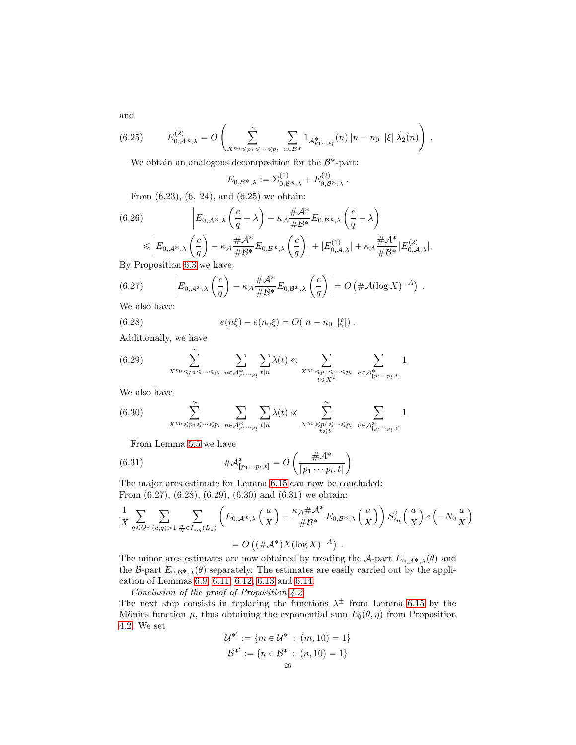and

$$E_{0,\mathcal{A}^*,\lambda}^{(2)} = O\left( \widetilde{\sum_{X^{\eta_0}\leqslant p_1\leqslant \cdots \leqslant p_l}} \sum_{n\in\mathcal{B}^*} 1_{\mathcal{A}^*_{p_1\cdots p_l}}(n)\, |n-n_0|\, |\xi|\, \tilde{\lambda}_2(n) \right) . \tag{6.25}$$

We obtain an analogous decomposition for the $\mathcal{B}^*$-part:

$$E_{0,\mathcal{B}^*,\lambda} := \Sigma^{(1)}_{0,\mathcal{B}^*,\lambda} + E^{(2)}_{0,\mathcal{B}^*,\lambda}\,.$$

From (6.23), (6. 24), and (6.25) we obtain:

$$\left| E_{0,\mathcal{A}^*,\lambda}\left(\frac{c}{q}+\lambda\right) - \kappa_{\mathcal{A}} \frac{\#\mathcal{A}^*}{\#\mathcal{B}^*} E_{0,\mathcal{B}^*,\lambda}\left(\frac{c}{q}+\lambda\right) \right| \tag{6.26}$$

$$\leqslant \left| E_{0,\mathcal{A}^*,\lambda}\left(\frac{c}{q}\right) - \kappa_{\mathcal{A}} \frac{\#\mathcal{A}^*}{\#\mathcal{B}^*} E_{0,\mathcal{B}^*,\lambda}\left(\frac{c}{q}\right) \right| + |E^{(1)}_{0,\mathcal{A},\lambda}| + \kappa_{\mathcal{A}} \frac{\#\mathcal{A}^*}{\#\mathcal{B}^*} |E^{(2)}_{0,\mathcal{A},\lambda}|.$$

By Proposition 6.3 we have:

$$\left| E_{0,\mathcal{A}^*,\lambda}\left(\frac{c}{q}\right) - \kappa_{\mathcal{A}} \frac{\#\mathcal{A}^*}{\#\mathcal{B}^*} E_{0,\mathcal{B}^*,\lambda}\left(\frac{c}{q}\right) \right| = O\left(\#\mathcal{A}(\log X)^{-A}\right)\,. \tag{6.27}$$

We also have:

$$e(n\xi) - e(n_0\xi) = O(|n-n_0|\,|\xi|)\,. \tag{6.28}$$

Additionally, we have

$$\widetilde{\sum_{X^{\eta_0}\leqslant p_1\leqslant\cdots\leqslant p_l}} \sum_{n\in\mathcal{A}^*_{p_1\cdots p_l}} \sum_{t\mid n} \lambda(t) \ll \sum_{\substack{X^{\eta_0}\leqslant p_1\leqslant\cdots\leqslant p_l\\ t\leqslant X^6}} \sum_{n\in\mathcal{A}^*_{[p_1\cdots p_l,t]}} 1 \tag{6.29}$$

We also have

$$\widetilde{\sum_{X^{\eta_0}\leqslant p_1\leqslant\cdots\leqslant p_l}} \sum_{n\in\mathcal{A}^*_{p_1\cdots p_l}} \sum_{t\mid n} \lambda(t) \ll \widetilde{\sum_{\substack{X^{\eta_0}\leqslant p_1\leqslant\cdots\leqslant p_l\\ t\leqslant Y}}} \sum_{n\in\mathcal{A}^*_{[p_1\cdots p_l,t]}} 1 \tag{6.30}$$

From Lemma 5.5 we have

$$\#\mathcal{A}^*_{[p_1\ldots p_l,t]} = O\left(\frac{\#\mathcal{A}^*}{[p_1\cdots p_l,t]}\right) \tag{6.31}$$

The major arcs estimate for Lemma 6.15 can now be concluded:
From (6.27), (6.28), (6.29), (6.30) and (6.31) we obtain:

$$\frac{1}{X}\sum_{q\leqslant Q_0}\sum_{(c,q)>1}\sum_{\frac{a}{X}\in I_{c,q}(L_0)} \left( E_{0,\mathcal{A}^*,\lambda}\left(\frac{a}{X}\right) - \frac{\kappa_{\mathcal{A}}\#\mathcal{A}^*}{\#\mathcal{B}^*} E_{0,\mathcal{B}^*,\lambda}\left(\frac{a}{X}\right)\right) S^2_{c_0}\left(\frac{a}{X}\right) e\left(-N_0\frac{a}{X}\right)$$

$$= O\left((\#\mathcal{A}^*)X(\log X)^{-A}\right)\,.$$

The minor arcs estimates are now obtained by treating the $\mathcal{A}$-part $E_{0,\mathcal{A}^*,\lambda}(\theta)$ and the $\mathcal{B}$-part $E_{0,\mathcal{B}^*,\lambda}(\theta)$ separately. The estimates are easily carried out by the application of Lemmas 6.9, 6.11, 6.12, 6.13 and 6.14.

*Conclusion of the proof of Proposition 4.2*
The next step consists in replacing the functions $\lambda^{\pm}$ from Lemma 6.15 by the Mönius function $\mu$, thus obtaining the exponential sum $E_0(\theta,\eta)$ from Proposition 4.2. We set

$$\mathcal{U}^{*'} := \{m\in\mathcal{U}^*\,:\,(m,10)=1\}$$
$$\mathcal{B}^{*'} := \{n\in\mathcal{B}^*\,:\,(n,10)=1\}$$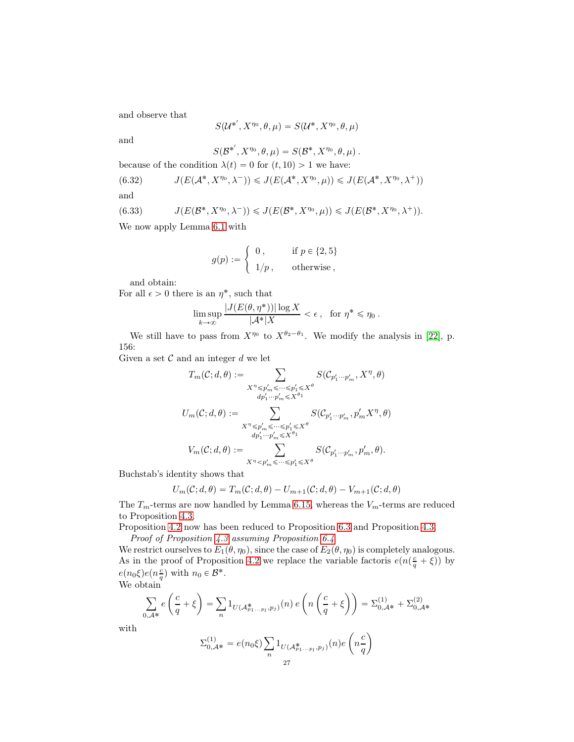and observe that

$$S(\mathcal{U}^{*'}, X^{\eta_0}, \theta, \mu) = S(\mathcal{U}^*, X^{\eta_0}, \theta, \mu)$$

and

$$S(\mathcal{B}^{*'}, X^{\eta_0}, \theta, \mu) = S(\mathcal{B}^*, X^{\eta_0}, \theta, \mu)\,.$$

because of the condition $\lambda(t) = 0$ for $(t, 10) > 1$ we have:

$$J(E(\mathcal{A}^*, X^{\eta_0}, \lambda^-)) \leqslant J(E(\mathcal{A}^*, X^{\eta_0}, \mu)) \leqslant J(E(\mathcal{A}^*, X^{\eta_0}, \lambda^+)) \tag{6.32}$$

and

$$J(E(\mathcal{B}^*, X^{\eta_0}, \lambda^-)) \leqslant J(E(\mathcal{B}^*, X^{\eta_0}, \mu)) \leqslant J(E(\mathcal{B}^*, X^{\eta_0}, \lambda^+)). \tag{6.33}$$

We now apply Lemma 6.1 with

$$g(p) := \begin{cases} 0\,, & \text{if } p \in \{2, 5\} \\ 1/p\,, & \text{otherwise}\,, \end{cases}$$

and obtain:
For all $\epsilon > 0$ there is an $\eta^*$, such that

$$\limsup_{k \to \infty} \frac{|J(E(\theta, \eta^*))| \log X}{|\mathcal{A}^*| X} < \epsilon\,, \quad \text{for } \eta^* \leqslant \eta_0\,.$$

We still have to pass from $X^{\eta_0}$ to $X^{\theta_2 - \theta_1}$. We modify the analysis in [22], p. 156:
Given a set $\mathcal{C}$ and an integer $d$ we let

$$T_m(\mathcal{C}; d, \theta) := \sum_{\substack{X^\eta \leqslant p'_m \leqslant \cdots \leqslant p'_1 \leqslant X^\theta \\ d p'_1 \cdots p'_m \leqslant X^{\theta_1}}} S(\mathcal{C}_{p'_1 \cdots p'_m}, X^\eta, \theta)$$

$$U_m(\mathcal{C}; d, \theta) := \sum_{\substack{X^\eta \leqslant p'_m \leqslant \cdots \leqslant p'_1 \leqslant X^\theta \\ d p'_1 \cdots p'_m \leqslant X^{\theta_1}}} S(\mathcal{C}_{p'_1 \cdots p'_m}, p'_m X^\eta, \theta)$$

$$V_m(\mathcal{C}; d, \theta) := \sum_{X^\eta < p'_m \leqslant \cdots \leqslant p'_1 \leqslant X^\theta} S(\mathcal{C}_{p'_1 \cdots p'_m}, p'_m, \theta).$$

Buchstab's identity shows that

$$U_m(\mathcal{C}; d, \theta) = T_m(\mathcal{C}; d, \theta) - U_{m+1}(\mathcal{C}; d, \theta) - V_{m+1}(\mathcal{C}; d, \theta)$$

The $T_m$-terms are now handled by Lemma 6.15, whereas the $V_m$-terms are reduced to Proposition 4.3.
Proposition 4.2 now has been reduced to Proposition 6.3 and Proposition 4.3.

*Proof of Proposition 4.3 assuming Proposition 6.4.*
We restrict ourselves to $E_1(\theta, \eta_0)$, since the case of $E_2(\theta, \eta_0)$ is completely analogous. As in the proof of Proposition 4.2 we replace the variable factoris $e(n(\frac{c}{q} + \xi))$ by $e(n_0\xi)e(n\frac{c}{q})$ with $n_0 \in \mathcal{B}^*$.
We obtain

$$\sum_{0, \mathcal{A}^*} e\left(\frac{c}{q} + \xi\right) = \sum_n 1_{U(\mathcal{A}^*_{p_1 \cdots p_l}, p_j)}(n)\, e\left(n\left(\frac{c}{q} + \xi\right)\right) = \Sigma^{(1)}_{0, \mathcal{A}^*} + \Sigma^{(2)}_{0, \mathcal{A}^*}$$

with

$$\Sigma^{(1)}_{0, \mathcal{A}^*} = e(n_0\xi) \sum_n 1_{U(\mathcal{A}^*_{p_1 \cdots p_l}, p_j)}(n) e\left(n\frac{c}{q}\right)$$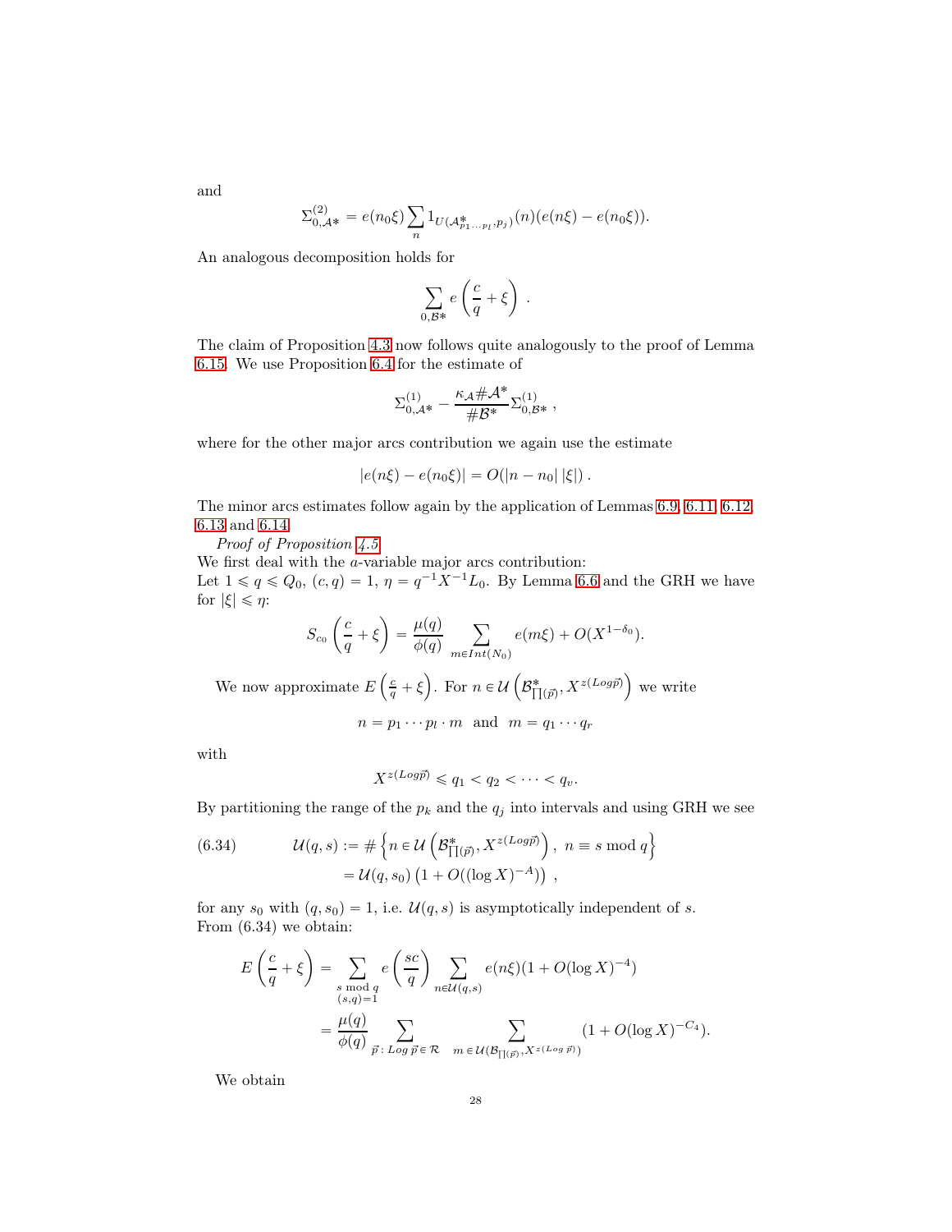and

$$\Sigma^{(2)}_{0,\mathcal{A}*} = e(n_0\xi)\sum_n 1_{U(\mathcal{A}^*_{p_1\cdots p_l},p_j)}(n)(e(n\xi)-e(n_0\xi)).$$

An analogous decomposition holds for

$$\sum_{0,\mathcal{B}*} e\left(\frac{c}{q}+\xi\right)\,.$$

The claim of Proposition 4.3 now follows quite analogously to the proof of Lemma 6.15. We use Proposition 6.4 for the estimate of

$$\Sigma^{(1)}_{0,\mathcal{A}*} - \frac{\kappa_{\mathcal{A}}\#\mathcal{A}^*}{\#\mathcal{B}^*}\Sigma^{(1)}_{0,\mathcal{B}*}\,,$$

where for the other major arcs contribution we again use the estimate

$$|e(n\xi)-e(n_0\xi)| = O(|n-n_0|\,|\xi|)\,.$$

The minor arcs estimates follow again by the application of Lemmas 6.9, 6.11, 6.12, 6.13 and 6.14.

*Proof of Proposition 4.5.*
We first deal with the $a$-variable major arcs contribution:
Let $1\leqslant q\leqslant Q_0$, $(c,q)=1$, $\eta=q^{-1}X^{-1}L_0$. By Lemma 6.6 and the GRH we have for $|\xi|\leqslant\eta$:

$$S_{c_0}\left(\frac{c}{q}+\xi\right) = \frac{\mu(q)}{\phi(q)}\sum_{m\in Int(N_0)} e(m\xi) + O(X^{1-\delta_0}).$$

We now approximate $E\left(\frac{c}{q}+\xi\right)$. For $n\in\mathcal{U}\left(\mathcal{B}^*_{\prod(\vec{p})},X^{z(Log\vec{p})}\right)$ we write

$$n=p_1\cdots p_l\cdot m \ \text{ and } \ m=q_1\cdots q_r$$

with

$$X^{z(Log\vec{p})}\leqslant q_1<q_2<\cdots<q_v.$$

By partitioning the range of the $p_k$ and the $q_j$ into intervals and using GRH we see

$$\begin{aligned}
\text{(6.34)}\qquad \mathcal{U}(q,s) &:= \#\left\{n\in\mathcal{U}\left(\mathcal{B}^*_{\prod(\vec{p})},X^{z(Log\vec{p})}\right),\ n\equiv s \bmod q\right\}\\
&= \mathcal{U}(q,s_0)\left(1+O((\log X)^{-A})\right)\,,
\end{aligned}$$

for any $s_0$ with $(q,s_0)=1$, i.e. $\mathcal{U}(q,s)$ is asymptotically independent of $s$.
From (6.34) we obtain:

$$\begin{aligned}
E\left(\frac{c}{q}+\xi\right) &= \sum_{\substack{s \bmod q\\ (s,q)=1}} e\left(\frac{sc}{q}\right)\sum_{n\in\mathcal{U}(q,s)} e(n\xi)(1+O(\log X)^{-4})\\
&= \frac{\mu(q)}{\phi(q)}\sum_{\vec{p}\,:\,Log\,\vec{p}\in\mathcal{R}}\ \sum_{m\,\in\,\mathcal{U}(\mathcal{B}_{\prod(\vec{p})},X^{z(Log\,\vec{p})})}(1+O(\log X)^{-C_4}).
\end{aligned}$$

We obtain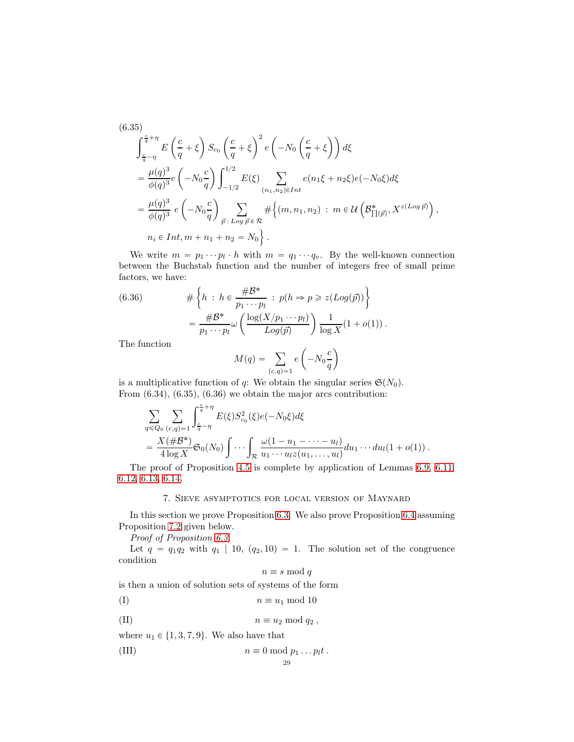(6.35)

$$
\begin{aligned}
&\int_{\frac{c}{q}-\eta}^{\frac{c}{q}+\eta} E\left(\frac{c}{q}+\xi\right) S_{c_0}\left(\frac{c}{q}+\xi\right)^2 e\left(-N_0\left(\frac{c}{q}+\xi\right)\right) d\xi \\
&= \frac{\mu(q)^3}{\phi(q)^3} e\left(-N_0\frac{c}{q}\right) \int_{-1/2}^{1/2} E(\xi) \sum_{(n_1,n_2)\in Int} e(n_1\xi + n_2\xi) e(-N_0\xi) d\xi \\
&= \frac{\mu(q)^3}{\phi(q)^3}\, e\left(-N_0\frac{c}{q}\right) \sum_{\vec{p}\,:\, Log\,\vec{p}\,\in\,\mathcal{R}} \#\Big\{(m,n_1,n_2)\;:\; m\in\mathcal{U}\left(\mathcal{B}^*_{\prod(\vec{p})}, X^{z(Log\,\vec{p})}\right), \\
&\quad n_i\in Int, m+n_1+n_2 = N_0\Big\}.
\end{aligned}
$$

We write $m = p_1\cdots p_l\cdot h$ with $m = q_1\cdots q_v$. By the well-known connection between the Buchstab function and the number of integers free of small prime factors, we have:

$$
\begin{aligned}
&\# \left\{h \,:\, h\in \frac{\#\mathcal{B}^*}{p_1\cdots p_l} \,:\, p(h \Rightarrow p \geqslant z(Log(\vec{p}))\right\} \\
&\quad = \frac{\#\mathcal{B}^*}{p_1\cdots p_l}\omega\left(\frac{\log(X/p_1\cdots p_l)}{Log(\vec{p})}\right)\frac{1}{\log X}(1+o(1))\,.
\end{aligned} \tag{6.36}
$$

The function

$$
M(q) = \sum_{(c,q)=1} e\left(-N_0\frac{c}{q}\right)
$$

is a multiplicative function of $q$: We obtain the singular series $\mathfrak{S}(N_0)$.
From (6.34), (6.35), (6.36) we obtain the major arcs contribution:

$$
\begin{aligned}
&\sum_{q\leqslant Q_0}\sum_{(c,q)=1}\int_{\frac{c}{q}-\eta}^{\frac{c}{q}+\eta} E(\xi) S_{c_0}^2(\xi) e(-N_0\xi) d\xi \\
&= \frac{X(\#\mathcal{B}^*)}{4\log X}\mathfrak{S}_0(N_0)\int\cdots\int_{\mathcal{R}}\frac{\omega(1-u_1-\cdots-u_l)}{u_1\cdots u_l z(u_1,\ldots,u_l)} du_1\cdots du_l(1+o(1))\,.
\end{aligned}
$$

The proof of Proposition 4.5 is complete by application of Lemmas 6.9, 6.11, 6.12, 6.13, 6.14.

## 7. Sieve asymptotics for local version of Maynard

In this section we prove Proposition 6.3. We also prove Proposition 6.4 assuming Proposition 7.2 given below.

*Proof of Proposition 6.3.*

Let $q = q_1 q_2$ with $q_1 \mid 10$, $(q_2, 10) = 1$. The solution set of the congruence condition

$$
n \equiv s \bmod q
$$

is then a union of solution sets of systems of the form

$$
n \equiv u_1 \bmod 10 \tag{I}
$$

$$
n \equiv u_2 \bmod q_2\,, \tag{II}
$$

where $u_1 \in \{1, 3, 7, 9\}$. We also have that

$$
n \equiv 0 \bmod p_1 \ldots p_l t\,. \tag{III}
$$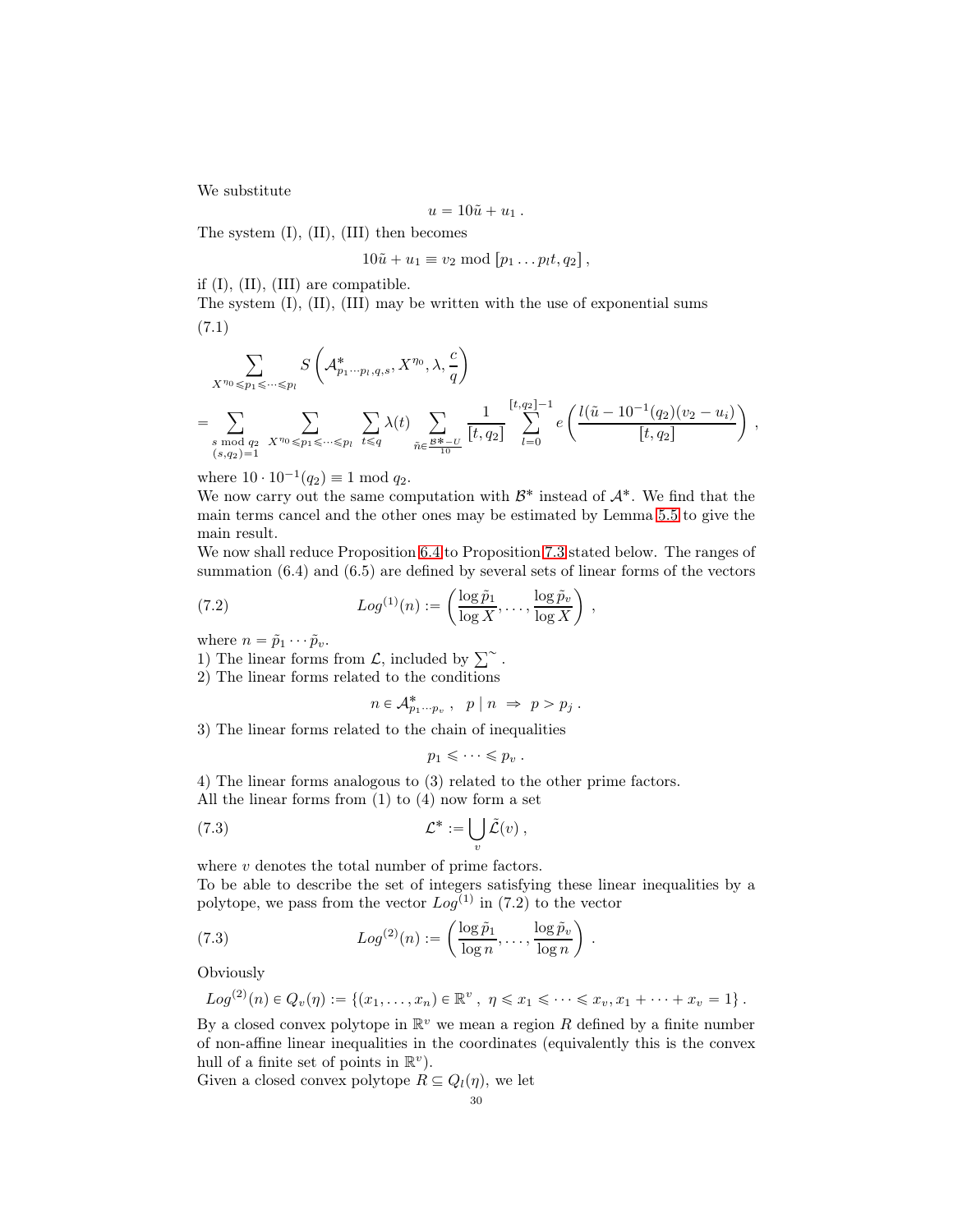We substitute

$$u = 10\tilde{u} + u_1 .$$

The system (I), (II), (III) then becomes

$$10\tilde{u} + u_1 \equiv v_2 \bmod [p_1 \ldots p_l t, q_2] ,$$

if (I), (II), (III) are compatible.
The system (I), (II), (III) may be written with the use of exponential sums

(7.1)

$$\sum_{X^{\eta_0} \leqslant p_1 \leqslant \cdots \leqslant p_l} S\left(\mathcal{A}^*_{p_1 \cdots p_l, q, s}, X^{\eta_0}, \lambda, \frac{c}{q}\right)$$

$$= \sum_{\substack{s \bmod q_2 \\ (s,q_2)=1}} \; \sum_{X^{\eta_0} \leqslant p_1 \leqslant \cdots \leqslant p_l} \; \sum_{t \leqslant q} \lambda(t) \sum_{\tilde{n} \in \frac{\mathcal{B}^* - U}{10}} \frac{1}{[t, q_2]} \sum_{l=0}^{[t,q_2]-1} e\left(\frac{l(\tilde{u} - 10^{-1}(q_2)(v_2 - u_i)}{[t, q_2]}\right) ,$$

where $10 \cdot 10^{-1}(q_2) \equiv 1 \bmod q_2$.
We now carry out the same computation with $\mathcal{B}^*$ instead of $\mathcal{A}^*$. We find that the main terms cancel and the other ones may be estimated by Lemma 5.5 to give the main result.
We now shall reduce Proposition 6.4 to Proposition 7.3 stated below. The ranges of summation (6.4) and (6.5) are defined by several sets of linear forms of the vectors

$$Log^{(1)}(n) := \left(\frac{\log \tilde{p}_1}{\log X}, \ldots, \frac{\log \tilde{p}_v}{\log X}\right) , \tag{7.2}$$

where $n = \tilde{p}_1 \cdots \tilde{p}_v$.
1) The linear forms from $\mathcal{L}$, included by $\sum^{\sim}$ .
2) The linear forms related to the conditions

$$n \in \mathcal{A}^*_{p_1 \cdots p_v} , \;\; p \mid n \;\Rightarrow\; p > p_j .$$

3) The linear forms related to the chain of inequalities

$$p_1 \leqslant \cdots \leqslant p_v .$$

4) The linear forms analogous to (3) related to the other prime factors.
All the linear forms from (1) to (4) now form a set

$$\mathcal{L}^* := \bigcup_v \tilde{\mathcal{L}}(v) , \tag{7.3}$$

where $v$ denotes the total number of prime factors.
To be able to describe the set of integers satisfying these linear inequalities by a polytope, we pass from the vector $Log^{(1)}$ in (7.2) to the vector

$$Log^{(2)}(n) := \left(\frac{\log \tilde{p}_1}{\log n}, \ldots, \frac{\log \tilde{p}_v}{\log n}\right) . \tag{7.3}$$

Obviously

$$Log^{(2)}(n) \in Q_v(\eta) := \{(x_1, \ldots, x_n) \in \mathbb{R}^v , \; \eta \leqslant x_1 \leqslant \cdots \leqslant x_v, x_1 + \cdots + x_v = 1\} .$$

By a closed convex polytope in $\mathbb{R}^v$ we mean a region $R$ defined by a finite number of non-affine linear inequalities in the coordinates (equivalently this is the convex hull of a finite set of points in $\mathbb{R}^v$).
Given a closed convex polytope $R \subseteq Q_l(\eta)$, we let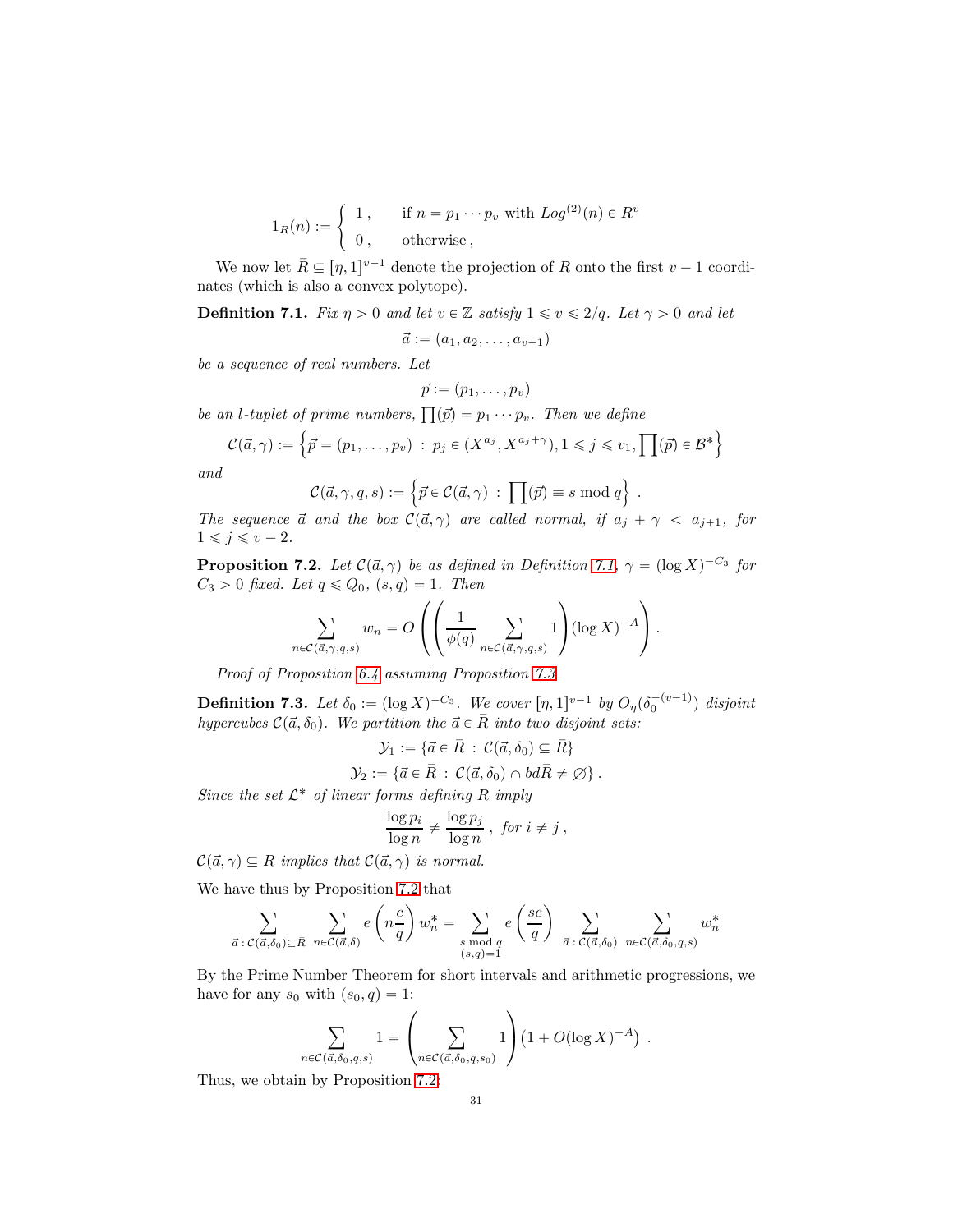$$1_R(n) := \begin{cases} 1\,, & \text{if } n = p_1 \cdots p_v \text{ with } Log^{(2)}(n) \in R^v \\ 0\,, & \text{otherwise}\,, \end{cases}$$

We now let $\bar{R} \subseteq [\eta, 1]^{v-1}$ denote the projection of $R$ onto the first $v-1$ coordinates (which is also a convex polytope).

**Definition 7.1.** *Fix $\eta > 0$ and let $v \in \mathbb{Z}$ satisfy $1 \leqslant v \leqslant 2/q$. Let $\gamma > 0$ and let*

$$\vec{a} := (a_1, a_2, \ldots, a_{v-1})$$

*be a sequence of real numbers. Let*

$$\vec{p} := (p_1, \ldots, p_v)$$

*be an $l$-tuplet of prime numbers, $\prod(\vec{p}) = p_1 \cdots p_v$. Then we define*

$$\mathcal{C}(\vec{a}, \gamma) := \left\{ \vec{p} = (p_1, \ldots, p_v) \,:\, p_j \in (X^{a_j}, X^{a_j + \gamma}), 1 \leqslant j \leqslant v_1, \prod(\vec{p}) \in \mathcal{B}^* \right\}$$

*and*

$$\mathcal{C}(\vec{a}, \gamma, q, s) := \left\{ \vec{p} \in \mathcal{C}(\vec{a}, \gamma) \,:\, \prod(\vec{p}) \equiv s \bmod q \right\}\,.$$

*The sequence $\vec{a}$ and the box $\mathcal{C}(\vec{a}, \gamma)$ are called normal, if $a_j + \gamma < a_{j+1}$, for $1 \leqslant j \leqslant v - 2$.*

**Proposition 7.2.** *Let $\mathcal{C}(\vec{a}, \gamma)$ be as defined in Definition 7.1, $\gamma = (\log X)^{-C_3}$ for $C_3 > 0$ fixed. Let $q \leqslant Q_0$, $(s, q) = 1$. Then*

$$\sum_{n \in \mathcal{C}(\vec{a}, \gamma, q, s)} w_n = O\left( \left( \frac{1}{\phi(q)} \sum_{n \in \mathcal{C}(\vec{a}, \gamma, q, s)} 1 \right) (\log X)^{-A} \right)\,.$$

*Proof of Proposition 6.4 assuming Proposition 7.3*

**Definition 7.3.** *Let $\delta_0 := (\log X)^{-C_3}$. We cover $[\eta, 1]^{v-1}$ by $O_\eta(\delta_0^{-(v-1)})$ disjoint hypercubes $\mathcal{C}(\vec{a}, \delta_0)$. We partition the $\vec{a} \in \bar{R}$ into two disjoint sets:*

$$\mathcal{Y}_1 := \{ \vec{a} \in \bar{R} \,:\, \mathcal{C}(\vec{a}, \delta_0) \subseteq \bar{R} \}$$

$$\mathcal{Y}_2 := \{ \vec{a} \in \bar{R} \,:\, \mathcal{C}(\vec{a}, \delta_0) \cap bd\bar{R} \neq \varnothing \}\,.$$

*Since the set $\mathcal{L}^*$ of linear forms defining $R$ imply*

$$\frac{\log p_i}{\log n} \neq \frac{\log p_j}{\log n}\,, \text{ for } i \neq j\,,$$

*$\mathcal{C}(\vec{a}, \gamma) \subseteq R$ implies that $\mathcal{C}(\vec{a}, \gamma)$ is normal.*

We have thus by Proposition 7.2 that

$$\sum_{\vec{a} \,:\, \mathcal{C}(\vec{a}, \delta_0) \subseteq \bar{R}} \; \sum_{n \in \mathcal{C}(\vec{a}, \delta)} e\left( n \frac{c}{q} \right) w_n^* = \sum_{\substack{s \bmod q \\ (s, q) = 1}} e\left( \frac{sc}{q} \right) \sum_{\vec{a} \,:\, \mathcal{C}(\vec{a}, \delta_0)} \; \sum_{n \in \mathcal{C}(\vec{a}, \delta_0, q, s)} w_n^*$$

By the Prime Number Theorem for short intervals and arithmetic progressions, we have for any $s_0$ with $(s_0, q) = 1$:

$$\sum_{n \in \mathcal{C}(\vec{a}, \delta_0, q, s)} 1 = \left( \sum_{n \in \mathcal{C}(\vec{a}, \delta_0, q, s_0)} 1 \right) \left( 1 + O(\log X)^{-A} \right)\,.$$

Thus, we obtain by Proposition 7.2: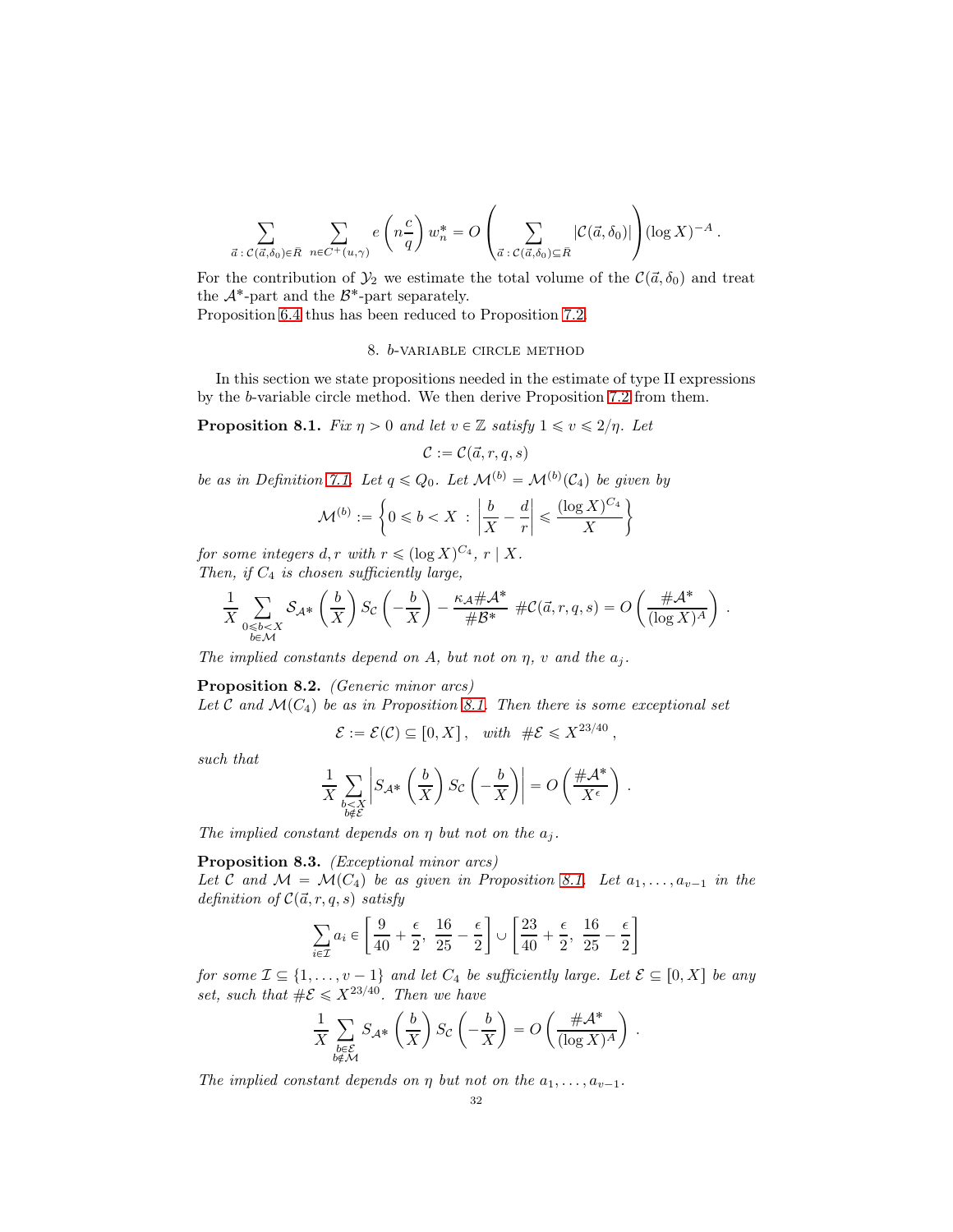$$\sum_{\vec{a}\,:\,\mathcal{C}(\vec{a},\delta_0)\in \bar{R}}\ \sum_{n\in C^+(u,\gamma)} e\left(n\frac{c}{q}\right) w_n^* = O\left(\sum_{\vec{a}\,:\,\mathcal{C}(\vec{a},\delta_0)\subseteq \bar{R}} |\mathcal{C}(\vec{a},\delta_0)|\right)(\log X)^{-A}\,.$$

For the contribution of $\mathcal{Y}_2$ we estimate the total volume of the $\mathcal{C}(\vec{a},\delta_0)$ and treat the $\mathcal{A}^*$-part and the $\mathcal{B}^*$-part separately.
Proposition 6.4 thus has been reduced to Proposition 7.2.

## 8. $b$-variable circle method

In this section we state propositions needed in the estimate of type II expressions by the $b$-variable circle method. We then derive Proposition 7.2 from them.

**Proposition 8.1.** *Fix $\eta > 0$ and let $v \in \mathbb{Z}$ satisfy $1 \leqslant v \leqslant 2/\eta$. Let*

$$\mathcal{C} := \mathcal{C}(\vec{a}, r, q, s)$$

*be as in Definition 7.1. Let $q \leqslant Q_0$. Let $\mathcal{M}^{(b)} = \mathcal{M}^{(b)}(\mathcal{C}_4)$ be given by*

$$\mathcal{M}^{(b)} := \left\{0 \leqslant b < X \ :\ \left|\frac{b}{X} - \frac{d}{r}\right| \leqslant \frac{(\log X)^{C_4}}{X}\right\}$$

*for some integers $d, r$ with $r \leqslant (\log X)^{C_4}$, $r \mid X$.*
*Then, if $C_4$ is chosen sufficiently large,*

$$\frac{1}{X}\sum_{\substack{0\leqslant b<X\\ b\in\mathcal{M}}} \mathcal{S}_{\mathcal{A}^*}\left(\frac{b}{X}\right) S_{\mathcal{C}}\left(-\frac{b}{X}\right) - \frac{\kappa_{\mathcal{A}}\#\mathcal{A}^*}{\#\mathcal{B}^*}\ \#\mathcal{C}(\vec{a}, r, q, s) = O\left(\frac{\#\mathcal{A}^*}{(\log X)^A}\right)\,.$$

*The implied constants depend on $A$, but not on $\eta$, $v$ and the $a_j$.*

**Proposition 8.2.** *(Generic minor arcs)*
*Let $\mathcal{C}$ and $\mathcal{M}(C_4)$ be as in Proposition 8.1. Then there is some exceptional set*

$$\mathcal{E} := \mathcal{E}(\mathcal{C}) \subseteq [0, X]\,, \quad \text{with} \ \ \#\mathcal{E} \leqslant X^{23/40}\,,$$

*such that*

$$\frac{1}{X}\sum_{\substack{b<X\\ b\notin\mathcal{E}}} \left|S_{\mathcal{A}^*}\left(\frac{b}{X}\right) S_{\mathcal{C}}\left(-\frac{b}{X}\right)\right| = O\left(\frac{\#\mathcal{A}^*}{X^{\epsilon}}\right)\,.$$

*The implied constant depends on $\eta$ but not on the $a_j$.*

**Proposition 8.3.** *(Exceptional minor arcs)*
*Let $\mathcal{C}$ and $\mathcal{M} = \mathcal{M}(C_4)$ be as given in Proposition 8.1. Let $a_1, \ldots, a_{v-1}$ in the definition of $\mathcal{C}(\vec{a}, r, q, s)$ satisfy*

$$\sum_{i\in\mathcal{I}} a_i \in \left[\frac{9}{40} + \frac{\epsilon}{2},\ \frac{16}{25} - \frac{\epsilon}{2}\right] \cup \left[\frac{23}{40} + \frac{\epsilon}{2},\ \frac{16}{25} - \frac{\epsilon}{2}\right]$$

*for some $\mathcal{I} \subseteq \{1, \ldots, v-1\}$ and let $C_4$ be sufficiently large. Let $\mathcal{E} \subseteq [0, X]$ be any set, such that $\#\mathcal{E} \leqslant X^{23/40}$. Then we have*

$$\frac{1}{X}\sum_{\substack{b\in\mathcal{E}\\ b\notin\mathcal{M}}} S_{\mathcal{A}^*}\left(\frac{b}{X}\right) S_{\mathcal{C}}\left(-\frac{b}{X}\right) = O\left(\frac{\#\mathcal{A}^*}{(\log X)^A}\right)\,.$$

*The implied constant depends on $\eta$ but not on the $a_1, \ldots, a_{v-1}$.*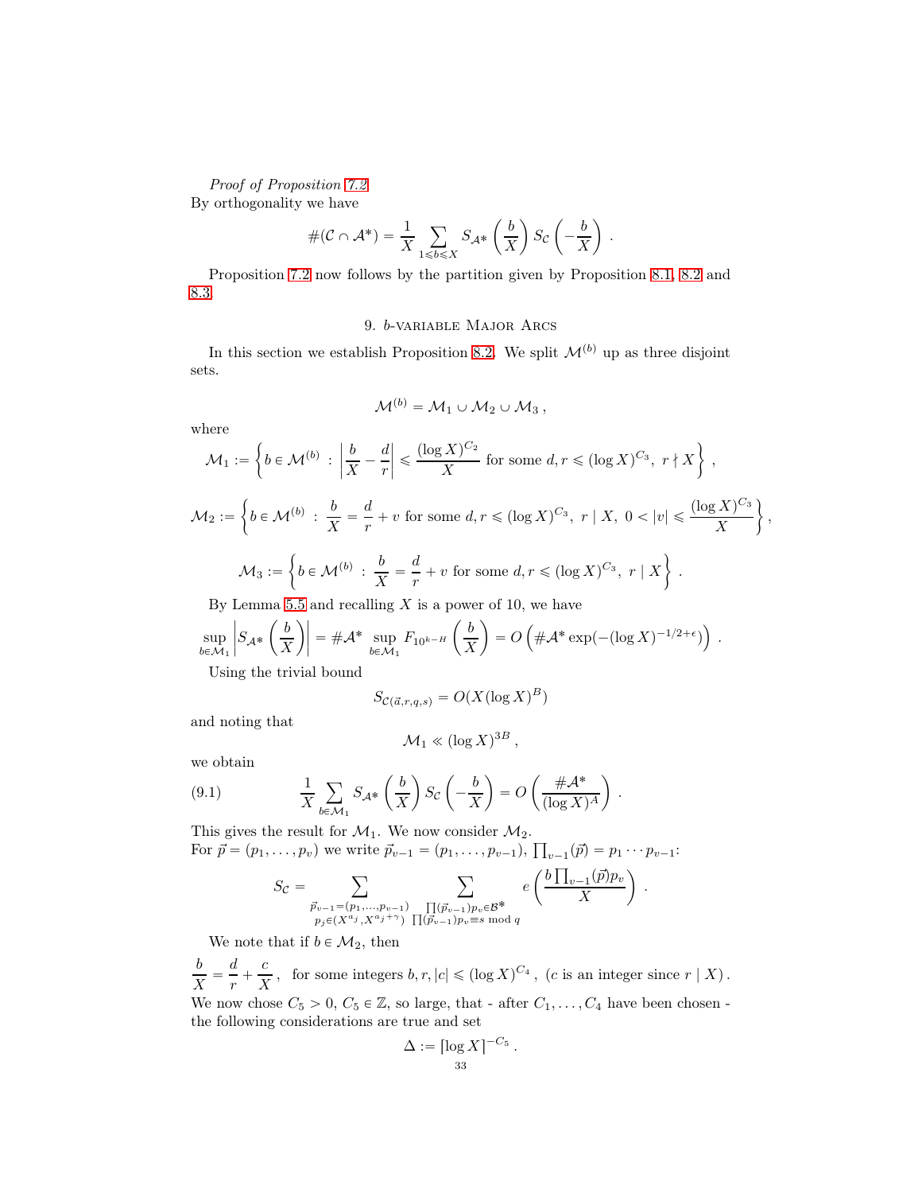*Proof of Proposition 7.2*
By orthogonality we have

$$\#(\mathcal{C} \cap \mathcal{A}^*) = \frac{1}{X} \sum_{1 \leqslant b \leqslant X} S_{\mathcal{A}^*}\left(\frac{b}{X}\right) S_{\mathcal{C}}\left(-\frac{b}{X}\right) .$$

Proposition 7.2 now follows by the partition given by Proposition 8.1, 8.2 and 8.3.

## 9. $b$-variable Major Arcs

In this section we establish Proposition 8.2. We split $\mathcal{M}^{(b)}$ up as three disjoint sets.

$$\mathcal{M}^{(b)} = \mathcal{M}_1 \cup \mathcal{M}_2 \cup \mathcal{M}_3 ,$$

where

$$\mathcal{M}_1 := \left\{ b \in \mathcal{M}^{(b)} \,:\, \left| \frac{b}{X} - \frac{d}{r} \right| \leqslant \frac{(\log X)^{C_2}}{X} \text{ for some } d, r \leqslant (\log X)^{C_3},\ r \nmid X \right\} ,$$

$$\mathcal{M}_2 := \left\{ b \in \mathcal{M}^{(b)} \,:\, \frac{b}{X} = \frac{d}{r} + v \text{ for some } d, r \leqslant (\log X)^{C_3},\ r \mid X,\ 0 < |v| \leqslant \frac{(\log X)^{C_3}}{X} \right\},$$

$$\mathcal{M}_3 := \left\{ b \in \mathcal{M}^{(b)} \,:\, \frac{b}{X} = \frac{d}{r} + v \text{ for some } d, r \leqslant (\log X)^{C_3},\ r \mid X \right\} .$$

By Lemma 5.5 and recalling $X$ is a power of 10, we have

$$\sup_{b \in \mathcal{M}_1} \left| S_{\mathcal{A}^*}\left(\frac{b}{X}\right) \right| = \#\mathcal{A}^* \sup_{b \in \mathcal{M}_1} F_{10^{k-H}}\left(\frac{b}{X}\right) = O\left(\#\mathcal{A}^* \exp(-(\log X)^{-1/2+\epsilon})\right) .$$

Using the trivial bound

$$S_{\mathcal{C}(\vec{a},r,q,s)} = O(X(\log X)^B)$$

and noting that

$$\mathcal{M}_1 \ll (\log X)^{3B} ,$$

we obtain

$$\frac{1}{X} \sum_{b \in \mathcal{M}_1} S_{\mathcal{A}^*}\left(\frac{b}{X}\right) S_{\mathcal{C}}\left(-\frac{b}{X}\right) = O\left(\frac{\#\mathcal{A}^*}{(\log X)^A}\right) . \tag{9.1}$$

This gives the result for $\mathcal{M}_1$. We now consider $\mathcal{M}_2$.
For $\vec{p} = (p_1, \ldots, p_v)$ we write $\vec{p}_{v-1} = (p_1, \ldots, p_{v-1})$, $\prod_{v-1}(\vec{p}) = p_1 \cdots p_{v-1}$:

$$S_{\mathcal{C}} = \sum_{\substack{\vec{p}_{v-1} = (p_1, \ldots, p_{v-1}) \\ p_j \in (X^{a_j}, X^{a_j+\gamma})}} \ \sum_{\substack{\prod(\vec{p}_{v-1}) p_v \in \mathcal{B}^* \\ \prod(\vec{p}_{v-1}) p_v \equiv s \bmod q}} e\left(\frac{b \prod_{v-1}(\vec{p}) p_v}{X}\right) .$$

We note that if $b \in \mathcal{M}_2$, then

$\dfrac{b}{X} = \dfrac{d}{r} + \dfrac{c}{X}$, for some integers $b, r, |c| \leqslant (\log X)^{C_4}$, ($c$ is an integer since $r \mid X$).
We now chose $C_5 > 0$, $C_5 \in \mathbb{Z}$, so large, that - after $C_1, \ldots, C_4$ have been chosen - the following considerations are true and set

$$\Delta := \lceil \log X \rceil^{-C_5} .$$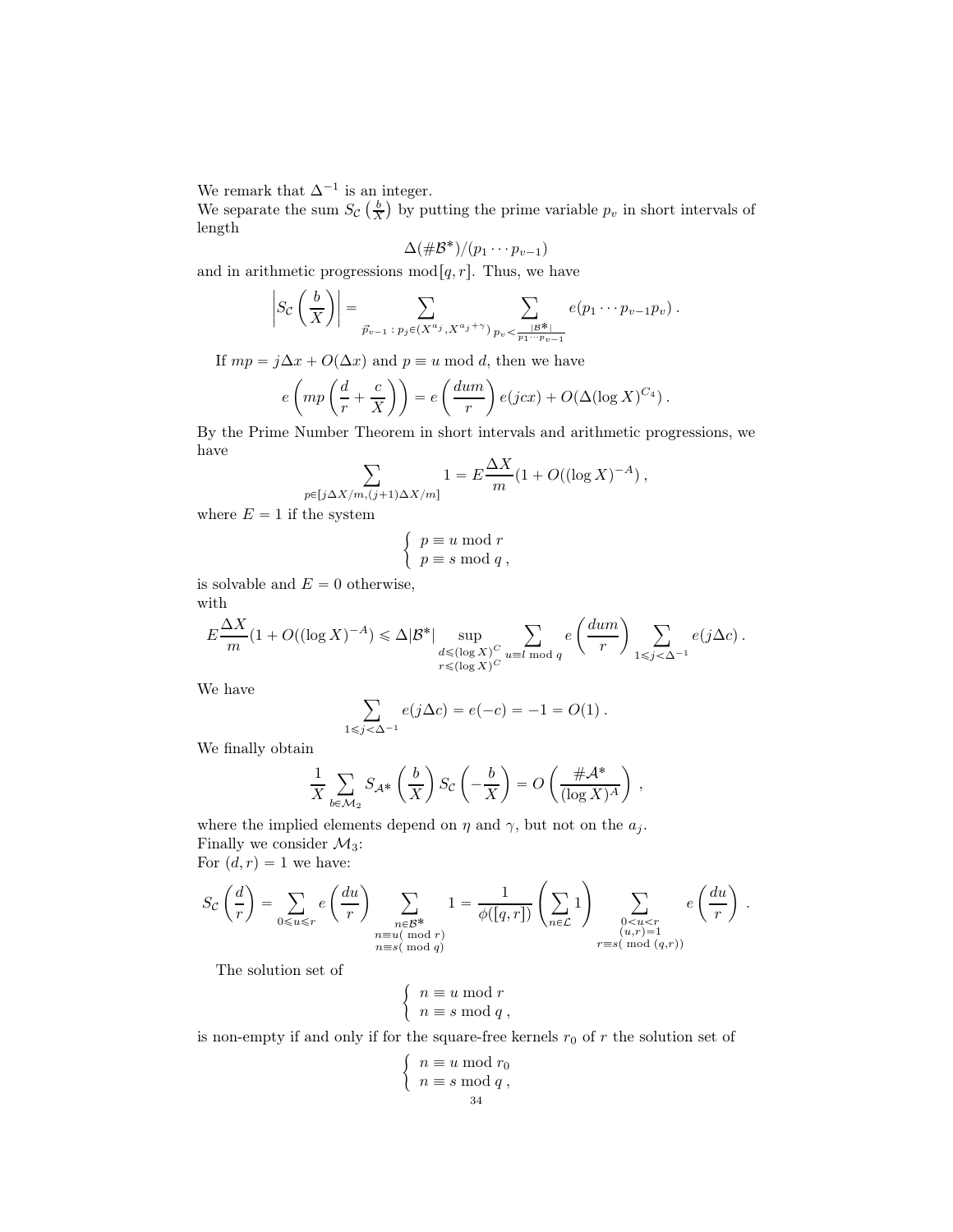We remark that $\Delta^{-1}$ is an integer.
We separate the sum $S_{\mathcal{C}}\left(\frac{b}{X}\right)$ by putting the prime variable $p_v$ in short intervals of length

$$\Delta(\#\mathcal{B}^*)/(p_1 \cdots p_{v-1})$$

and in arithmetic progressions mod$[q, r]$. Thus, we have

$$\left|S_{\mathcal{C}}\left(\frac{b}{X}\right)\right| = \sum_{\vec{p}_{v-1}\,:\, p_j \in (X^{a_j}, X^{a_j+\gamma})} \sum_{p_v < \frac{|\mathcal{B}^*|}{p_1 \cdots p_{v-1}}} e(p_1 \cdots p_{v-1} p_v)\,.$$

If $mp = j\Delta x + O(\Delta x)$ and $p \equiv u \bmod d$, then we have

$$e\left(mp\left(\frac{d}{r} + \frac{c}{X}\right)\right) = e\left(\frac{dum}{r}\right) e(jcx) + O(\Delta(\log X)^{C_4})\,.$$

By the Prime Number Theorem in short intervals and arithmetic progressions, we have

$$\sum_{p \in [j\Delta X/m, (j+1)\Delta X/m]} 1 = E\frac{\Delta X}{m}(1 + O((\log X)^{-A})\,,$$

where $E = 1$ if the system

$$\begin{cases} p \equiv u \bmod r \\ p \equiv s \bmod q\,, \end{cases}$$

is solvable and $E = 0$ otherwise,
with

$$E\frac{\Delta X}{m}(1 + O((\log X)^{-A}) \leqslant \Delta|\mathcal{B}^*| \sup_{\substack{d \leqslant (\log X)^C \\ r \leqslant (\log X)^C}} \sum_{u \equiv l \bmod q} e\left(\frac{dum}{r}\right) \sum_{1 \leqslant j < \Delta^{-1}} e(j\Delta c)\,.$$

We have

$$\sum_{1 \leqslant j < \Delta^{-1}} e(j\Delta c) = e(-c) = -1 = O(1)\,.$$

We finally obtain

$$\frac{1}{X}\sum_{b \in \mathcal{M}_2} S_{\mathcal{A}^*}\left(\frac{b}{X}\right) S_{\mathcal{C}}\left(-\frac{b}{X}\right) = O\left(\frac{\#\mathcal{A}^*}{(\log X)^A}\right)\,,$$

where the implied elements depend on $\eta$ and $\gamma$, but not on the $a_j$.
Finally we consider $\mathcal{M}_3$:
For $(d, r) = 1$ we have:

$$S_{\mathcal{C}}\left(\frac{d}{r}\right) = \sum_{0 \leqslant u \leqslant r} e\left(\frac{du}{r}\right) \sum_{\substack{n \in \mathcal{B}^* \\ n \equiv u (\bmod r) \\ n \equiv s (\bmod q)}} 1 = \frac{1}{\phi([q, r])}\left(\sum_{n \in \mathcal{L}} 1\right) \sum_{\substack{0 < u < r \\ (u, r) = 1 \\ r \equiv s (\bmod (q, r))}} e\left(\frac{du}{r}\right)\,.$$

The solution set of

$$\begin{cases} n \equiv u \bmod r \\ n \equiv s \bmod q\,, \end{cases}$$

is non-empty if and only if for the square-free kernels $r_0$ of $r$ the solution set of

$$\begin{cases} n \equiv u \bmod r_0 \\ n \equiv s \bmod q\,, \end{cases}$$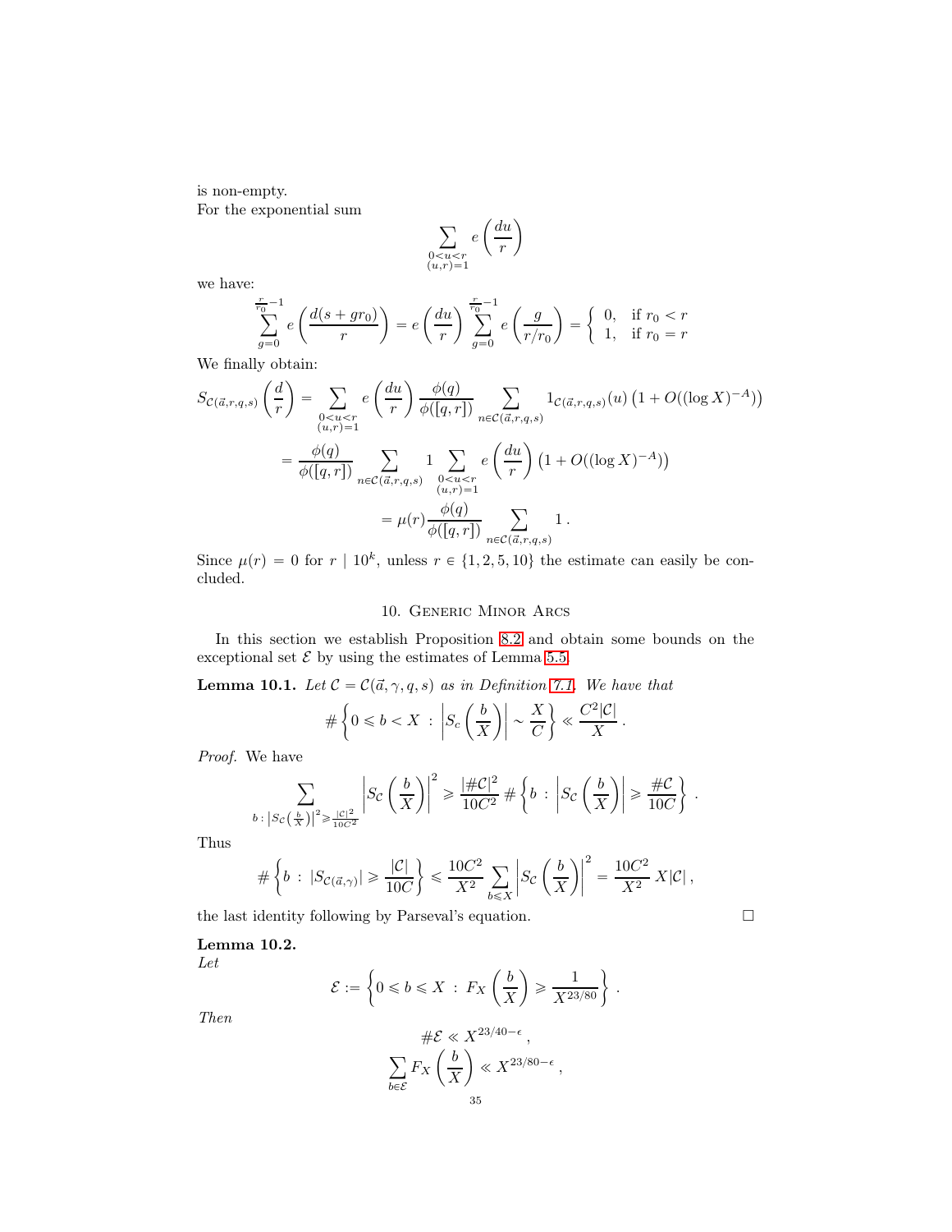is non-empty.
For the exponential sum

$$\sum_{\substack{0<u<r\\(u,r)=1}} e\left(\frac{du}{r}\right)$$

we have:

$$\sum_{g=0}^{\frac{r}{r_0}-1} e\left(\frac{d(s+gr_0)}{r}\right) = e\left(\frac{du}{r}\right) \sum_{g=0}^{\frac{r}{r_0}-1} e\left(\frac{g}{r/r_0}\right) = \begin{cases} 0, & \text{if } r_0 < r \\ 1, & \text{if } r_0 = r \end{cases}$$

We finally obtain:

$$\begin{aligned}
S_{\mathcal{C}(\vec{a},r,q,s)}\left(\frac{d}{r}\right) &= \sum_{\substack{0<u<r\\(u,r)=1}} e\left(\frac{du}{r}\right) \frac{\phi(q)}{\phi([q,r])} \sum_{n\in\mathcal{C}(\vec{a},r,q,s)} 1_{\mathcal{C}(\vec{a},r,q,s)}(u) \left(1+O((\log X)^{-A})\right) \\
&= \frac{\phi(q)}{\phi([q,r])} \sum_{n\in\mathcal{C}(\vec{a},r,q,s)} 1 \sum_{\substack{0<u<r\\(u,r)=1}} e\left(\frac{du}{r}\right) \left(1+O((\log X)^{-A})\right) \\
&= \mu(r) \frac{\phi(q)}{\phi([q,r])} \sum_{n\in\mathcal{C}(\vec{a},r,q,s)} 1\,.
\end{aligned}$$

Since $\mu(r) = 0$ for $r \mid 10^k$, unless $r \in \{1, 2, 5, 10\}$ the estimate can easily be concluded.

## 10. Generic Minor Arcs

In this section we establish Proposition 8.2 and obtain some bounds on the exceptional set $\mathcal{E}$ by using the estimates of Lemma 5.5.

**Lemma 10.1.** *Let $\mathcal{C} = \mathcal{C}(\vec{a}, \gamma, q, s)$ as in Definition 7.1. We have that*

$$\#\left\{0 \leqslant b < X \,:\, \left|S_c\left(\frac{b}{X}\right)\right| \sim \frac{X}{C}\right\} \ll \frac{C^2|\mathcal{C}|}{X}\,.$$

*Proof.* We have

$$\sum_{b\,:\,\left|S_{\mathcal{C}}\left(\frac{b}{X}\right)\right|^2 \geqslant \frac{|\mathcal{C}|^2}{10C^2}} \left|S_{\mathcal{C}}\left(\frac{b}{X}\right)\right|^2 \geqslant \frac{|\#\mathcal{C}|^2}{10C^2}\,\#\left\{b \,:\, \left|S_{\mathcal{C}}\left(\frac{b}{X}\right)\right| \geqslant \frac{\#\mathcal{C}}{10C}\right\}\,.$$

Thus

$$\#\left\{b \,:\, |S_{\mathcal{C}(\vec{a},\gamma)}| \geqslant \frac{|\mathcal{C}|}{10C}\right\} \leqslant \frac{10C^2}{X^2} \sum_{b\leqslant X} \left|S_{\mathcal{C}}\left(\frac{b}{X}\right)\right|^2 = \frac{10C^2}{X^2}\, X|\mathcal{C}|\,,$$

the last identity following by Parseval's equation. □

**Lemma 10.2.**
*Let*

$$\mathcal{E} := \left\{0 \leqslant b \leqslant X \,:\, F_X\left(\frac{b}{X}\right) \geqslant \frac{1}{X^{23/80}}\right\}\,.$$

*Then*

$$\#\mathcal{E} \ll X^{23/40-\epsilon}\,,$$

$$\sum_{b\in\mathcal{E}} F_X\left(\frac{b}{X}\right) \ll X^{23/80-\epsilon}\,,$$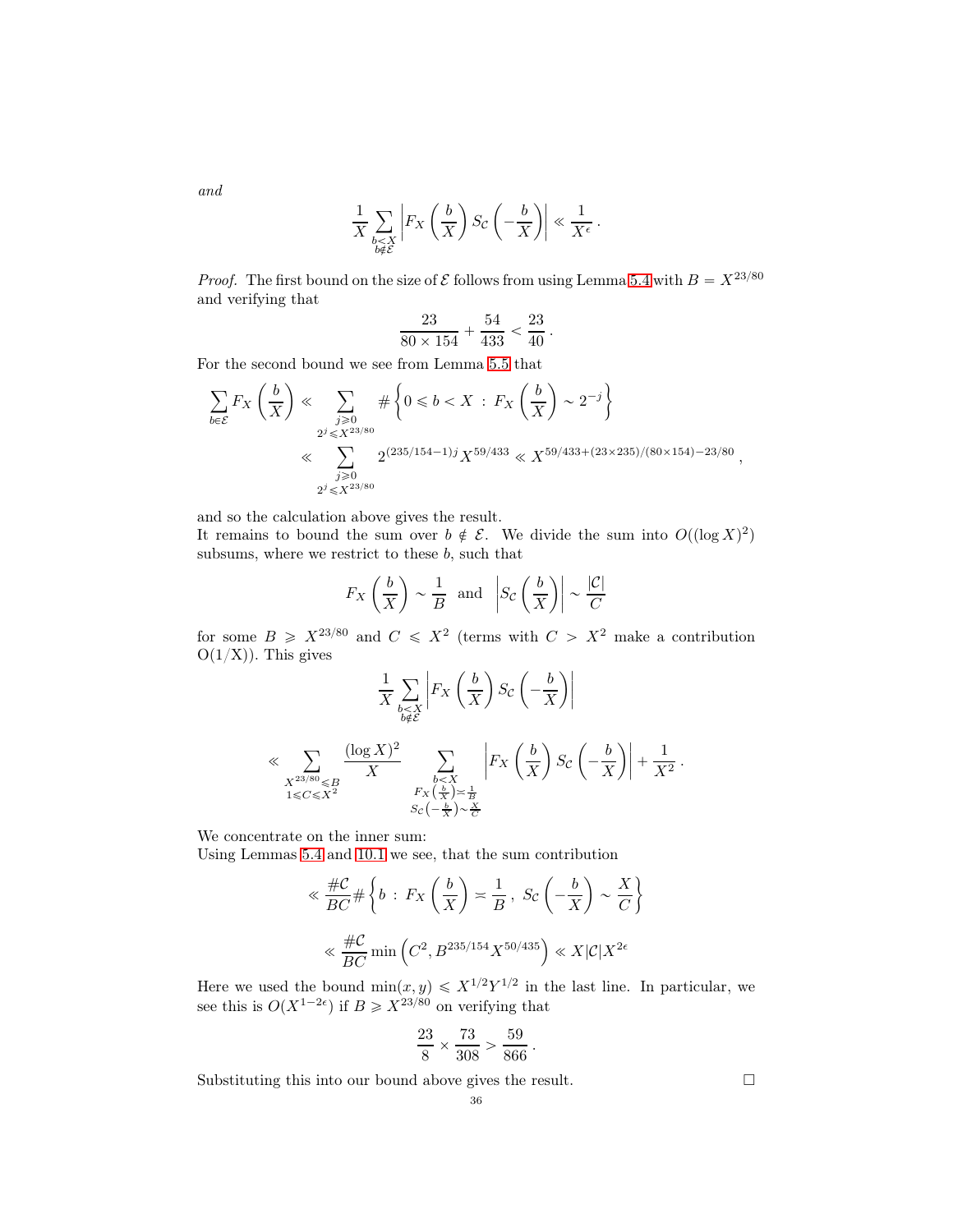*and*

$$\frac{1}{X}\sum_{\substack{b<X\\ b\notin\mathcal{E}}}\left|F_X\left(\frac{b}{X}\right)S_{\mathcal{C}}\left(-\frac{b}{X}\right)\right|\ll\frac{1}{X^{\epsilon}}.$$

*Proof.* The first bound on the size of $\mathcal{E}$ follows from using Lemma 5.4 with $B = X^{23/80}$ and verifying that

$$\frac{23}{80\times 154}+\frac{54}{433}<\frac{23}{40}.$$

For the second bound we see from Lemma 5.5 that

$$\begin{aligned}\sum_{b\in\mathcal{E}}F_X\left(\frac{b}{X}\right)&\ll\sum_{\substack{j\geqslant 0\\ 2^j\leqslant X^{23/80}}}\#\left\{0\leqslant b<X\,:\,F_X\left(\frac{b}{X}\right)\sim 2^{-j}\right\}\\&\ll\sum_{\substack{j\geqslant 0\\ 2^j\leqslant X^{23/80}}}2^{(235/154-1)j}X^{59/433}\ll X^{59/433+(23\times 235)/(80\times 154)-23/80},\end{aligned}$$

and so the calculation above gives the result.

It remains to bound the sum over $b\notin\mathcal{E}$. We divide the sum into $O((\log X)^2)$ subsums, where we restrict to these $b$, such that

$$F_X\left(\frac{b}{X}\right)\sim\frac{1}{B}\ \text{ and }\ \left|S_{\mathcal{C}}\left(\frac{b}{X}\right)\right|\sim\frac{|\mathcal{C}|}{C}$$

for some $B\geqslant X^{23/80}$ and $C\leqslant X^2$ (terms with $C>X^2$ make a contribution O(1/X)). This gives

$$\frac{1}{X}\sum_{\substack{b<X\\ b\notin\mathcal{E}}}\left|F_X\left(\frac{b}{X}\right)S_{\mathcal{C}}\left(-\frac{b}{X}\right)\right|$$

$$\ll\sum_{\substack{X^{23/80}\leqslant B\\ 1\leqslant C\leqslant X^2}}\frac{(\log X)^2}{X}\sum_{\substack{b<X\\ F_X\left(\frac{b}{X}\right)\asymp\frac{1}{B}\\ S_{\mathcal{C}}\left(-\frac{b}{X}\right)\sim\frac{X}{C}}}\left|F_X\left(\frac{b}{X}\right)S_{\mathcal{C}}\left(-\frac{b}{X}\right)\right|+\frac{1}{X^2}.$$

We concentrate on the inner sum:

Using Lemmas 5.4 and 10.1 we see, that the sum contribution

$$\begin{aligned}&\ll\frac{\#\mathcal{C}}{BC}\#\left\{b\,:\,F_X\left(\frac{b}{X}\right)\asymp\frac{1}{B}\,,\ S_{\mathcal{C}}\left(-\frac{b}{X}\right)\sim\frac{X}{C}\right\}\\&\ll\frac{\#\mathcal{C}}{BC}\min\left(C^2,B^{235/154}X^{50/435}\right)\ll X|\mathcal{C}|X^{2\epsilon}\end{aligned}$$

Here we used the bound $\min(x,y)\leqslant X^{1/2}Y^{1/2}$ in the last line. In particular, we see this is $O(X^{1-2\epsilon})$ if $B\geqslant X^{23/80}$ on verifying that

$$\frac{23}{8}\times\frac{73}{308}>\frac{59}{866}.$$

Substituting this into our bound above gives the result. ∎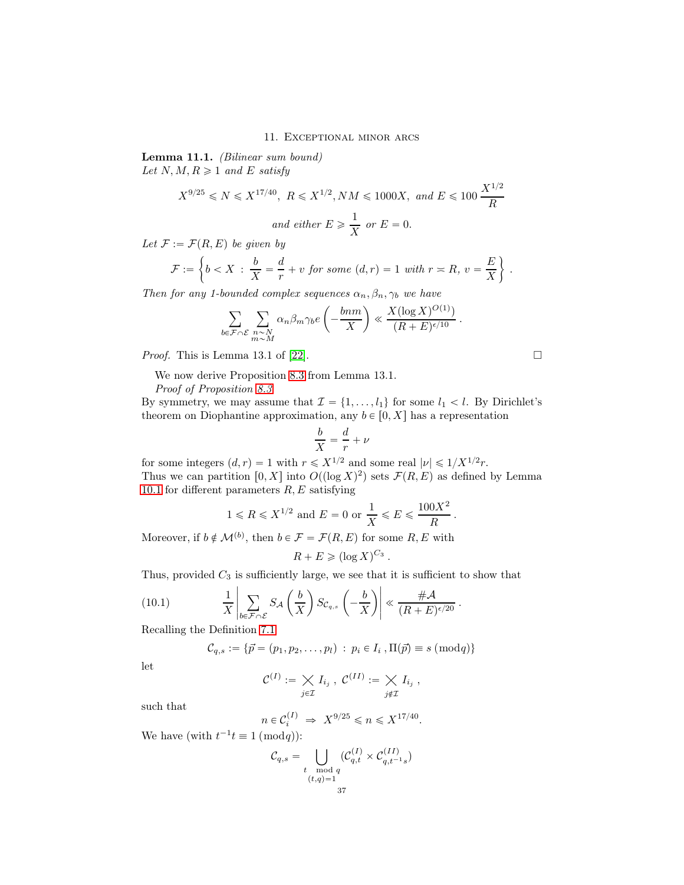## 11. Exceptional minor arcs

**Lemma 11.1.** *(Bilinear sum bound)*
*Let $N, M, R \geqslant 1$ and $E$ satisfy*

$$X^{9/25} \leqslant N \leqslant X^{17/40},\ R \leqslant X^{1/2}, NM \leqslant 1000X,\ \text{and } E \leqslant 100\,\frac{X^{1/2}}{R}$$

$$\text{and either } E \geqslant \frac{1}{X} \text{ or } E = 0.$$

*Let $\mathcal{F} := \mathcal{F}(R, E)$ be given by*

$$\mathcal{F} := \left\{ b < X \,:\, \frac{b}{X} = \frac{d}{r} + v \text{ for some } (d,r) = 1 \text{ with } r \asymp R,\ v = \frac{E}{X} \right\}.$$

*Then for any 1-bounded complex sequences $\alpha_n, \beta_n, \gamma_b$ we have*

$$\sum_{b \in \mathcal{F} \cap \mathcal{E}} \sum_{\substack{n \sim N \\ m \sim M}} \alpha_n \beta_m \gamma_b e\left(-\frac{bnm}{X}\right) \ll \frac{X (\log X)^{O(1)}}{(R+E)^{\epsilon/10}}.$$

*Proof.* This is Lemma 13.1 of [22]. □

We now derive Proposition 8.3 from Lemma 13.1.

*Proof of Proposition 8.3*
By symmetry, we may assume that $\mathcal{I} = \{1, \ldots, l_1\}$ for some $l_1 < l$. By Dirichlet's theorem on Diophantine approximation, any $b \in [0, X]$ has a representation

$$\frac{b}{X} = \frac{d}{r} + \nu$$

for some integers $(d, r) = 1$ with $r \leqslant X^{1/2}$ and some real $|\nu| \leqslant 1/X^{1/2} r$.
Thus we can partition $[0, X]$ into $O((\log X)^2)$ sets $\mathcal{F}(R, E)$ as defined by Lemma 10.1 for different parameters $R, E$ satisfying

$$1 \leqslant R \leqslant X^{1/2} \text{ and } E = 0 \text{ or } \frac{1}{X} \leqslant E \leqslant \frac{100 X^2}{R}.$$

Moreover, if $b \notin \mathcal{M}^{(b)}$, then $b \in \mathcal{F} = \mathcal{F}(R, E)$ for some $R, E$ with

$$R + E \geqslant (\log X)^{C_3}.$$

Thus, provided $C_3$ is sufficiently large, we see that it is sufficient to show that

$$\frac{1}{X} \left| \sum_{b \in \mathcal{F} \cap \mathcal{E}} S_{\mathcal{A}}\left(\frac{b}{X}\right) S_{\mathcal{C}_{q,s}}\left(-\frac{b}{X}\right) \right| \ll \frac{\#\mathcal{A}}{(R+E)^{\epsilon/20}}. \tag{10.1}$$

Recalling the Definition 7.1

$$\mathcal{C}_{q,s} := \{\vec{p} = (p_1, p_2, \ldots, p_l) \,:\, p_i \in I_i\,, \Pi(\vec{p}) \equiv s \,(\mathrm{mod} q)\}$$

let

$$\mathcal{C}^{(I)} := \bigtimes_{j \in \mathcal{I}} I_{i_j}\,,\ \mathcal{C}^{(II)} := \bigtimes_{j \notin \mathcal{I}} I_{i_j}\,,$$

such that

$$n \in \mathcal{C}_i^{(I)} \ \Rightarrow\ X^{9/25} \leqslant n \leqslant X^{17/40}.$$

We have (with $t^{-1}t \equiv 1 \,(\mathrm{mod} q)$):

$$\mathcal{C}_{q,s} = \bigcup_{\substack{t \mod q \\ (t,q)=1}} (\mathcal{C}_{q,t}^{(I)} \times \mathcal{C}_{q,t^{-1}s}^{(II)})$$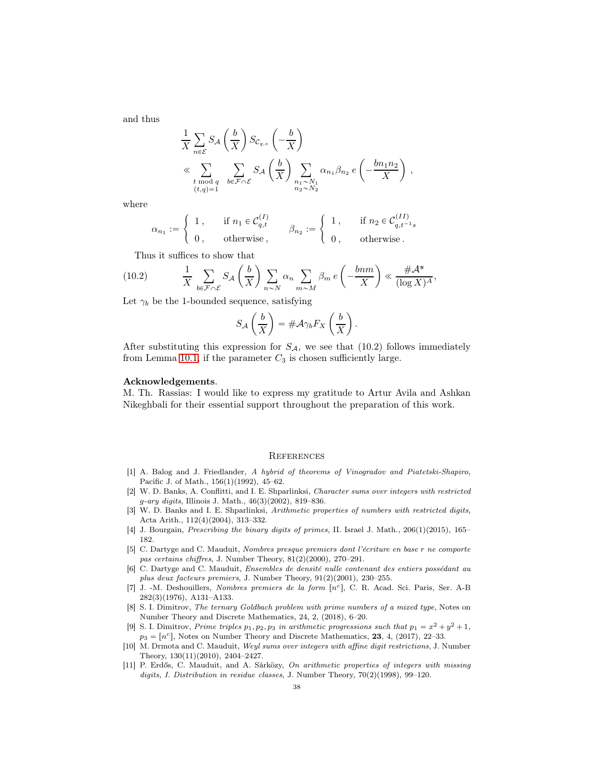and thus

$$\frac{1}{X}\sum_{n\in\mathcal{E}} S_{\mathcal{A}}\left(\frac{b}{X}\right) S_{\mathcal{C}_{q,s}}\left(-\frac{b}{X}\right)$$

$$\ll \sum_{\substack{t \bmod q\\ (t,q)=1}} \sum_{b\in\mathcal{F}\cap\mathcal{E}} S_{\mathcal{A}}\left(\frac{b}{X}\right) \sum_{\substack{n_1\sim N_1\\ n_2\sim N_2}} \alpha_{n_1}\beta_{n_2}\, e\left(-\frac{bn_1n_2}{X}\right),$$

where

$$\alpha_{n_1} := \begin{cases} 1, & \text{if } n_1 \in \mathcal{C}_{q,t}^{(I)} \\ 0, & \text{otherwise}, \end{cases} \qquad \beta_{n_2} := \begin{cases} 1, & \text{if } n_2 \in \mathcal{C}_{q,t^{-1}s}^{(II)} \\ 0, & \text{otherwise}. \end{cases}$$

Thus it suffices to show that

$$\frac{1}{X}\sum_{b\in\mathcal{F}\cap\mathcal{E}} S_{\mathcal{A}}\left(\frac{b}{X}\right)\sum_{n\sim N}\alpha_n\sum_{m\sim M}\beta_m\, e\left(-\frac{bnm}{X}\right) \ll \frac{\#\mathcal{A}^*}{(\log X)^A}, \tag{10.2}$$

Let $\gamma_b$ be the 1-bounded sequence, satisfying

$$S_{\mathcal{A}}\left(\frac{b}{X}\right) = \#\mathcal{A}\gamma_b F_X\left(\frac{b}{X}\right).$$

After substituting this expression for $S_{\mathcal{A}}$, we see that (10.2) follows immediately from Lemma 10.1, if the parameter $C_3$ is chosen sufficiently large.

**Acknowledgements**.
M. Th. Rassias: I would like to express my gratitude to Artur Avila and Ashkan Nikeghbali for their essential support throughout the preparation of this work.

## References

[1] A. Balog and J. Friedlander, *A hybrid of theorems of Vinogradov and Piatetski-Shapiro*, Pacific J. of Math., 156(1)(1992), 45–62.

[2] W. D. Banks, A. Conflitti, and I. E. Shparlinksi, *Character sums over integers with restricted g-ary digits*, Illinois J. Math., 46(3)(2002), 819–836.

[3] W. D. Banks and I. E. Shparlinksi, *Arithmetic properties of numbers with restricted digits*, Acta Arith., 112(4)(2004), 313–332.

[4] J. Bourgain, *Prescribing the binary digits of primes*, II. Israel J. Math., 206(1)(2015), 165–182.

[5] C. Dartyge and C. Mauduit, *Nombres presque premiers dont l'écriture en base r ne comporte pas certains chiffres*, J. Number Theory, 81(2)(2000), 270–291.

[6] C. Dartyge and C. Mauduit, *Ensembles de densité nulle contenant des entiers possédant au plus deux facteurs premiers*, J. Number Theory, 91(2)(2001), 230–255.

[7] J. -M. Deshouillers, *Nombres premiers de la form* $[n^c]$, C. R. Acad. Sci. Paris, Ser. A-B 282(3)(1976), A131–A133.

[8] S. I. Dimitrov, *The ternary Goldbach problem with prime numbers of a mixed type*, Notes on Number Theory and Discrete Mathematics, 24, 2, (2018), 6–20.

[9] S. I. Dimitrov, *Prime triples* $p_1, p_2, p_3$ *in arithmetic progressions such that* $p_1 = x^2 + y^2 + 1$, $p_3 = [n^c]$, Notes on Number Theory and Discrete Mathematics, **23**, 4, (2017), 22–33.

[10] M. Drmota and C. Mauduit, *Weyl sums over integers with affine digit restrictions*, J. Number Theory, 130(11)(2010), 2404–2427.

[11] P. Erdős, C. Mauduit, and A. Sárközy, *On arithmetic properties of integers with missing digits, I. Distribution in residue classes*, J. Number Theory, 70(2)(1998), 99–120.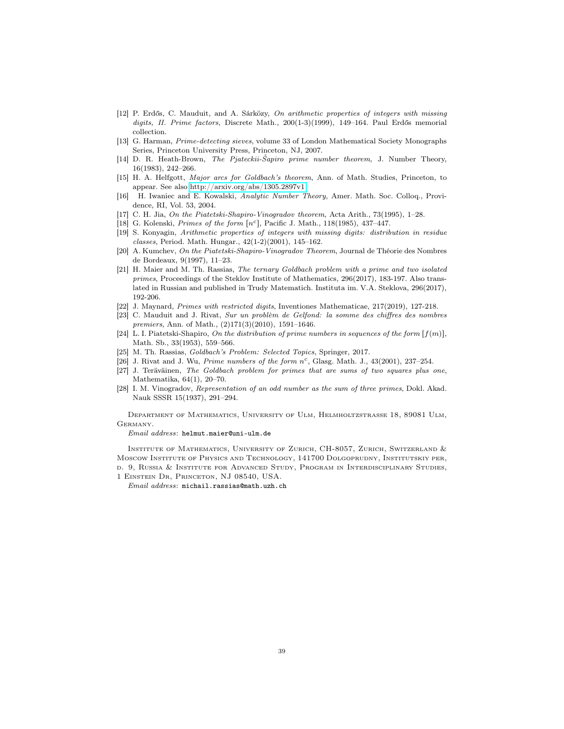[12] P. Erdős, C. Mauduit, and A. Sárközy, *On arithmetic properties of integers with missing digits, II. Prime factors*, Discrete Math., 200(1-3)(1999), 149–164. Paul Erdős memorial collection.

[13] G. Harman, *Prime-detecting sieves*, volume 33 of London Mathematical Society Monographs Series, Princeton University Press, Princeton, NJ, 2007.

[14] D. R. Heath-Brown, *The Pjateckii-Šapiro prime number theorem*, J. Number Theory, 16(1983), 242–266.

[15] H. A. Helfgott, *Major arcs for Goldbach's theorem*, Ann. of Math. Studies, Princeton, to appear. See also http://arxiv.org/abs/1305.2897v1

[16] H. Iwaniec and E. Kowalski, *Analytic Number Theory*, Amer. Math. Soc. Colloq., Providence, RI, Vol. 53, 2004.

[17] C. H. Jia, *On the Piatetski-Shapiro-Vinogradov theorem*, Acta Arith., 73(1995), 1–28.

[18] G. Kolenski, *Primes of the form* $[n^c]$, Pacific J. Math., 118(1985), 437–447.

[19] S. Konyagin, *Arithmetic properties of integers with missing digits: distribution in residue classes*, Period. Math. Hungar., 42(1-2)(2001), 145–162.

[20] A. Kumchev, *On the Piatetski-Shapiro-Vinogradov Theorem*, Journal de Théorie des Nombres de Bordeaux, 9(1997), 11–23.

[21] H. Maier and M. Th. Rassias, *The ternary Goldbach problem with a prime and two isolated primes*, Proceedings of the Steklov Institute of Mathematics, 296(2017), 183-197. Also translated in Russian and published in Trudy Matematich. Instituta im. V.A. Steklova, 296(2017), 192-206.

[22] J. Maynard, *Primes with restricted digits*, Inventiones Mathematicae, 217(2019), 127-218.

[23] C. Mauduit and J. Rivat, *Sur un problèm de Gelfond: la somme des chiffres des nombres premiers*, Ann. of Math., (2)171(3)(2010), 1591–1646.

[24] L. I. Piatetski-Shapiro, *On the distribution of prime numbers in sequences of the form* $[f(m)]$, Math. Sb., 33(1953), 559–566.

[25] M. Th. Rassias, *Goldbach's Problem: Selected Topics*, Springer, 2017.

[26] J. Rivat and J. Wu, *Prime numbers of the form* $n^c$, Glasg. Math. J., 43(2001), 237–254.

[27] J. Teräväinen, *The Goldbach problem for primes that are sums of two squares plus one*, Mathematika, 64(1), 20–70.

[28] I. M. Vinogradov, *Representation of an odd number as the sum of three primes*, Dokl. Akad. Nauk SSSR 15(1937), 291–294.

Department of Mathematics, University of Ulm, Helmholtzstrasse 18, 89081 Ulm, Germany.

*Email address*: helmut.maier@uni-ulm.de

Institute of Mathematics, University of Zurich, CH-8057, Zurich, Switzerland & Moscow Institute of Physics and Technology, 141700 Dolgoprudny, Institutskiy per, d. 9, Russia & Institute for Advanced Study, Program in Interdisciplinary Studies, 1 Einstein Dr, Princeton, NJ 08540, USA.

*Email address*: michail.rassias@math.uzh.ch